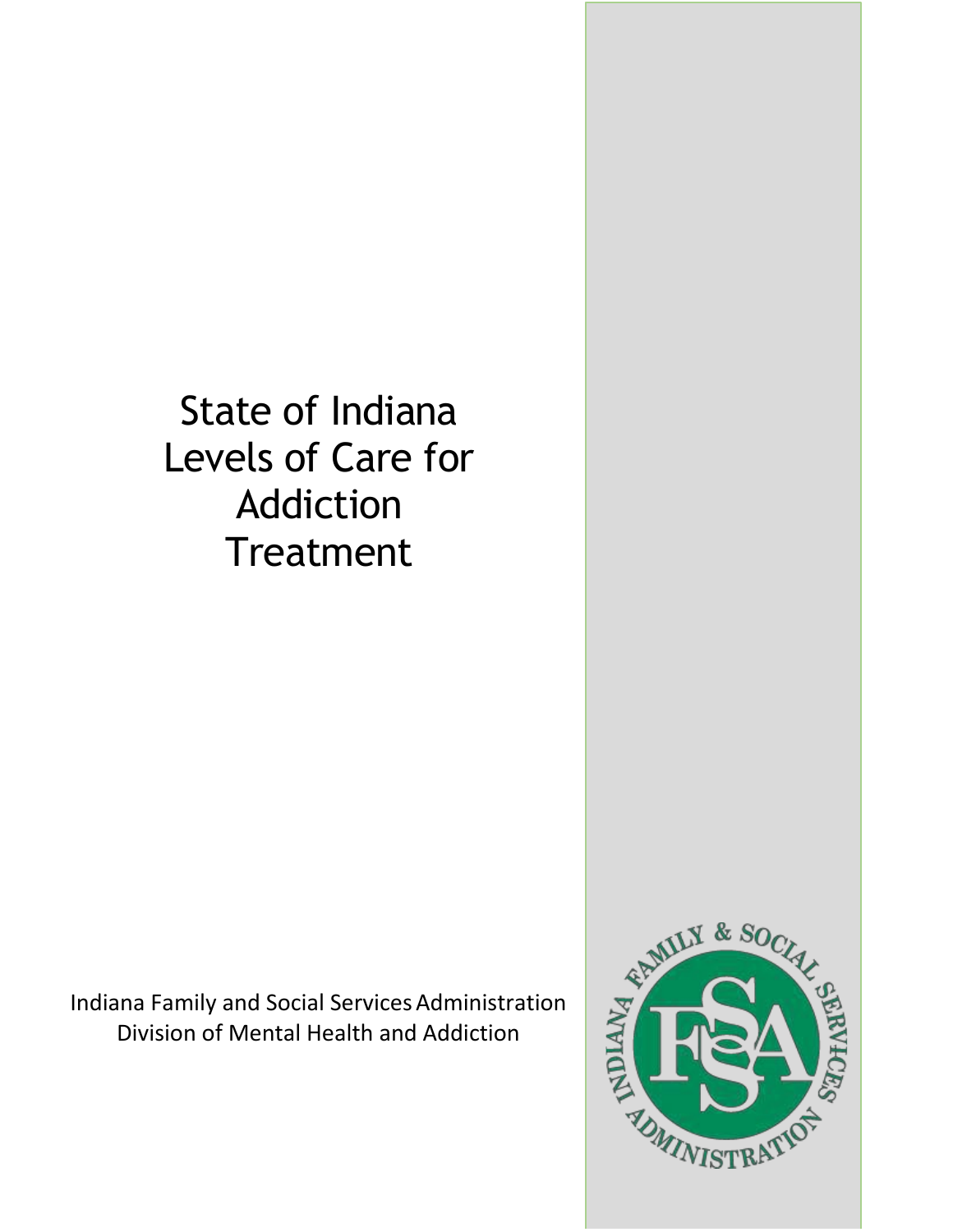# State of Indiana Levels of Care for Addiction Treatment

Indiana Family and Social Services Administration
Division of Mental Health and Addiction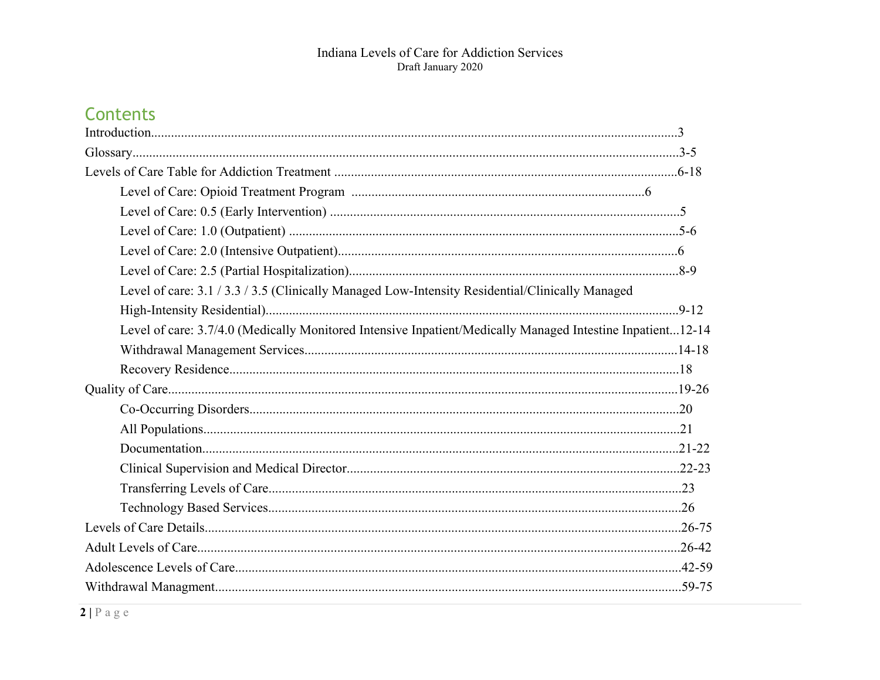## Contents

Introduction...3

Glossary...3-5

Levels of Care Table for Addiction Treatment ...6-18

- Level of Care: Opioid Treatment Program ...6
- Level of Care: 0.5 (Early Intervention) ...5
- Level of Care: 1.0 (Outpatient) ...5-6
- Level of Care: 2.0 (Intensive Outpatient)...6
- Level of Care: 2.5 (Partial Hospitalization)...8-9
- Level of care: 3.1 / 3.3 / 3.5 (Clinically Managed Low-Intensity Residential/Clinically Managed High-Intensity Residential)...9-12
- Level of care: 3.7/4.0 (Medically Monitored Intensive Inpatient/Medically Managed Intestine Inpatient...12-14
- Withdrawal Management Services...14-18
- Recovery Residence...18

Quality of Care...19-26

- Co-Occurring Disorders...20
- All Populations...21
- Documentation...21-22
- Clinical Supervision and Medical Director...22-23
- Transferring Levels of Care...23
- Technology Based Services...26

Levels of Care Details...26-75

Adult Levels of Care...26-42

Adolescence Levels of Care...42-59

Withdrawal Managment...59-75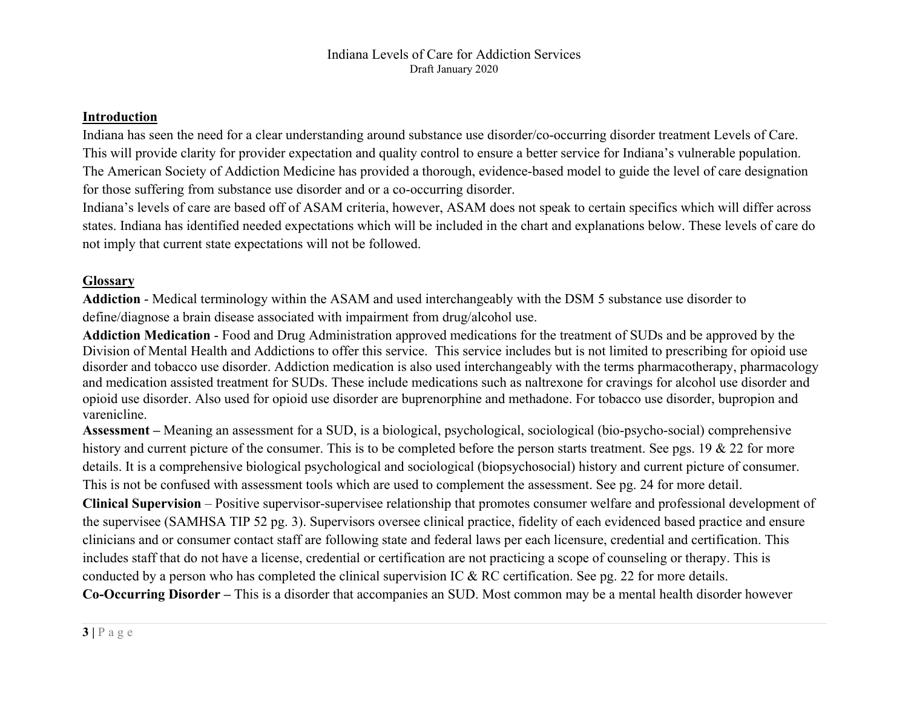# Indiana Levels of Care for Addiction Services

Draft January 2020

## Introduction

Indiana has seen the need for a clear understanding around substance use disorder/co-occurring disorder treatment Levels of Care. This will provide clarity for provider expectation and quality control to ensure a better service for Indiana's vulnerable population. The American Society of Addiction Medicine has provided a thorough, evidence-based model to guide the level of care designation for those suffering from substance use disorder and or a co-occurring disorder.

Indiana's levels of care are based off of ASAM criteria, however, ASAM does not speak to certain specifics which will differ across states. Indiana has identified needed expectations which will be included in the chart and explanations below. These levels of care do not imply that current state expectations will not be followed.

## Glossary

**Addiction** - Medical terminology within the ASAM and used interchangeably with the DSM 5 substance use disorder to define/diagnose a brain disease associated with impairment from drug/alcohol use.

**Addiction Medication** - Food and Drug Administration approved medications for the treatment of SUDs and be approved by the Division of Mental Health and Addictions to offer this service. This service includes but is not limited to prescribing for opioid use disorder and tobacco use disorder. Addiction medication is also used interchangeably with the terms pharmacotherapy, pharmacology and medication assisted treatment for SUDs. These include medications such as naltrexone for cravings for alcohol use disorder and opioid use disorder. Also used for opioid use disorder are buprenorphine and methadone. For tobacco use disorder, bupropion and varenicline.

**Assessment –** Meaning an assessment for a SUD, is a biological, psychological, sociological (bio-psycho-social) comprehensive history and current picture of the consumer. This is to be completed before the person starts treatment. See pgs. 19 & 22 for more details. It is a comprehensive biological psychological and sociological (biopsychosocial) history and current picture of consumer. This is not be confused with assessment tools which are used to complement the assessment. See pg. 24 for more detail.

**Clinical Supervision** – Positive supervisor-supervisee relationship that promotes consumer welfare and professional development of the supervisee (SAMHSA TIP 52 pg. 3). Supervisors oversee clinical practice, fidelity of each evidenced based practice and ensure clinicians and or consumer contact staff are following state and federal laws per each licensure, credential and certification. This includes staff that do not have a license, credential or certification are not practicing a scope of counseling or therapy. This is conducted by a person who has completed the clinical supervision IC & RC certification. See pg. 22 for more details.

**Co-Occurring Disorder –** This is a disorder that accompanies an SUD. Most common may be a mental health disorder however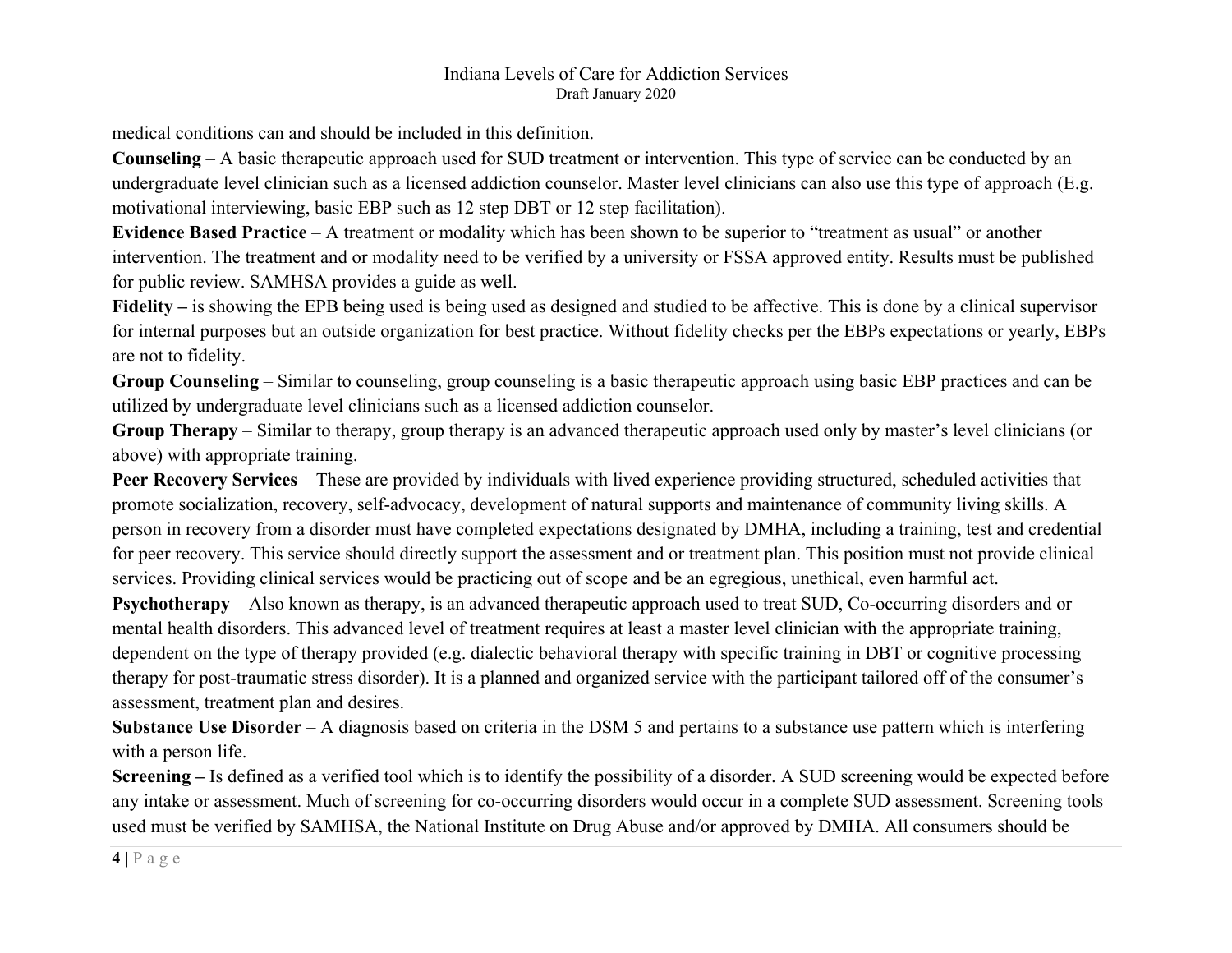medical conditions can and should be included in this definition.

**Counseling** – A basic therapeutic approach used for SUD treatment or intervention. This type of service can be conducted by an undergraduate level clinician such as a licensed addiction counselor. Master level clinicians can also use this type of approach (E.g. motivational interviewing, basic EBP such as 12 step DBT or 12 step facilitation).

**Evidence Based Practice** – A treatment or modality which has been shown to be superior to "treatment as usual" or another intervention. The treatment and or modality need to be verified by a university or FSSA approved entity. Results must be published for public review. SAMHSA provides a guide as well.

**Fidelity –** is showing the EPB being used is being used as designed and studied to be affective. This is done by a clinical supervisor for internal purposes but an outside organization for best practice. Without fidelity checks per the EBPs expectations or yearly, EBPs are not to fidelity.

**Group Counseling** – Similar to counseling, group counseling is a basic therapeutic approach using basic EBP practices and can be utilized by undergraduate level clinicians such as a licensed addiction counselor.

**Group Therapy** – Similar to therapy, group therapy is an advanced therapeutic approach used only by master's level clinicians (or above) with appropriate training.

**Peer Recovery Services** – These are provided by individuals with lived experience providing structured, scheduled activities that promote socialization, recovery, self-advocacy, development of natural supports and maintenance of community living skills. A person in recovery from a disorder must have completed expectations designated by DMHA, including a training, test and credential for peer recovery. This service should directly support the assessment and or treatment plan. This position must not provide clinical services. Providing clinical services would be practicing out of scope and be an egregious, unethical, even harmful act.

**Psychotherapy** – Also known as therapy, is an advanced therapeutic approach used to treat SUD, Co-occurring disorders and or mental health disorders. This advanced level of treatment requires at least a master level clinician with the appropriate training, dependent on the type of therapy provided (e.g. dialectic behavioral therapy with specific training in DBT or cognitive processing therapy for post-traumatic stress disorder). It is a planned and organized service with the participant tailored off of the consumer's assessment, treatment plan and desires.

**Substance Use Disorder** – A diagnosis based on criteria in the DSM 5 and pertains to a substance use pattern which is interfering with a person life.

**Screening –** Is defined as a verified tool which is to identify the possibility of a disorder. A SUD screening would be expected before any intake or assessment. Much of screening for co-occurring disorders would occur in a complete SUD assessment. Screening tools used must be verified by SAMHSA, the National Institute on Drug Abuse and/or approved by DMHA. All consumers should be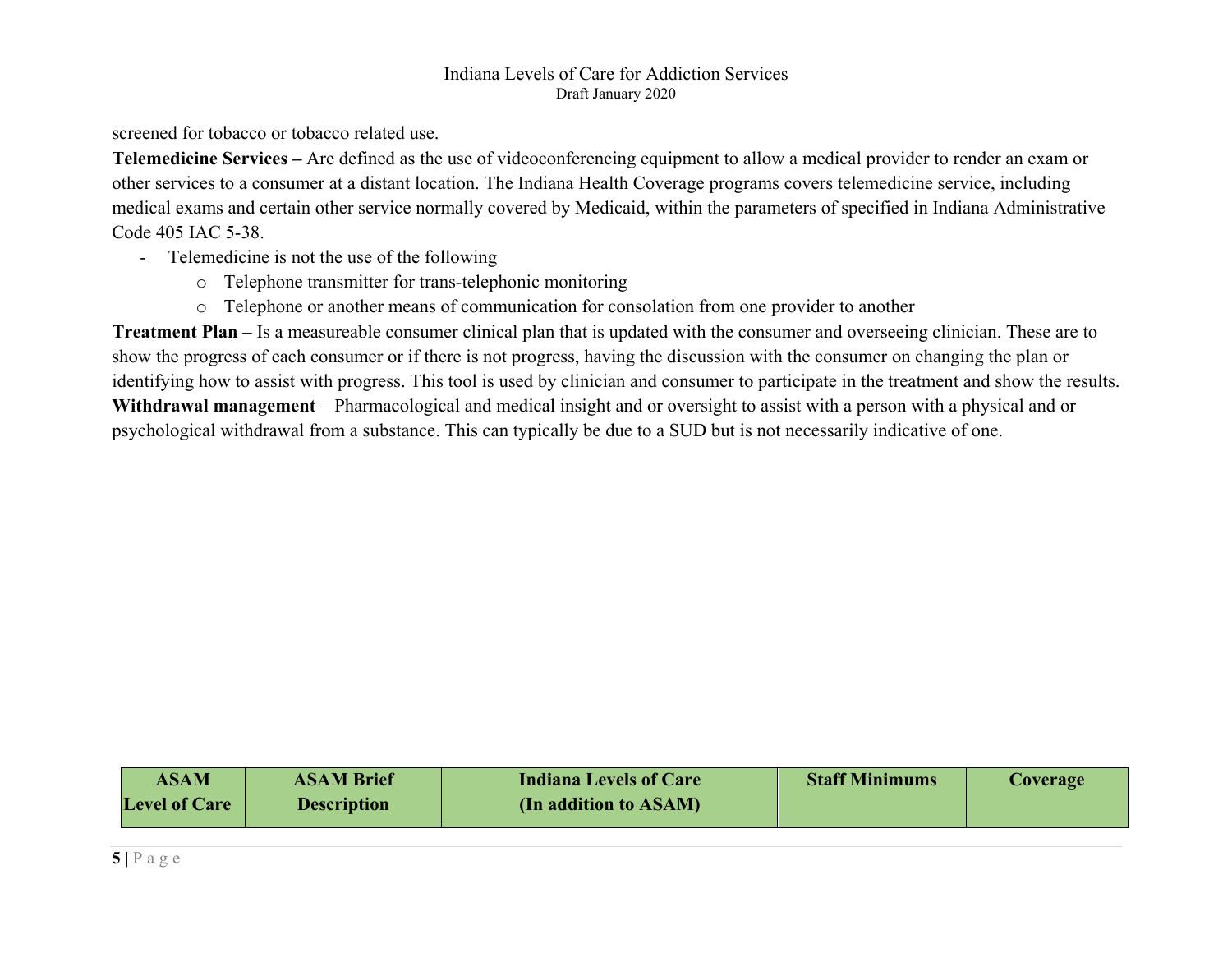screened for tobacco or tobacco related use.

**Telemedicine Services –** Are defined as the use of videoconferencing equipment to allow a medical provider to render an exam or other services to a consumer at a distant location. The Indiana Health Coverage programs covers telemedicine service, including medical exams and certain other service normally covered by Medicaid, within the parameters of specified in Indiana Administrative Code 405 IAC 5-38.

- Telemedicine is not the use of the following
  - Telephone transmitter for trans-telephonic monitoring
  - Telephone or another means of communication for consolation from one provider to another

**Treatment Plan –** Is a measureable consumer clinical plan that is updated with the consumer and overseeing clinician. These are to show the progress of each consumer or if there is not progress, having the discussion with the consumer on changing the plan or identifying how to assist with progress. This tool is used by clinician and consumer to participate in the treatment and show the results.

**Withdrawal management** – Pharmacological and medical insight and or oversight to assist with a person with a physical and or psychological withdrawal from a substance. This can typically be due to a SUD but is not necessarily indicative of one.

| ASAM Level of Care | ASAM Brief Description | Indiana Levels of Care (In addition to ASAM) | Staff Minimums | Coverage |
|---|---|---|---|---|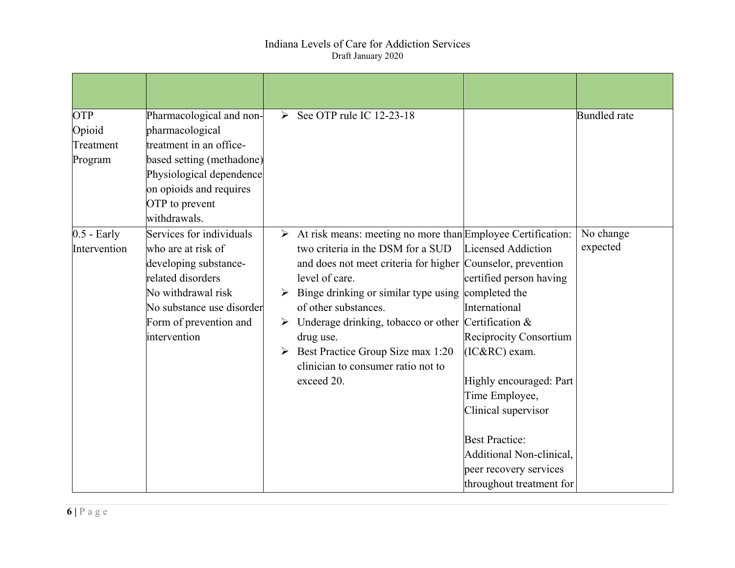| | | | | |
|---|---|---|---|---|
| OTP Opioid Treatment Program | Pharmacological and non-pharmacological treatment in an office-based setting (methadone) Physiological dependence on opioids and requires OTP to prevent withdrawals. | ➢ See OTP rule IC 12-23-18 | | Bundled rate |
| 0.5 - Early Intervention | Services for individuals who are at risk of developing substance-related disorders<br>No withdrawal risk<br>No substance use disorder<br>Form of prevention and intervention | ➢ At risk means: meeting no more than two criteria in the DSM for a SUD and does not meet criteria for higher level of care.<br>➢ Binge drinking or similar type using of other substances.<br>➢ Underage drinking, tobacco or other drug use.<br>➢ Best Practice Group Size max 1:20 clinician to consumer ratio not to exceed 20. | Employee Certification: Licensed Addiction Counselor, prevention certified person having completed the International Certification & Reciprocity Consortium (IC&RC) exam.<br><br>Highly encouraged: Part Time Employee, Clinical supervisor<br><br>Best Practice: Additional Non-clinical, peer recovery services throughout treatment for | No change expected |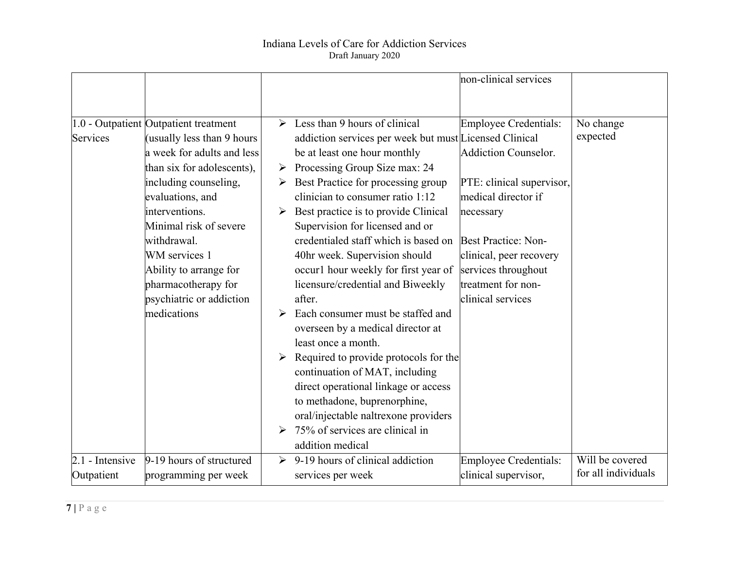| | | | | |
|---|---|---|---|---|
| | | | non-clinical services | |
| 1.0 - Outpatient Services | Outpatient treatment (usually less than 9 hours a week for adults and less than six for adolescents), including counseling, evaluations, and interventions.<br>Minimal risk of severe withdrawal.<br>WM services 1<br>Ability to arrange for pharmacotherapy for psychiatric or addiction medications | ➢ Less than 9 hours of clinical addiction services per week but must be at least one hour monthly<br>➢ Processing Group Size max: 24<br>➢ Best Practice for processing group clinician to consumer ratio 1:12<br>➢ Best practice is to provide Clinical Supervision for licensed and or credentialed staff which is based on 40hr week. Supervision should occur1 hour weekly for first year of licensure/credential and Biweekly after.<br>➢ Each consumer must be staffed and overseen by a medical director at least once a month.<br>➢ Required to provide protocols for the continuation of MAT, including direct operational linkage or access to methadone, buprenorphine, oral/injectable naltrexone providers<br>➢ 75% of services are clinical in addition medical | Employee Credentials: Licensed Clinical Addiction Counselor.<br><br>PTE: clinical supervisor, medical director if necessary<br><br>Best Practice: Non-clinical, peer recovery services throughout treatment for non-clinical services | No change expected |
| 2.1 - Intensive Outpatient | 9-19 hours of structured programming per week | ➢ 9-19 hours of clinical addiction services per week | Employee Credentials: clinical supervisor, | Will be covered for all individuals |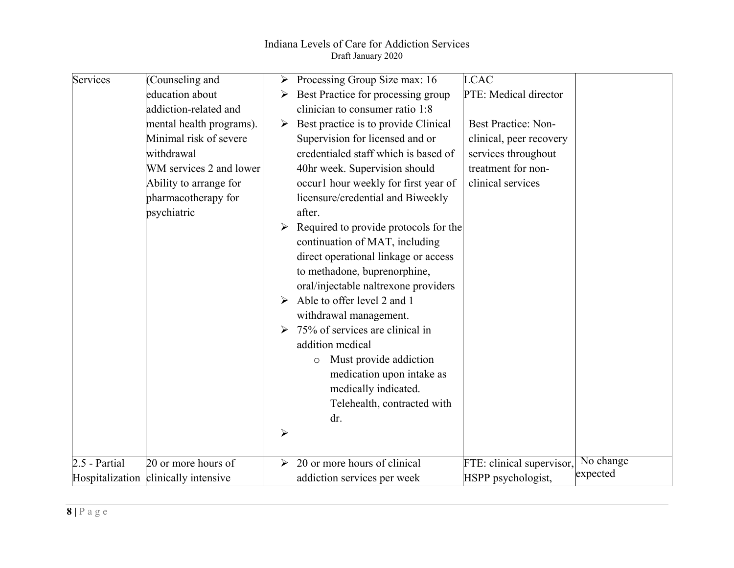| | | | | |
|---|---|---|---|---|
| Services | (Counseling and education about addiction-related and mental health programs). Minimal risk of severe withdrawal WM services 2 and lower Ability to arrange for pharmacotherapy for psychiatric | ➢ Processing Group Size max: 16<br>➢ Best Practice for processing group clinician to consumer ratio 1:8<br>➢ Best practice is to provide Clinical Supervision for licensed and or credentialed staff which is based of 40hr week. Supervision should occur1 hour weekly for first year of licensure/credential and Biweekly after.<br>➢ Required to provide protocols for the continuation of MAT, including direct operational linkage or access to methadone, buprenorphine, oral/injectable naltrexone providers<br>➢ Able to offer level 2 and 1 withdrawal management.<br>➢ 75% of services are clinical in addition medical<br>o Must provide addiction medication upon intake as medically indicated. Telehealth, contracted with dr.<br>➢ | LCAC<br>PTE: Medical director<br><br>Best Practice: Non-clinical, peer recovery services throughout treatment for non-clinical services | |
| 2.5 - Partial Hospitalization | 20 or more hours of clinically intensive | ➢ 20 or more hours of clinical addiction services per week | FTE: clinical supervisor, HSPP psychologist, | No change expected |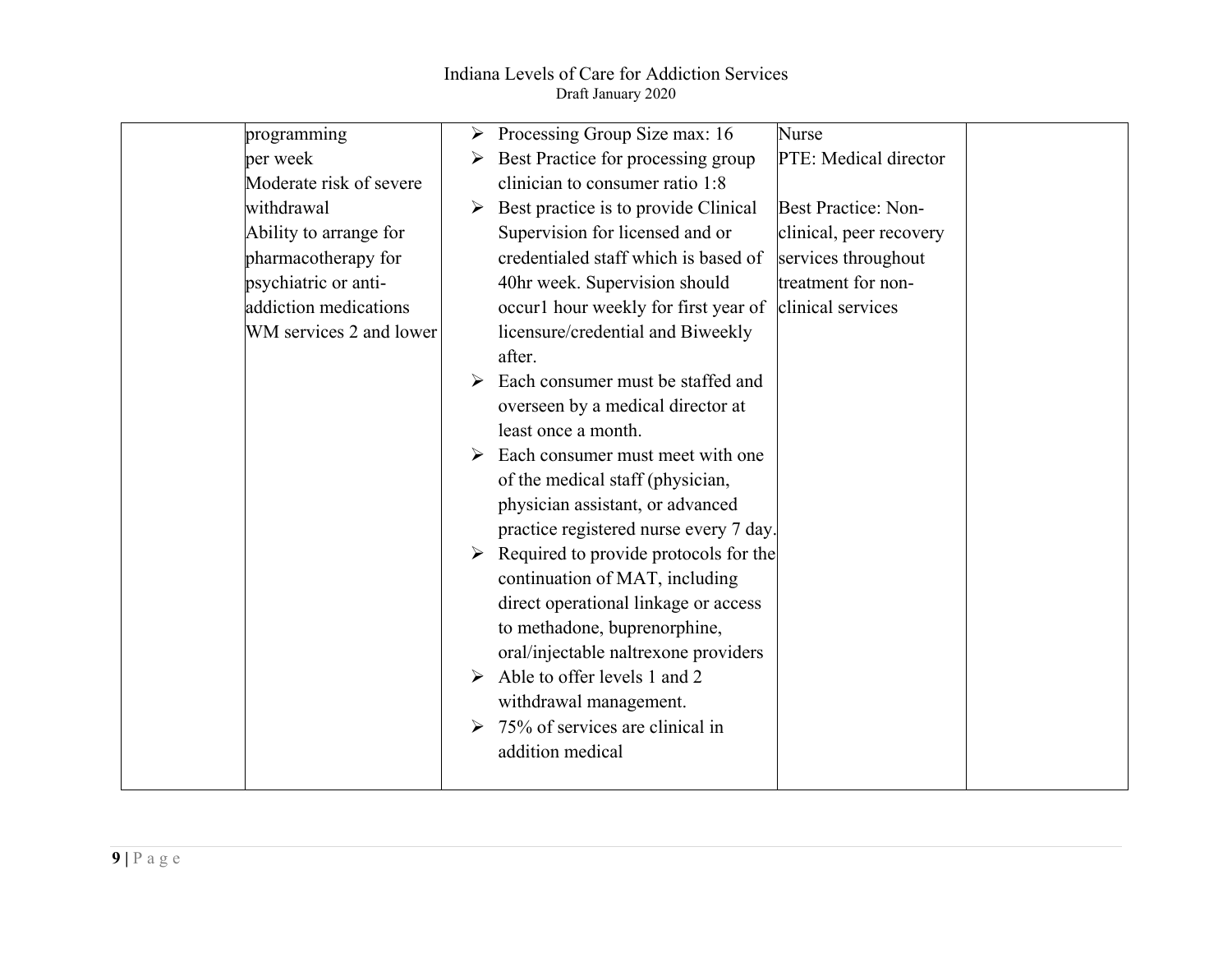| | | | | |
|---|---|---|---|---|
| | programming<br>per week<br>Moderate risk of severe withdrawal<br>Ability to arrange for pharmacotherapy for psychiatric or anti-addiction medications<br>WM services 2 and lower | ➢ Processing Group Size max: 16<br>➢ Best Practice for processing group clinician to consumer ratio 1:8<br>➢ Best practice is to provide Clinical Supervision for licensed and or credentialed staff which is based of 40hr week. Supervision should occur1 hour weekly for first year of licensure/credential and Biweekly after.<br>➢ Each consumer must be staffed and overseen by a medical director at least once a month.<br>➢ Each consumer must meet with one of the medical staff (physician, physician assistant, or advanced practice registered nurse every 7 day.<br>➢ Required to provide protocols for the continuation of MAT, including direct operational linkage or access to methadone, buprenorphine, oral/injectable naltrexone providers<br>➢ Able to offer levels 1 and 2 withdrawal management.<br>➢ 75% of services are clinical in addition medical | Nurse<br>PTE: Medical director<br><br>Best Practice: Non-clinical, peer recovery services throughout treatment for non-clinical services | |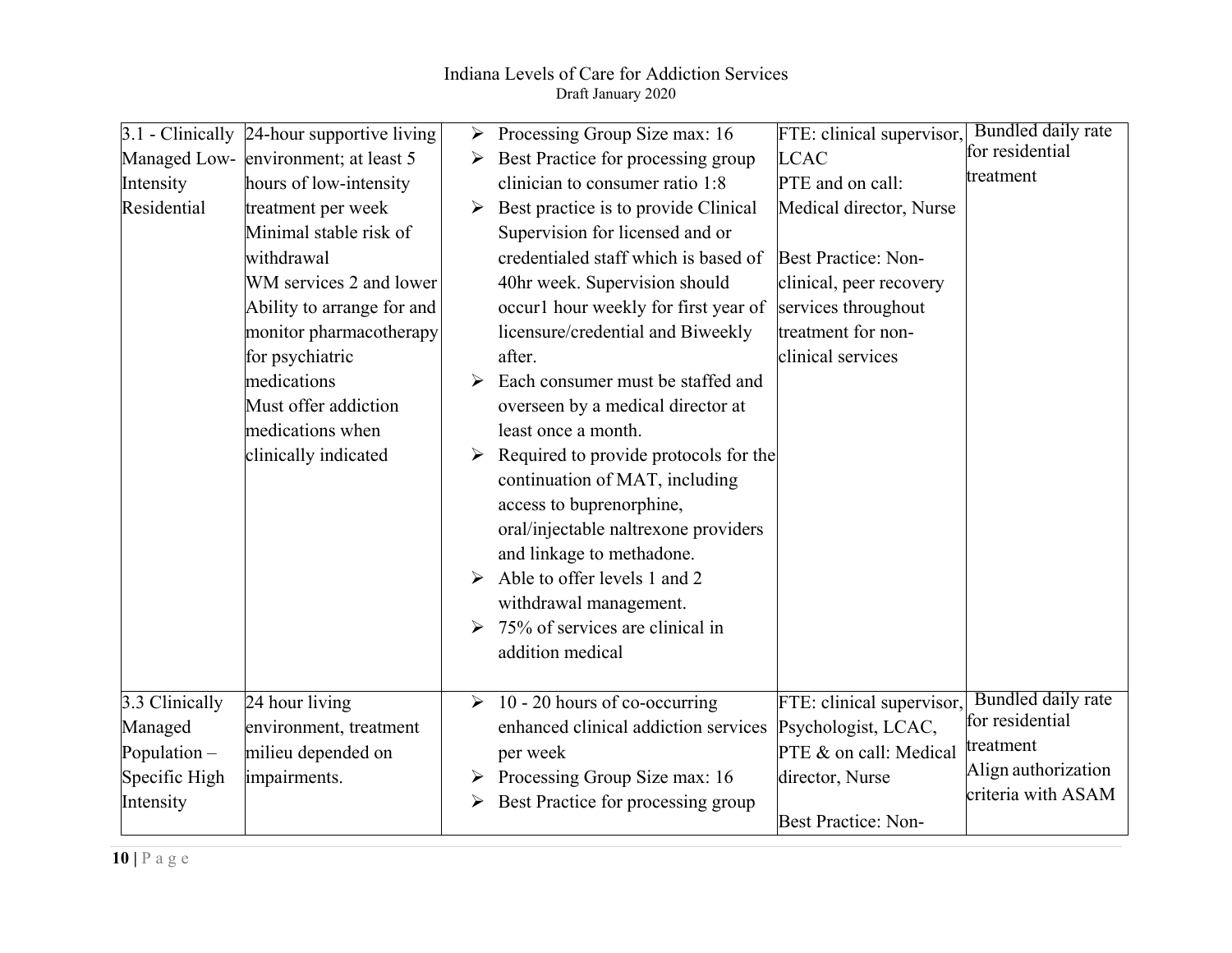| | | | | |
|---|---|---|---|---|
| 3.1 - Clinically Managed Low-Intensity Residential | 24-hour supportive living environment; at least 5 hours of low-intensity treatment per week<br>Minimal stable risk of withdrawal<br>WM services 2 and lower<br>Ability to arrange for and monitor pharmacotherapy for psychiatric medications<br>Must offer addiction medications when clinically indicated | ➢ Processing Group Size max: 16<br>➢ Best Practice for processing group clinician to consumer ratio 1:8<br>➢ Best practice is to provide Clinical Supervision for licensed and or credentialed staff which is based of 40hr week. Supervision should occur1 hour weekly for first year of licensure/credential and Biweekly after.<br>➢ Each consumer must be staffed and overseen by a medical director at least once a month.<br>➢ Required to provide protocols for the continuation of MAT, including access to buprenorphine, oral/injectable naltrexone providers and linkage to methadone.<br>➢ Able to offer levels 1 and 2 withdrawal management.<br>➢ 75% of services are clinical in addition medical | FTE: clinical supervisor, LCAC<br>PTE and on call: Medical director, Nurse<br><br>Best Practice: Non-clinical, peer recovery services throughout treatment for non-clinical services | Bundled daily rate for residential treatment |
| 3.3 Clinically Managed Population – Specific High Intensity | 24 hour living environment, treatment milieu depended on impairments. | ➢ 10 - 20 hours of co-occurring enhanced clinical addiction services per week<br>➢ Processing Group Size max: 16<br>➢ Best Practice for processing group | FTE: clinical supervisor, Psychologist, LCAC,<br>PTE & on call: Medical director, Nurse<br><br>Best Practice: Non- | Bundled daily rate for residential treatment<br>Align authorization criteria with ASAM |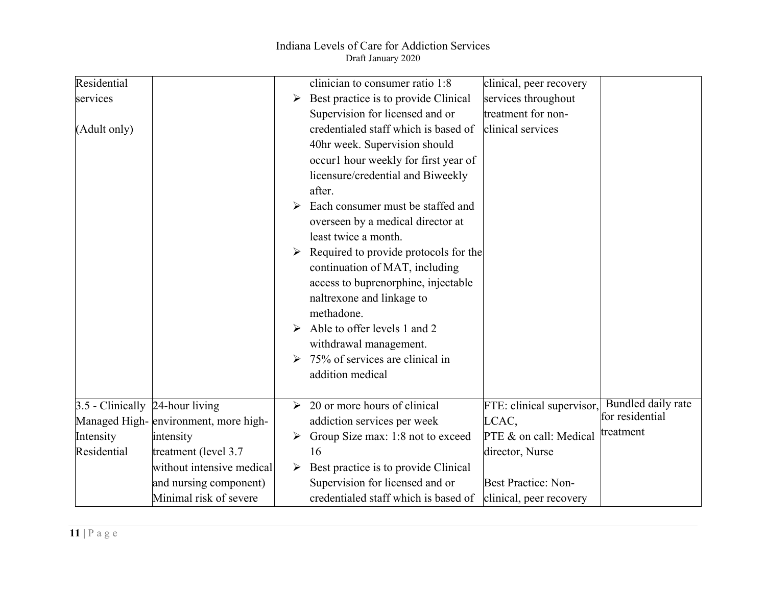| | | | | |
|---|---|---|---|---|
| Residential services<br><br>(Adult only) | | clinician to consumer ratio 1:8<br>➢ Best practice is to provide Clinical Supervision for licensed and or credentialed staff which is based of 40hr week. Supervision should occur1 hour weekly for first year of licensure/credential and Biweekly after.<br>➢ Each consumer must be staffed and overseen by a medical director at least twice a month.<br>➢ Required to provide protocols for the continuation of MAT, including access to buprenorphine, injectable naltrexone and linkage to methadone.<br>➢ Able to offer levels 1 and 2 withdrawal management.<br>➢ 75% of services are clinical in addition medical | clinical, peer recovery services throughout treatment for non-clinical services | |
| 3.5 - Clinically Managed High-Intensity Residential | 24-hour living environment, more high-intensity treatment (level 3.7 without intensive medical and nursing component) Minimal risk of severe | ➢ 20 or more hours of clinical addiction services per week<br>➢ Group Size max: 1:8 not to exceed 16<br>➢ Best practice is to provide Clinical Supervision for licensed and or credentialed staff which is based of | FTE: clinical supervisor, LCAC,<br>PTE & on call: Medical director, Nurse<br><br>Best Practice: Non-clinical, peer recovery | Bundled daily rate for residential treatment |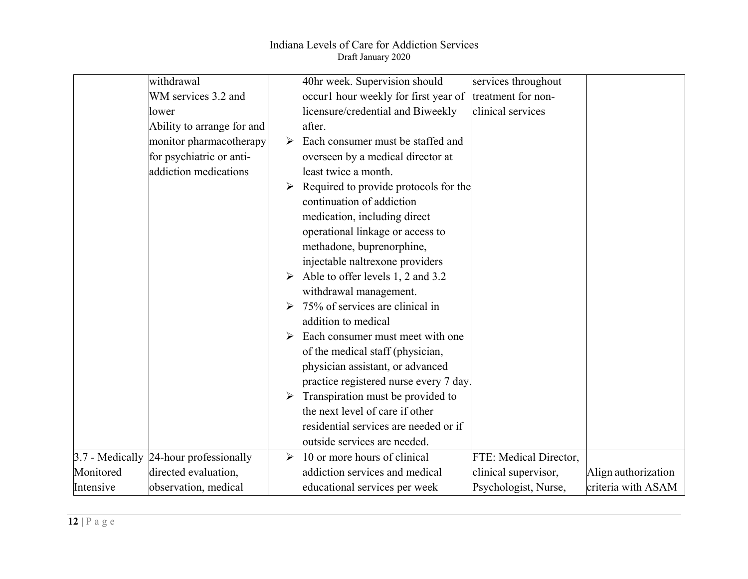| | | | | |
|---|---|---|---|---|
| | withdrawal<br>WM services 3.2 and lower<br>Ability to arrange for and monitor pharmacotherapy for psychiatric or anti-addiction medications | 40hr week. Supervision should occur1 hour weekly for first year of licensure/credential and Biweekly after.<br>➢ Each consumer must be staffed and overseen by a medical director at least twice a month.<br>➢ Required to provide protocols for the continuation of addiction medication, including direct operational linkage or access to methadone, buprenorphine, injectable naltrexone providers<br>➢ Able to offer levels 1, 2 and 3.2 withdrawal management.<br>➢ 75% of services are clinical in addition to medical<br>➢ Each consumer must meet with one of the medical staff (physician, physician assistant, or advanced practice registered nurse every 7 day.<br>➢ Transpiration must be provided to the next level of care if other residential services are needed or if outside services are needed. | services throughout treatment for non-clinical services | |
| 3.7 - Medically Monitored Intensive | 24-hour professionally directed evaluation, observation, medical | ➢ 10 or more hours of clinical addiction services and medical educational services per week | FTE: Medical Director, clinical supervisor, Psychologist, Nurse, | Align authorization criteria with ASAM |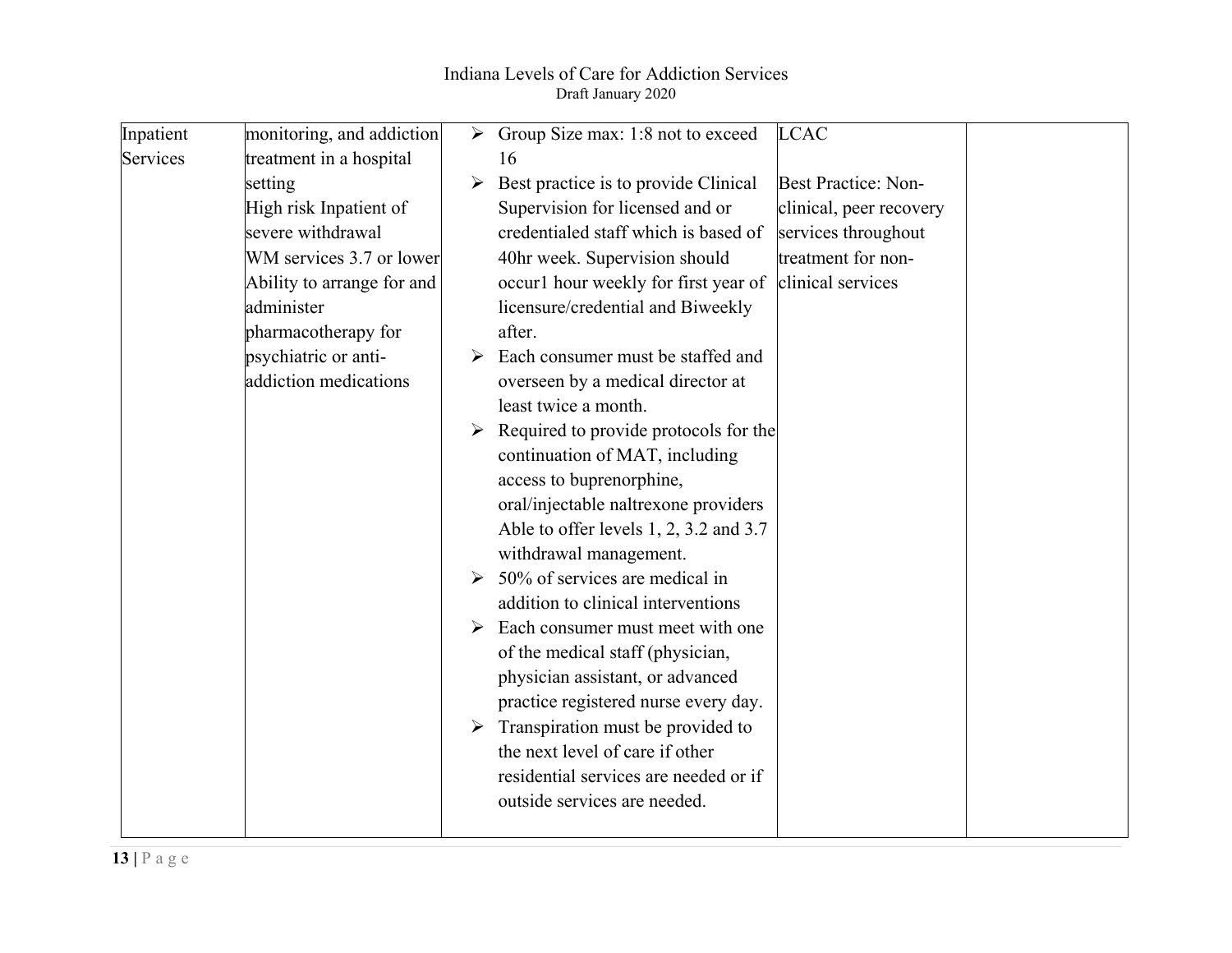| | | | | |
|---|---|---|---|---|
| Inpatient Services | monitoring, and addiction treatment in a hospital setting<br>High risk Inpatient of severe withdrawal<br>WM services 3.7 or lower<br>Ability to arrange for and administer pharmacotherapy for psychiatric or anti-addiction medications | ➢ Group Size max: 1:8 not to exceed 16<br>➢ Best practice is to provide Clinical Supervision for licensed and or credentialed staff which is based of 40hr week. Supervision should occur1 hour weekly for first year of licensure/credential and Biweekly after.<br>➢ Each consumer must be staffed and overseen by a medical director at least twice a month.<br>➢ Required to provide protocols for the continuation of MAT, including access to buprenorphine, oral/injectable naltrexone providers Able to offer levels 1, 2, 3.2 and 3.7 withdrawal management.<br>➢ 50% of services are medical in addition to clinical interventions<br>➢ Each consumer must meet with one of the medical staff (physician, physician assistant, or advanced practice registered nurse every day.<br>➢ Transpiration must be provided to the next level of care if other residential services are needed or if outside services are needed. | LCAC<br><br>Best Practice: Non-clinical, peer recovery services throughout treatment for non-clinical services | |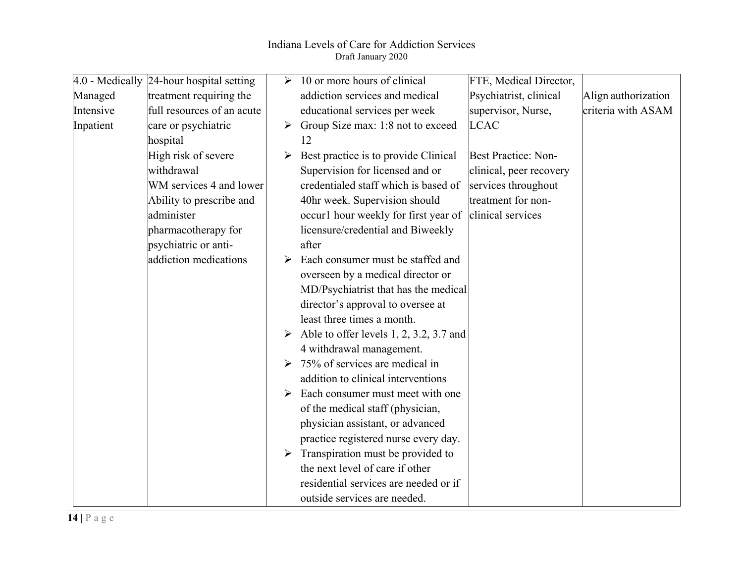| 4.0 - Medically Managed Intensive Inpatient | 24-hour hospital setting treatment requiring the full resources of an acute care or psychiatric hospital<br>High risk of severe withdrawal<br>WM services 4 and lower<br>Ability to prescribe and administer pharmacotherapy for psychiatric or anti-addiction medications | ➢ 10 or more hours of clinical addiction services and medical educational services per week<br>➢ Group Size max: 1:8 not to exceed 12<br>➢ Best practice is to provide Clinical Supervision for licensed and or credentialed staff which is based of 40hr week. Supervision should occur1 hour weekly for first year of licensure/credential and Biweekly after<br>➢ Each consumer must be staffed and overseen by a medical director or MD/Psychiatrist that has the medical director's approval to oversee at least three times a month.<br>➢ Able to offer levels 1, 2, 3.2, 3.7 and 4 withdrawal management.<br>➢ 75% of services are medical in addition to clinical interventions<br>➢ Each consumer must meet with one of the medical staff (physician, physician assistant, or advanced practice registered nurse every day.<br>➢ Transpiration must be provided to the next level of care if other residential services are needed or if outside services are needed. | FTE, Medical Director, Psychiatrist, clinical supervisor, Nurse, LCAC<br><br>Best Practice: Non-clinical, peer recovery services throughout treatment for non-clinical services | Align authorization criteria with ASAM |
|---|---|---|---|---|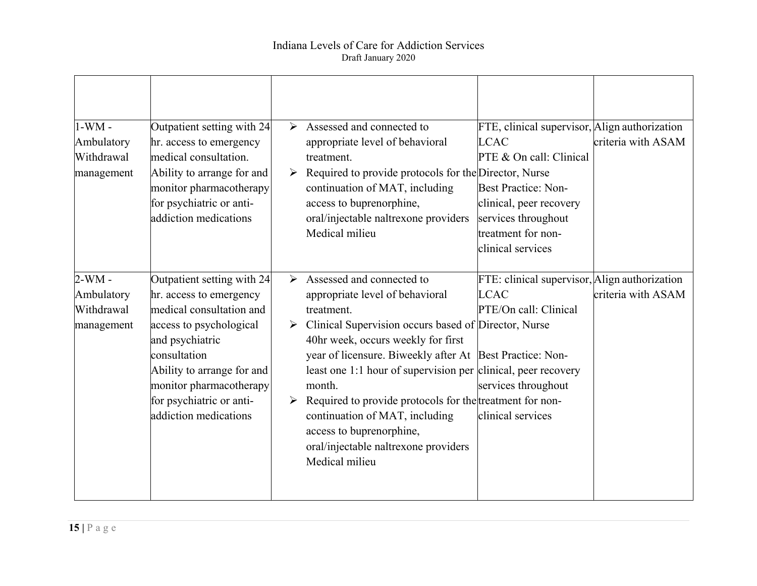| | | | | |
|---|---|---|---|---|
| 1-WM - Ambulatory Withdrawal management | Outpatient setting with 24 hr. access to emergency medical consultation. Ability to arrange for and monitor pharmacotherapy for psychiatric or anti-addiction medications | ➢ Assessed and connected to appropriate level of behavioral treatment.<br>➢ Required to provide protocols for the continuation of MAT, including access to buprenorphine, oral/injectable naltrexone providers Medical milieu | FTE, clinical supervisor, LCAC<br>PTE & On call: Clinical Director, Nurse<br>Best Practice: Non-clinical, peer recovery services throughout treatment for non-clinical services | Align authorization criteria with ASAM |
| 2-WM - Ambulatory Withdrawal management | Outpatient setting with 24 hr. access to emergency medical consultation and access to psychological and psychiatric consultation<br>Ability to arrange for and monitor pharmacotherapy for psychiatric or anti-addiction medications | ➢ Assessed and connected to appropriate level of behavioral treatment.<br>➢ Clinical Supervision occurs based of 40hr week, occurs weekly for first year of licensure. Biweekly after At least one 1:1 hour of supervision per month.<br>➢ Required to provide protocols for the continuation of MAT, including access to buprenorphine, oral/injectable naltrexone providers Medical milieu | FTE: clinical supervisor, LCAC<br>PTE/On call: Clinical Director, Nurse<br><br>Best Practice: Non-clinical, peer recovery services throughout treatment for non-clinical services | Align authorization criteria with ASAM |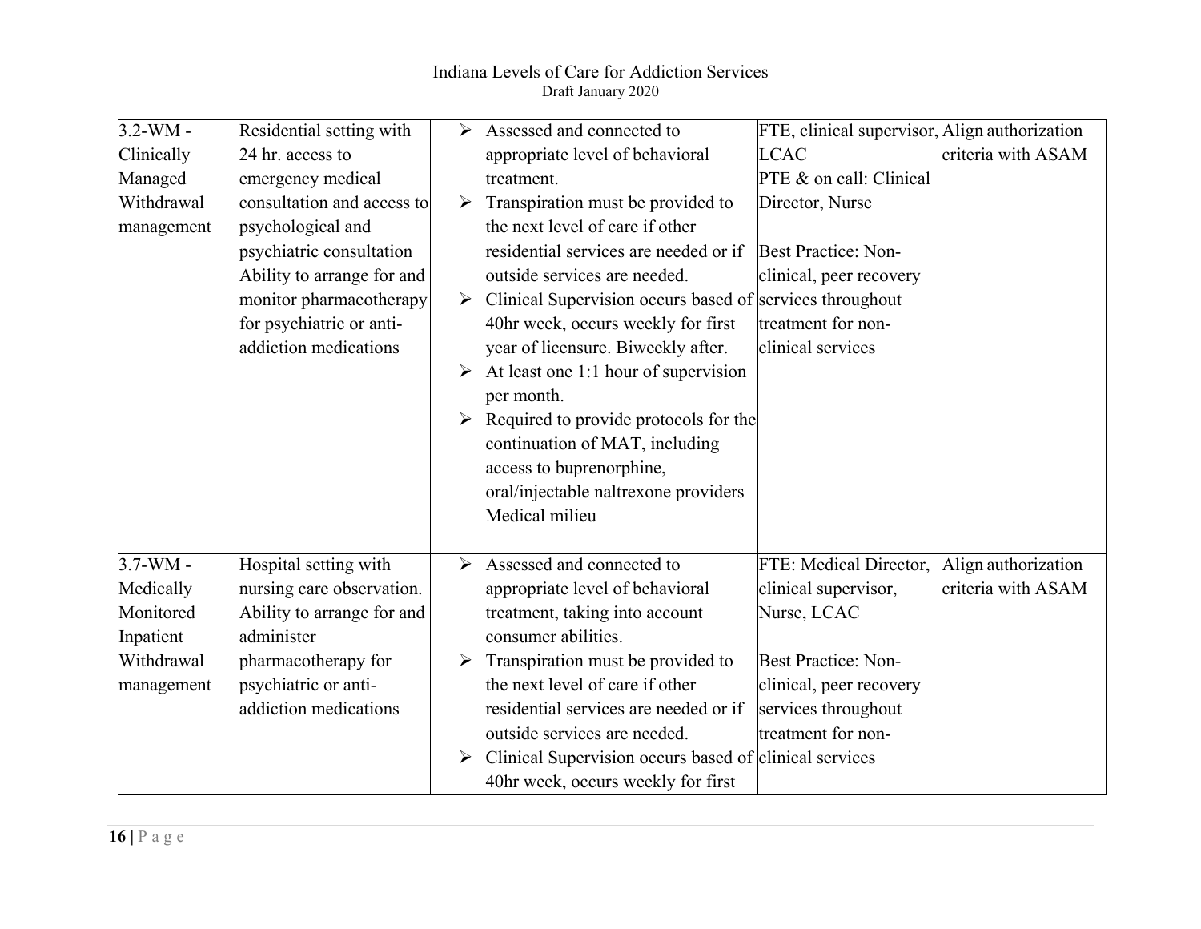| | | | | |
|---|---|---|---|---|
| 3.2-WM - Clinically Managed Withdrawal management | Residential setting with 24 hr. access to emergency medical consultation and access to psychological and psychiatric consultation Ability to arrange for and monitor pharmacotherapy for psychiatric or anti-addiction medications | ➢ Assessed and connected to appropriate level of behavioral treatment.<br>➢ Transpiration must be provided to the next level of care if other residential services are needed or if outside services are needed.<br>➢ Clinical Supervision occurs based of 40hr week, occurs weekly for first year of licensure. Biweekly after.<br>➢ At least one 1:1 hour of supervision per month.<br>➢ Required to provide protocols for the continuation of MAT, including access to buprenorphine, oral/injectable naltrexone providers Medical milieu | FTE, clinical supervisor, LCAC<br>PTE & on call: Clinical Director, Nurse<br><br>Best Practice: Non-clinical, peer recovery services throughout treatment for non-clinical services | Align authorization criteria with ASAM |
| 3.7-WM - Medically Monitored Inpatient Withdrawal management | Hospital setting with nursing care observation. Ability to arrange for and administer pharmacotherapy for psychiatric or anti-addiction medications | ➢ Assessed and connected to appropriate level of behavioral treatment, taking into account consumer abilities.<br>➢ Transpiration must be provided to the next level of care if other residential services are needed or if outside services are needed.<br>➢ Clinical Supervision occurs based of 40hr week, occurs weekly for first | FTE: Medical Director, clinical supervisor, Nurse, LCAC<br><br>Best Practice: Non-clinical, peer recovery services throughout treatment for non-clinical services | Align authorization criteria with ASAM |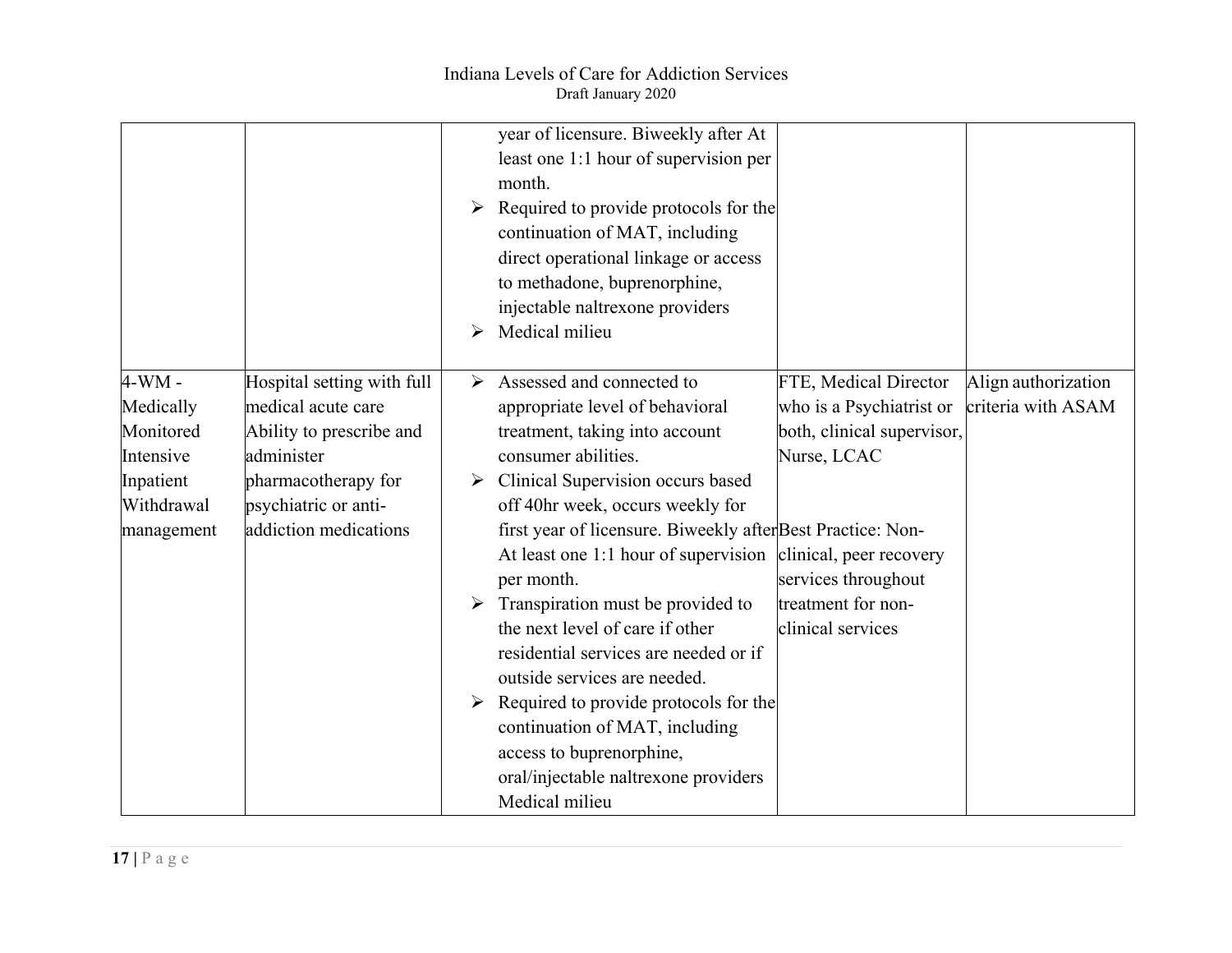| | | | | |
|---|---|---|---|---|
| | | year of licensure. Biweekly after At least one 1:1 hour of supervision per month.<br>➢ Required to provide protocols for the continuation of MAT, including direct operational linkage or access to methadone, buprenorphine, injectable naltrexone providers<br>➢ Medical milieu | | |
| 4-WM - Medically Monitored Intensive Inpatient Withdrawal management | Hospital setting with full medical acute care Ability to prescribe and administer pharmacotherapy for psychiatric or anti-addiction medications | ➢ Assessed and connected to appropriate level of behavioral treatment, taking into account consumer abilities.<br>➢ Clinical Supervision occurs based off 40hr week, occurs weekly for first year of licensure. Biweekly after At least one 1:1 hour of supervision per month.<br>➢ Transpiration must be provided to the next level of care if other residential services are needed or if outside services are needed.<br>➢ Required to provide protocols for the continuation of MAT, including access to buprenorphine, oral/injectable naltrexone providers Medical milieu | FTE, Medical Director who is a Psychiatrist or both, clinical supervisor, Nurse, LCAC<br><br>Best Practice: Non-clinical, peer recovery services throughout treatment for non-clinical services | Align authorization criteria with ASAM |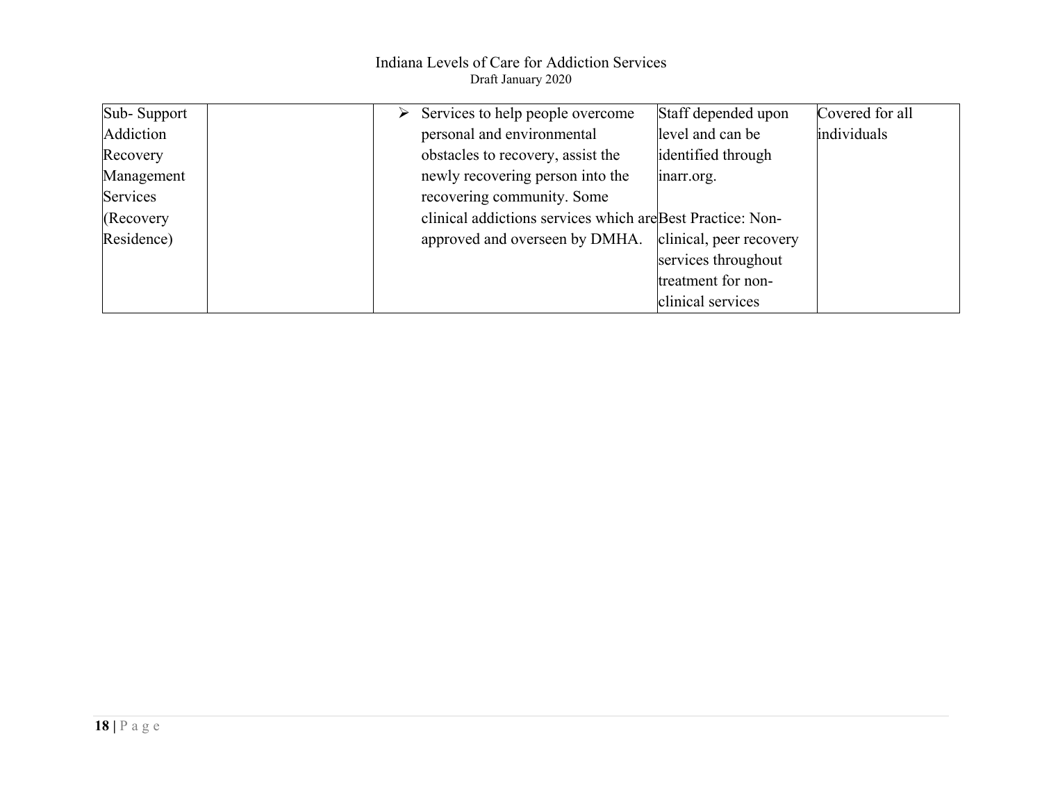| | | | | |
|---|---|---|---|---|
| Sub- Support Addiction Recovery Management Services (Recovery Residence) | | ➢ Services to help people overcome personal and environmental obstacles to recovery, assist the newly recovering person into the recovering community. Some clinical addictions services which are approved and overseen by DMHA. | Staff depended upon level and can be identified through inarr.org.<br><br>Best Practice: Non-clinical, peer recovery services throughout treatment for non-clinical services | Covered for all individuals |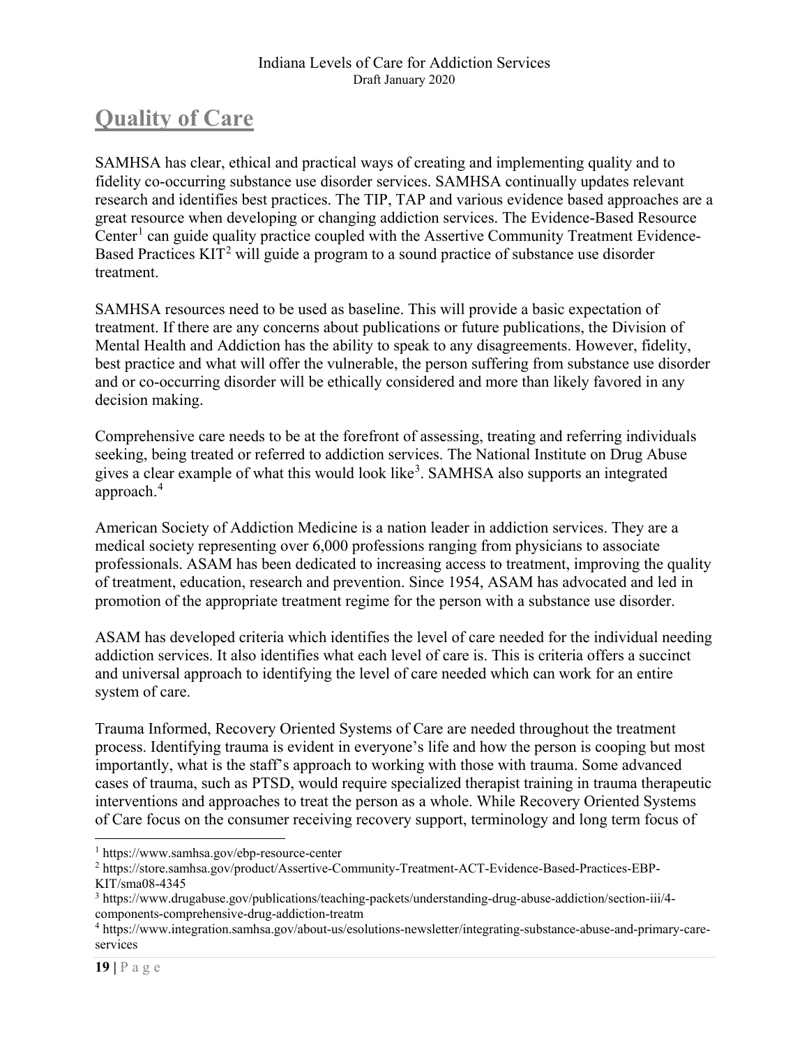# Quality of Care

SAMHSA has clear, ethical and practical ways of creating and implementing quality and to fidelity co-occurring substance use disorder services. SAMHSA continually updates relevant research and identifies best practices. The TIP, TAP and various evidence based approaches are a great resource when developing or changing addiction services. The Evidence-Based Resource Center[1] can guide quality practice coupled with the Assertive Community Treatment Evidence-Based Practices KIT[2] will guide a program to a sound practice of substance use disorder treatment.

SAMHSA resources need to be used as baseline. This will provide a basic expectation of treatment. If there are any concerns about publications or future publications, the Division of Mental Health and Addiction has the ability to speak to any disagreements. However, fidelity, best practice and what will offer the vulnerable, the person suffering from substance use disorder and or co-occurring disorder will be ethically considered and more than likely favored in any decision making.

Comprehensive care needs to be at the forefront of assessing, treating and referring individuals seeking, being treated or referred to addiction services. The National Institute on Drug Abuse gives a clear example of what this would look like[3]. SAMHSA also supports an integrated approach.[4]

American Society of Addiction Medicine is a nation leader in addiction services. They are a medical society representing over 6,000 professions ranging from physicians to associate professionals. ASAM has been dedicated to increasing access to treatment, improving the quality of treatment, education, research and prevention. Since 1954, ASAM has advocated and led in promotion of the appropriate treatment regime for the person with a substance use disorder.

ASAM has developed criteria which identifies the level of care needed for the individual needing addiction services. It also identifies what each level of care is. This is criteria offers a succinct and universal approach to identifying the level of care needed which can work for an entire system of care.

Trauma Informed, Recovery Oriented Systems of Care are needed throughout the treatment process. Identifying trauma is evident in everyone's life and how the person is cooping but most importantly, what is the staff's approach to working with those with trauma. Some advanced cases of trauma, such as PTSD, would require specialized therapist training in trauma therapeutic interventions and approaches to treat the person as a whole. While Recovery Oriented Systems of Care focus on the consumer receiving recovery support, terminology and long term focus of

[1] https://www.samhsa.gov/ebp-resource-center

[2] https://store.samhsa.gov/product/Assertive-Community-Treatment-ACT-Evidence-Based-Practices-EBP-KIT/sma08-4345

[3] https://www.drugabuse.gov/publications/teaching-packets/understanding-drug-abuse-addiction/section-iii/4-components-comprehensive-drug-addiction-treatm

[4] https://www.integration.samhsa.gov/about-us/esolutions-newsletter/integrating-substance-abuse-and-primary-care-services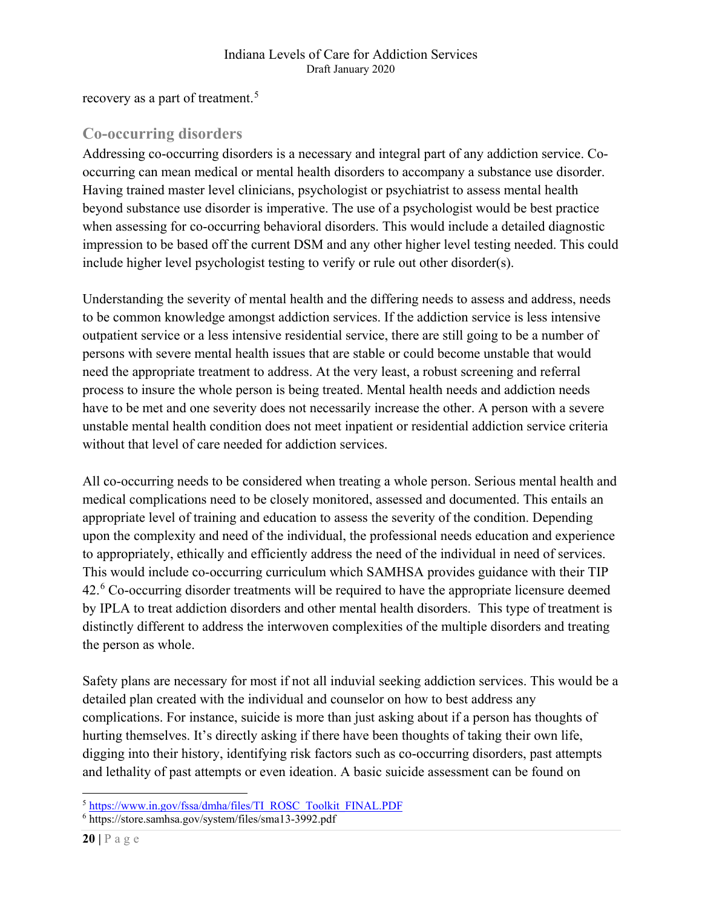recovery as a part of treatment.[5]

## Co-occurring disorders

Addressing co-occurring disorders is a necessary and integral part of any addiction service. Co-occurring can mean medical or mental health disorders to accompany a substance use disorder. Having trained master level clinicians, psychologist or psychiatrist to assess mental health beyond substance use disorder is imperative. The use of a psychologist would be best practice when assessing for co-occurring behavioral disorders. This would include a detailed diagnostic impression to be based off the current DSM and any other higher level testing needed. This could include higher level psychologist testing to verify or rule out other disorder(s).

Understanding the severity of mental health and the differing needs to assess and address, needs to be common knowledge amongst addiction services. If the addiction service is less intensive outpatient service or a less intensive residential service, there are still going to be a number of persons with severe mental health issues that are stable or could become unstable that would need the appropriate treatment to address. At the very least, a robust screening and referral process to insure the whole person is being treated. Mental health needs and addiction needs have to be met and one severity does not necessarily increase the other. A person with a severe unstable mental health condition does not meet inpatient or residential addiction service criteria without that level of care needed for addiction services.

All co-occurring needs to be considered when treating a whole person. Serious mental health and medical complications need to be closely monitored, assessed and documented. This entails an appropriate level of training and education to assess the severity of the condition. Depending upon the complexity and need of the individual, the professional needs education and experience to appropriately, ethically and efficiently address the need of the individual in need of services. This would include co-occurring curriculum which SAMHSA provides guidance with their TIP 42.[6] Co-occurring disorder treatments will be required to have the appropriate licensure deemed by IPLA to treat addiction disorders and other mental health disorders. This type of treatment is distinctly different to address the interwoven complexities of the multiple disorders and treating the person as whole.

Safety plans are necessary for most if not all induvial seeking addiction services. This would be a detailed plan created with the individual and counselor on how to best address any complications. For instance, suicide is more than just asking about if a person has thoughts of hurting themselves. It's directly asking if there have been thoughts of taking their own life, digging into their history, identifying risk factors such as co-occurring disorders, past attempts and lethality of past attempts or even ideation. A basic suicide assessment can be found on

[5] https://www.in.gov/fssa/dmha/files/TI_ROSC_Toolkit_FINAL.PDF

[6] https://store.samhsa.gov/system/files/sma13-3992.pdf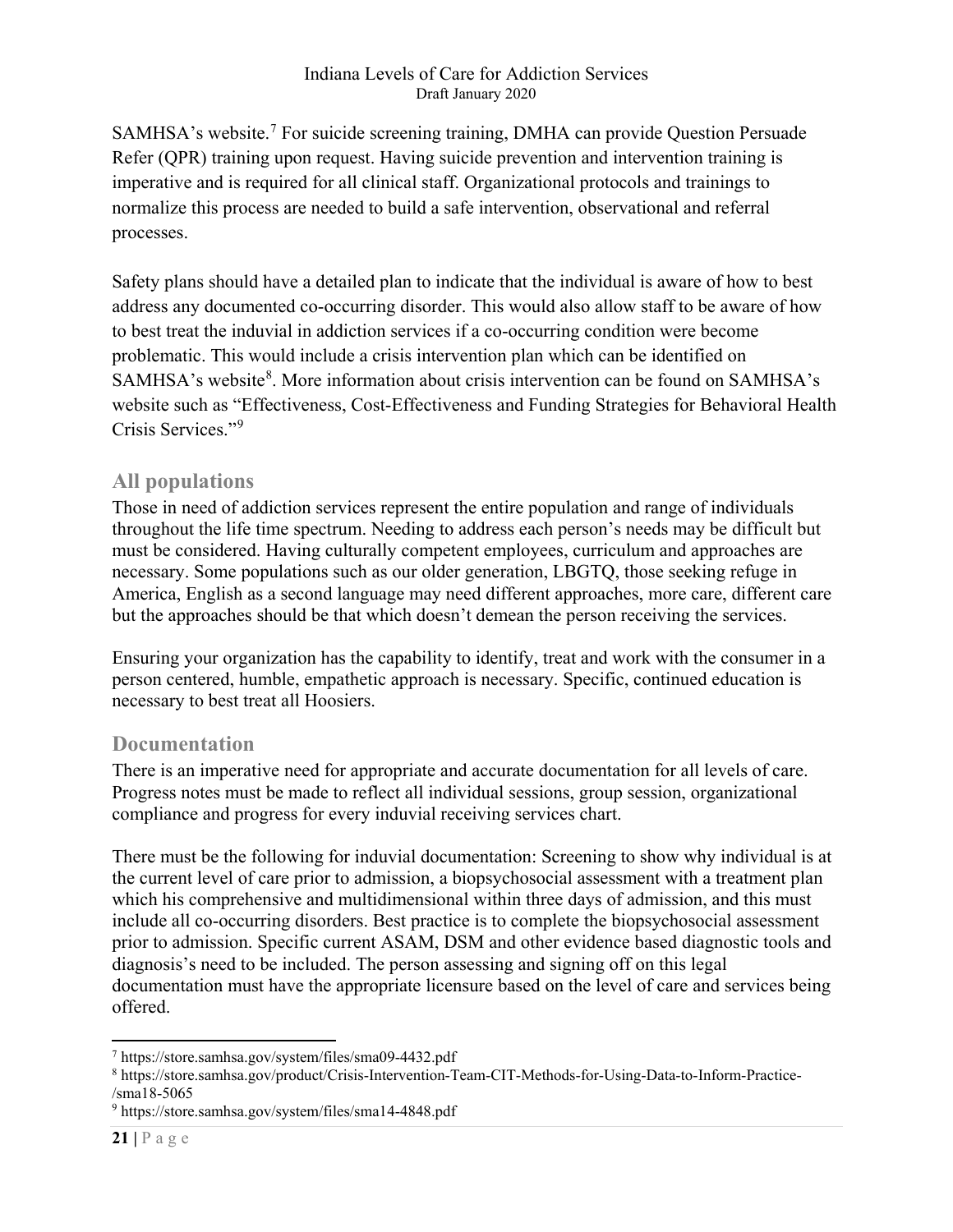SAMHSA's website.[7] For suicide screening training, DMHA can provide Question Persuade Refer (QPR) training upon request. Having suicide prevention and intervention training is imperative and is required for all clinical staff. Organizational protocols and trainings to normalize this process are needed to build a safe intervention, observational and referral processes.

Safety plans should have a detailed plan to indicate that the individual is aware of how to best address any documented co-occurring disorder. This would also allow staff to be aware of how to best treat the induvial in addiction services if a co-occurring condition were become problematic. This would include a crisis intervention plan which can be identified on SAMHSA's website[8]. More information about crisis intervention can be found on SAMHSA's website such as "Effectiveness, Cost-Effectiveness and Funding Strategies for Behavioral Health Crisis Services."[9]

## All populations

Those in need of addiction services represent the entire population and range of individuals throughout the life time spectrum. Needing to address each person's needs may be difficult but must be considered. Having culturally competent employees, curriculum and approaches are necessary. Some populations such as our older generation, LBGTQ, those seeking refuge in America, English as a second language may need different approaches, more care, different care but the approaches should be that which doesn't demean the person receiving the services.

Ensuring your organization has the capability to identify, treat and work with the consumer in a person centered, humble, empathetic approach is necessary. Specific, continued education is necessary to best treat all Hoosiers.

## Documentation

There is an imperative need for appropriate and accurate documentation for all levels of care. Progress notes must be made to reflect all individual sessions, group session, organizational compliance and progress for every induvial receiving services chart.

There must be the following for induvial documentation: Screening to show why individual is at the current level of care prior to admission, a biopsychosocial assessment with a treatment plan which his comprehensive and multidimensional within three days of admission, and this must include all co-occurring disorders. Best practice is to complete the biopsychosocial assessment prior to admission. Specific current ASAM, DSM and other evidence based diagnostic tools and diagnosis's need to be included. The person assessing and signing off on this legal documentation must have the appropriate licensure based on the level of care and services being offered.

---

[7] https://store.samhsa.gov/system/files/sma09-4432.pdf

[8] https://store.samhsa.gov/product/Crisis-Intervention-Team-CIT-Methods-for-Using-Data-to-Inform-Practice-/sma18-5065

[9] https://store.samhsa.gov/system/files/sma14-4848.pdf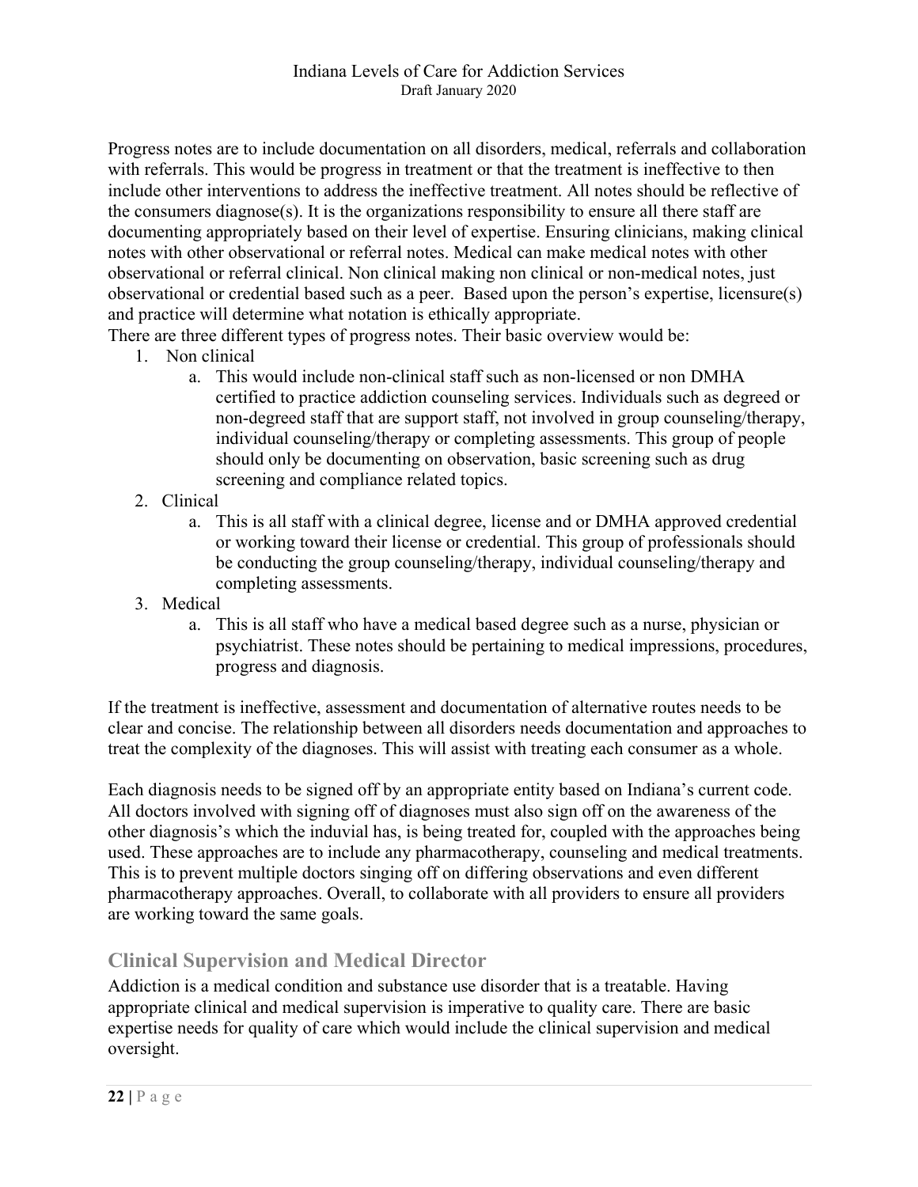Progress notes are to include documentation on all disorders, medical, referrals and collaboration with referrals. This would be progress in treatment or that the treatment is ineffective to then include other interventions to address the ineffective treatment. All notes should be reflective of the consumers diagnose(s). It is the organizations responsibility to ensure all there staff are documenting appropriately based on their level of expertise. Ensuring clinicians, making clinical notes with other observational or referral notes. Medical can make medical notes with other observational or referral clinical. Non clinical making non clinical or non-medical notes, just observational or credential based such as a peer. Based upon the person's expertise, licensure(s) and practice will determine what notation is ethically appropriate.

There are three different types of progress notes. Their basic overview would be:

1. Non clinical
   a. This would include non-clinical staff such as non-licensed or non DMHA certified to practice addiction counseling services. Individuals such as degreed or non-degreed staff that are support staff, not involved in group counseling/therapy, individual counseling/therapy or completing assessments. This group of people should only be documenting on observation, basic screening such as drug screening and compliance related topics.
2. Clinical
   a. This is all staff with a clinical degree, license and or DMHA approved credential or working toward their license or credential. This group of professionals should be conducting the group counseling/therapy, individual counseling/therapy and completing assessments.
3. Medical
   a. This is all staff who have a medical based degree such as a nurse, physician or psychiatrist. These notes should be pertaining to medical impressions, procedures, progress and diagnosis.

If the treatment is ineffective, assessment and documentation of alternative routes needs to be clear and concise. The relationship between all disorders needs documentation and approaches to treat the complexity of the diagnoses. This will assist with treating each consumer as a whole.

Each diagnosis needs to be signed off by an appropriate entity based on Indiana's current code. All doctors involved with signing off of diagnoses must also sign off on the awareness of the other diagnosis's which the induvial has, is being treated for, coupled with the approaches being used. These approaches are to include any pharmacotherapy, counseling and medical treatments. This is to prevent multiple doctors singing off on differing observations and even different pharmacotherapy approaches. Overall, to collaborate with all providers to ensure all providers are working toward the same goals.

## Clinical Supervision and Medical Director

Addiction is a medical condition and substance use disorder that is a treatable. Having appropriate clinical and medical supervision is imperative to quality care. There are basic expertise needs for quality of care which would include the clinical supervision and medical oversight.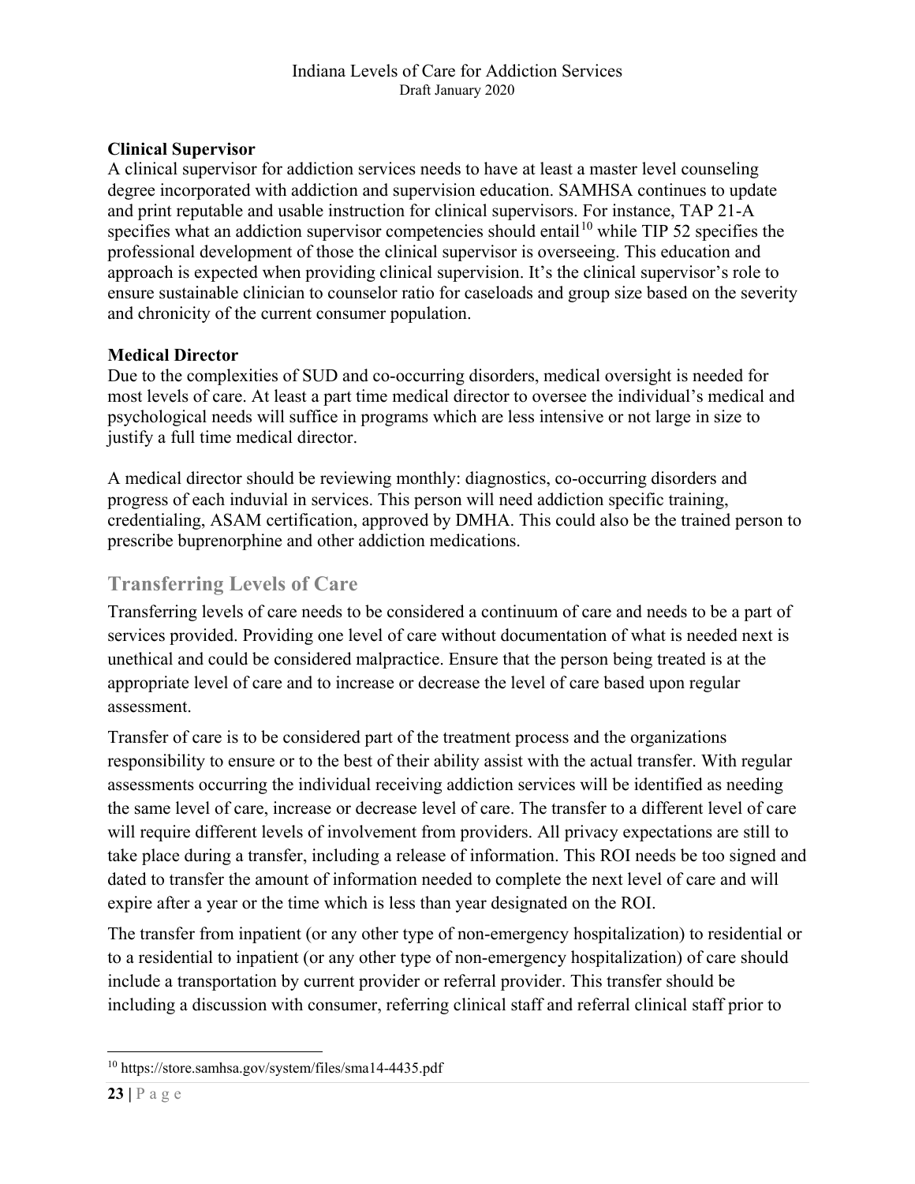**Clinical Supervisor**

A clinical supervisor for addiction services needs to have at least a master level counseling degree incorporated with addiction and supervision education. SAMHSA continues to update and print reputable and usable instruction for clinical supervisors. For instance, TAP 21-A specifies what an addiction supervisor competencies should entail[10] while TIP 52 specifies the professional development of those the clinical supervisor is overseeing. This education and approach is expected when providing clinical supervision. It's the clinical supervisor's role to ensure sustainable clinician to counselor ratio for caseloads and group size based on the severity and chronicity of the current consumer population.

**Medical Director**

Due to the complexities of SUD and co-occurring disorders, medical oversight is needed for most levels of care. At least a part time medical director to oversee the individual's medical and psychological needs will suffice in programs which are less intensive or not large in size to justify a full time medical director.

A medical director should be reviewing monthly: diagnostics, co-occurring disorders and progress of each induvial in services. This person will need addiction specific training, credentialing, ASAM certification, approved by DMHA. This could also be the trained person to prescribe buprenorphine and other addiction medications.

## Transferring Levels of Care

Transferring levels of care needs to be considered a continuum of care and needs to be a part of services provided. Providing one level of care without documentation of what is needed next is unethical and could be considered malpractice. Ensure that the person being treated is at the appropriate level of care and to increase or decrease the level of care based upon regular assessment.

Transfer of care is to be considered part of the treatment process and the organizations responsibility to ensure or to the best of their ability assist with the actual transfer. With regular assessments occurring the individual receiving addiction services will be identified as needing the same level of care, increase or decrease level of care. The transfer to a different level of care will require different levels of involvement from providers. All privacy expectations are still to take place during a transfer, including a release of information. This ROI needs be too signed and dated to transfer the amount of information needed to complete the next level of care and will expire after a year or the time which is less than year designated on the ROI.

The transfer from inpatient (or any other type of non-emergency hospitalization) to residential or to a residential to inpatient (or any other type of non-emergency hospitalization) of care should include a transportation by current provider or referral provider. This transfer should be including a discussion with consumer, referring clinical staff and referral clinical staff prior to

[10] https://store.samhsa.gov/system/files/sma14-4435.pdf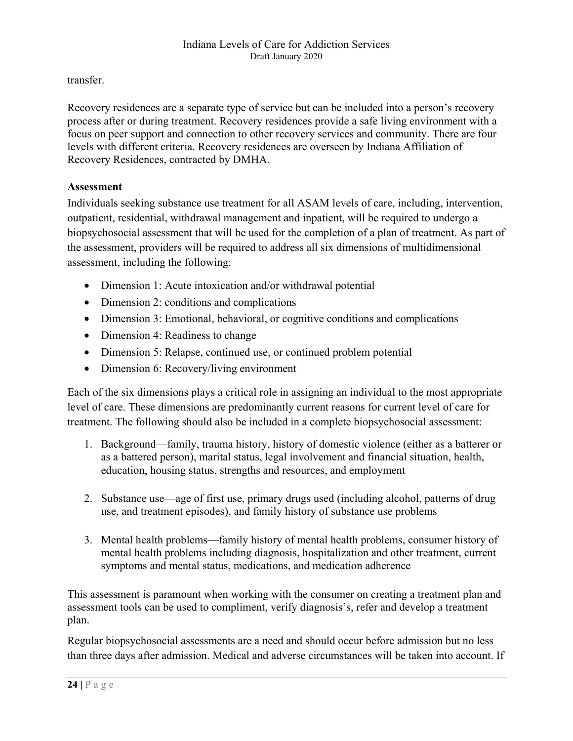transfer.

Recovery residences are a separate type of service but can be included into a person's recovery process after or during treatment. Recovery residences provide a safe living environment with a focus on peer support and connection to other recovery services and community. There are four levels with different criteria. Recovery residences are overseen by Indiana Affiliation of Recovery Residences, contracted by DMHA.

**Assessment**

Individuals seeking substance use treatment for all ASAM levels of care, including, intervention, outpatient, residential, withdrawal management and inpatient, will be required to undergo a biopsychosocial assessment that will be used for the completion of a plan of treatment. As part of the assessment, providers will be required to address all six dimensions of multidimensional assessment, including the following:

- Dimension 1: Acute intoxication and/or withdrawal potential
- Dimension 2: conditions and complications
- Dimension 3: Emotional, behavioral, or cognitive conditions and complications
- Dimension 4: Readiness to change
- Dimension 5: Relapse, continued use, or continued problem potential
- Dimension 6: Recovery/living environment

Each of the six dimensions plays a critical role in assigning an individual to the most appropriate level of care. These dimensions are predominantly current reasons for current level of care for treatment. The following should also be included in a complete biopsychosocial assessment:

1. Background—family, trauma history, history of domestic violence (either as a batterer or as a battered person), marital status, legal involvement and financial situation, health, education, housing status, strengths and resources, and employment

2. Substance use—age of first use, primary drugs used (including alcohol, patterns of drug use, and treatment episodes), and family history of substance use problems

3. Mental health problems—family history of mental health problems, consumer history of mental health problems including diagnosis, hospitalization and other treatment, current symptoms and mental status, medications, and medication adherence

This assessment is paramount when working with the consumer on creating a treatment plan and assessment tools can be used to compliment, verify diagnosis's, refer and develop a treatment plan.

Regular biopsychosocial assessments are a need and should occur before admission but no less than three days after admission. Medical and adverse circumstances will be taken into account. If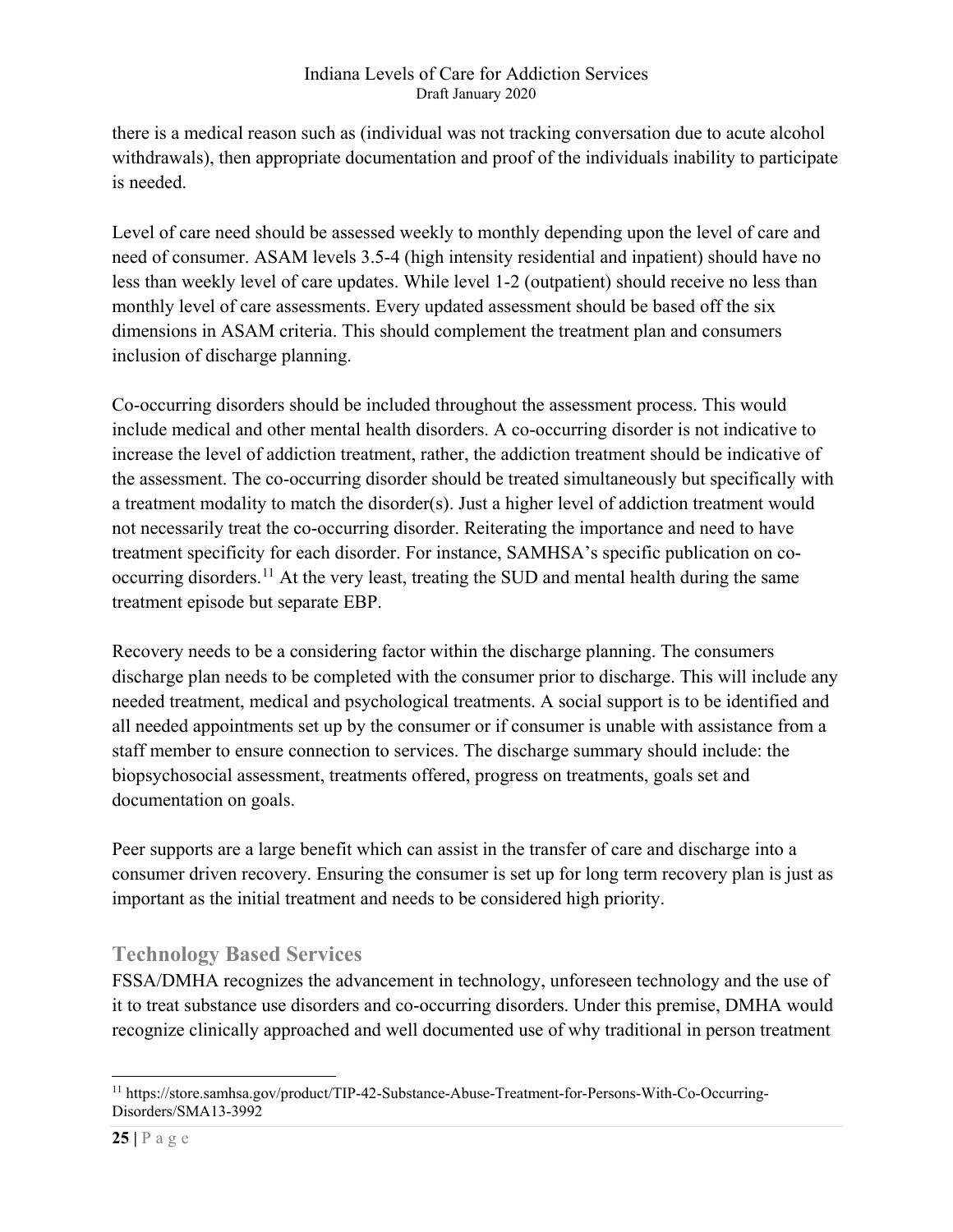there is a medical reason such as (individual was not tracking conversation due to acute alcohol withdrawals), then appropriate documentation and proof of the individuals inability to participate is needed.

Level of care need should be assessed weekly to monthly depending upon the level of care and need of consumer. ASAM levels 3.5-4 (high intensity residential and inpatient) should have no less than weekly level of care updates. While level 1-2 (outpatient) should receive no less than monthly level of care assessments. Every updated assessment should be based off the six dimensions in ASAM criteria. This should complement the treatment plan and consumers inclusion of discharge planning.

Co-occurring disorders should be included throughout the assessment process. This would include medical and other mental health disorders. A co-occurring disorder is not indicative to increase the level of addiction treatment, rather, the addiction treatment should be indicative of the assessment. The co-occurring disorder should be treated simultaneously but specifically with a treatment modality to match the disorder(s). Just a higher level of addiction treatment would not necessarily treat the co-occurring disorder. Reiterating the importance and need to have treatment specificity for each disorder. For instance, SAMHSA's specific publication on co-occurring disorders.[11] At the very least, treating the SUD and mental health during the same treatment episode but separate EBP.

Recovery needs to be a considering factor within the discharge planning. The consumers discharge plan needs to be completed with the consumer prior to discharge. This will include any needed treatment, medical and psychological treatments. A social support is to be identified and all needed appointments set up by the consumer or if consumer is unable with assistance from a staff member to ensure connection to services. The discharge summary should include: the biopsychosocial assessment, treatments offered, progress on treatments, goals set and documentation on goals.

Peer supports are a large benefit which can assist in the transfer of care and discharge into a consumer driven recovery. Ensuring the consumer is set up for long term recovery plan is just as important as the initial treatment and needs to be considered high priority.

## Technology Based Services

FSSA/DMHA recognizes the advancement in technology, unforeseen technology and the use of it to treat substance use disorders and co-occurring disorders. Under this premise, DMHA would recognize clinically approached and well documented use of why traditional in person treatment

[11] https://store.samhsa.gov/product/TIP-42-Substance-Abuse-Treatment-for-Persons-With-Co-Occurring-Disorders/SMA13-3992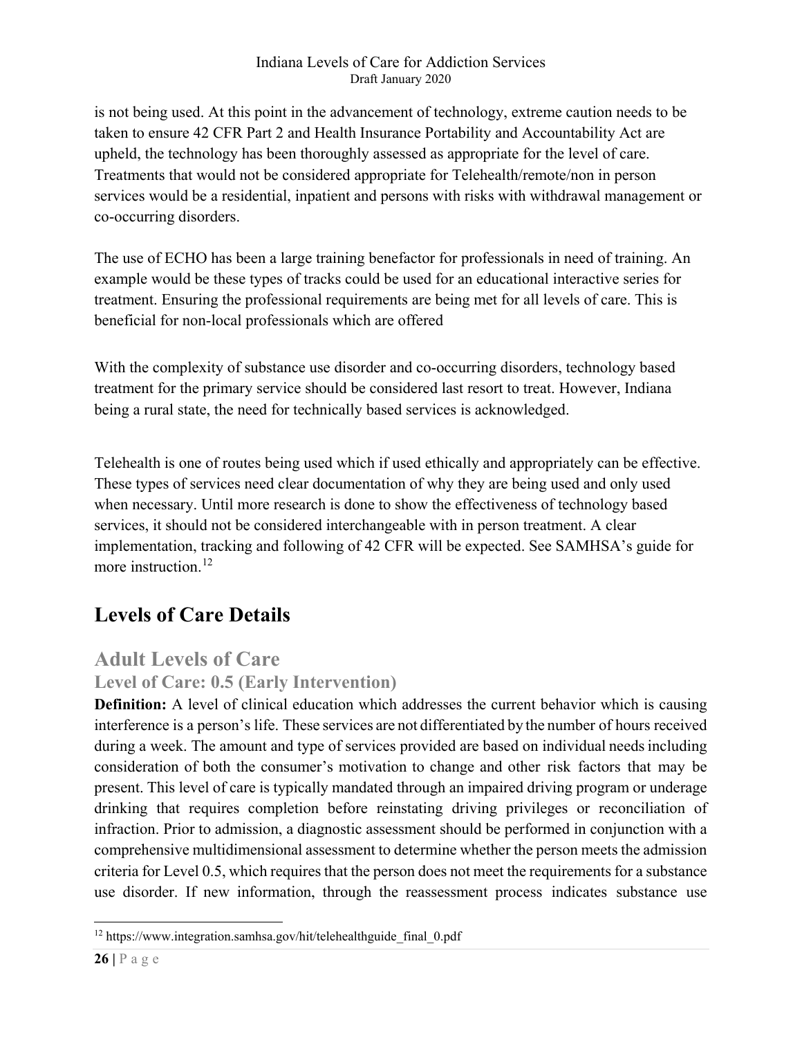is not being used. At this point in the advancement of technology, extreme caution needs to be taken to ensure 42 CFR Part 2 and Health Insurance Portability and Accountability Act are upheld, the technology has been thoroughly assessed as appropriate for the level of care. Treatments that would not be considered appropriate for Telehealth/remote/non in person services would be a residential, inpatient and persons with risks with withdrawal management or co-occurring disorders.

The use of ECHO has been a large training benefactor for professionals in need of training. An example would be these types of tracks could be used for an educational interactive series for treatment. Ensuring the professional requirements are being met for all levels of care. This is beneficial for non-local professionals which are offered

With the complexity of substance use disorder and co-occurring disorders, technology based treatment for the primary service should be considered last resort to treat. However, Indiana being a rural state, the need for technically based services is acknowledged.

Telehealth is one of routes being used which if used ethically and appropriately can be effective. These types of services need clear documentation of why they are being used and only used when necessary. Until more research is done to show the effectiveness of technology based services, it should not be considered interchangeable with in person treatment. A clear implementation, tracking and following of 42 CFR will be expected. See SAMHSA's guide for more instruction.[12]

# Levels of Care Details

## Adult Levels of Care

### Level of Care: 0.5 (Early Intervention)

**Definition:** A level of clinical education which addresses the current behavior which is causing interference is a person's life. These services are not differentiated by the number of hours received during a week. The amount and type of services provided are based on individual needs including consideration of both the consumer's motivation to change and other risk factors that may be present. This level of care is typically mandated through an impaired driving program or underage drinking that requires completion before reinstating driving privileges or reconciliation of infraction. Prior to admission, a diagnostic assessment should be performed in conjunction with a comprehensive multidimensional assessment to determine whether the person meets the admission criteria for Level 0.5, which requires that the person does not meet the requirements for a substance use disorder. If new information, through the reassessment process indicates substance use

---

[12] https://www.integration.samhsa.gov/hit/telehealthguide_final_0.pdf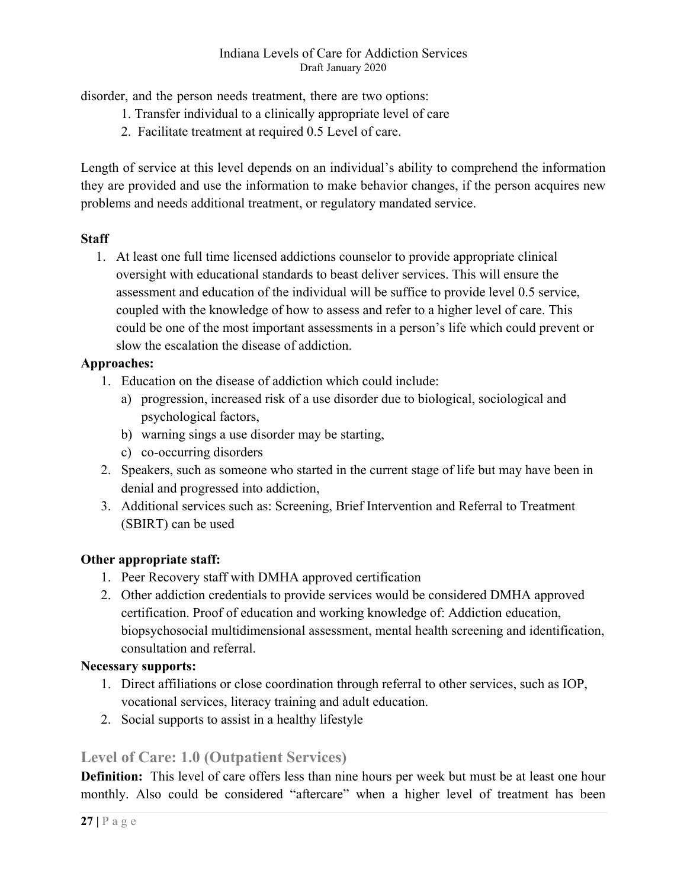disorder, and the person needs treatment, there are two options:

1. Transfer individual to a clinically appropriate level of care
2. Facilitate treatment at required 0.5 Level of care.

Length of service at this level depends on an individual's ability to comprehend the information they are provided and use the information to make behavior changes, if the person acquires new problems and needs additional treatment, or regulatory mandated service.

**Staff**

1. At least one full time licensed addictions counselor to provide appropriate clinical oversight with educational standards to beast deliver services. This will ensure the assessment and education of the individual will be suffice to provide level 0.5 service, coupled with the knowledge of how to assess and refer to a higher level of care. This could be one of the most important assessments in a person's life which could prevent or slow the escalation the disease of addiction.

**Approaches:**

1. Education on the disease of addiction which could include:
   a) progression, increased risk of a use disorder due to biological, sociological and psychological factors,
   b) warning sings a use disorder may be starting,
   c) co-occurring disorders
2. Speakers, such as someone who started in the current stage of life but may have been in denial and progressed into addiction,
3. Additional services such as: Screening, Brief Intervention and Referral to Treatment (SBIRT) can be used

**Other appropriate staff:**

1. Peer Recovery staff with DMHA approved certification
2. Other addiction credentials to provide services would be considered DMHA approved certification. Proof of education and working knowledge of: Addiction education, biopsychosocial multidimensional assessment, mental health screening and identification, consultation and referral.

**Necessary supports:**

1. Direct affiliations or close coordination through referral to other services, such as IOP, vocational services, literacy training and adult education.
2. Social supports to assist in a healthy lifestyle

## Level of Care: 1.0 (Outpatient Services)

**Definition:** This level of care offers less than nine hours per week but must be at least one hour monthly. Also could be considered "aftercare" when a higher level of treatment has been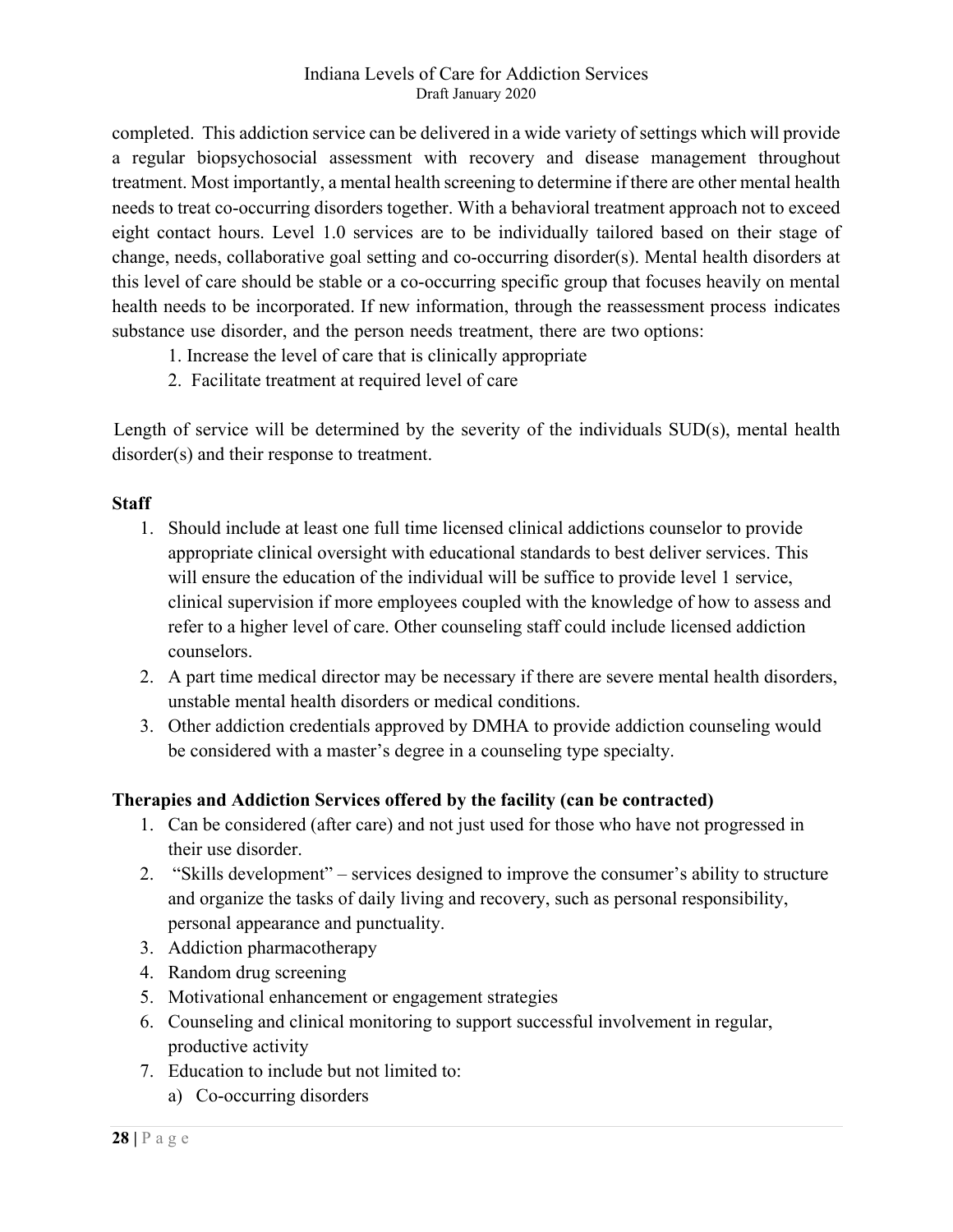completed. This addiction service can be delivered in a wide variety of settings which will provide a regular biopsychosocial assessment with recovery and disease management throughout treatment. Most importantly, a mental health screening to determine if there are other mental health needs to treat co-occurring disorders together. With a behavioral treatment approach not to exceed eight contact hours. Level 1.0 services are to be individually tailored based on their stage of change, needs, collaborative goal setting and co-occurring disorder(s). Mental health disorders at this level of care should be stable or a co-occurring specific group that focuses heavily on mental health needs to be incorporated. If new information, through the reassessment process indicates substance use disorder, and the person needs treatment, there are two options:

1. Increase the level of care that is clinically appropriate
2. Facilitate treatment at required level of care

Length of service will be determined by the severity of the individuals SUD(s), mental health disorder(s) and their response to treatment.

**Staff**

1. Should include at least one full time licensed clinical addictions counselor to provide appropriate clinical oversight with educational standards to best deliver services. This will ensure the education of the individual will be suffice to provide level 1 service, clinical supervision if more employees coupled with the knowledge of how to assess and refer to a higher level of care. Other counseling staff could include licensed addiction counselors.
2. A part time medical director may be necessary if there are severe mental health disorders, unstable mental health disorders or medical conditions.
3. Other addiction credentials approved by DMHA to provide addiction counseling would be considered with a master's degree in a counseling type specialty.

**Therapies and Addiction Services offered by the facility (can be contracted)**

1. Can be considered (after care) and not just used for those who have not progressed in their use disorder.
2. "Skills development" – services designed to improve the consumer's ability to structure and organize the tasks of daily living and recovery, such as personal responsibility, personal appearance and punctuality.
3. Addiction pharmacotherapy
4. Random drug screening
5. Motivational enhancement or engagement strategies
6. Counseling and clinical monitoring to support successful involvement in regular, productive activity
7. Education to include but not limited to:
   a) Co-occurring disorders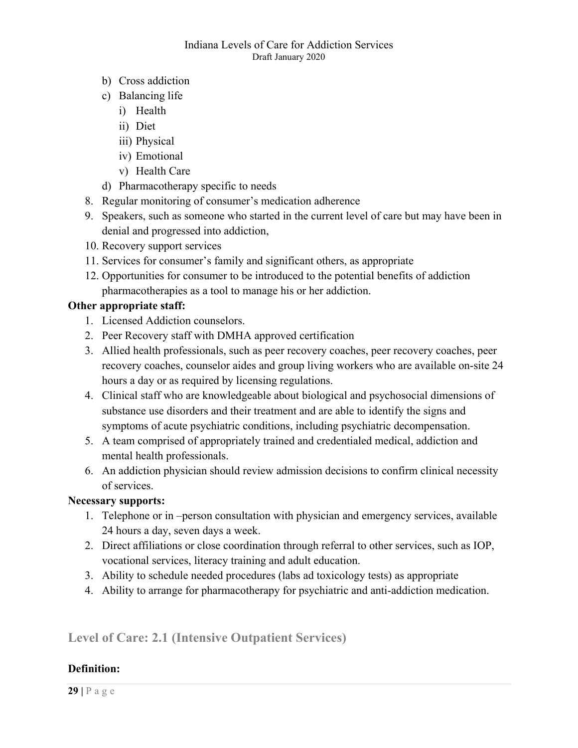b) Cross addiction
   c) Balancing life
      i) Health
      ii) Diet
      iii) Physical
      iv) Emotional
      v) Health Care
   d) Pharmacotherapy specific to needs
8. Regular monitoring of consumer's medication adherence
9. Speakers, such as someone who started in the current level of care but may have been in denial and progressed into addiction,
10. Recovery support services
11. Services for consumer's family and significant others, as appropriate
12. Opportunities for consumer to be introduced to the potential benefits of addiction pharmacotherapies as a tool to manage his or her addiction.

**Other appropriate staff:**

1. Licensed Addiction counselors.
2. Peer Recovery staff with DMHA approved certification
3. Allied health professionals, such as peer recovery coaches, peer recovery coaches, peer recovery coaches, counselor aides and group living workers who are available on-site 24 hours a day or as required by licensing regulations.
4. Clinical staff who are knowledgeable about biological and psychosocial dimensions of substance use disorders and their treatment and are able to identify the signs and symptoms of acute psychiatric conditions, including psychiatric decompensation.
5. A team comprised of appropriately trained and credentialed medical, addiction and mental health professionals.
6. An addiction physician should review admission decisions to confirm clinical necessity of services.

**Necessary supports:**

1. Telephone or in –person consultation with physician and emergency services, available 24 hours a day, seven days a week.
2. Direct affiliations or close coordination through referral to other services, such as IOP, vocational services, literacy training and adult education.
3. Ability to schedule needed procedures (labs ad toxicology tests) as appropriate
4. Ability to arrange for pharmacotherapy for psychiatric and anti-addiction medication.

## Level of Care: 2.1 (Intensive Outpatient Services)

**Definition:**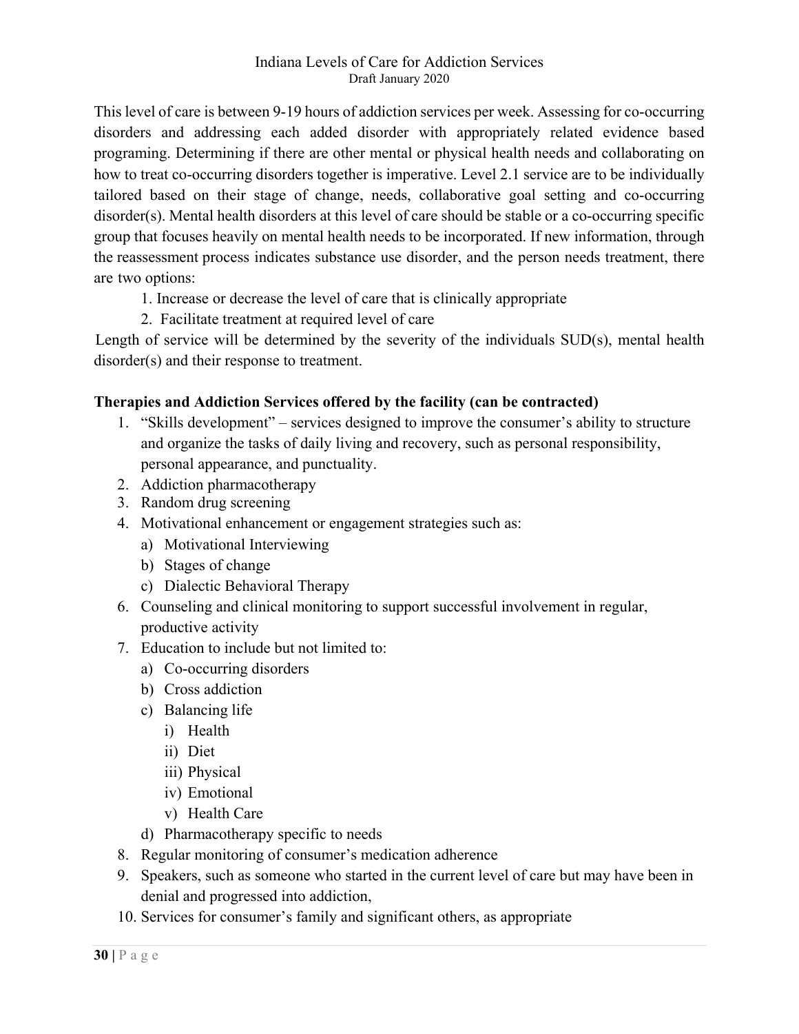This level of care is between 9-19 hours of addiction services per week. Assessing for co-occurring disorders and addressing each added disorder with appropriately related evidence based programing. Determining if there are other mental or physical health needs and collaborating on how to treat co-occurring disorders together is imperative. Level 2.1 service are to be individually tailored based on their stage of change, needs, collaborative goal setting and co-occurring disorder(s). Mental health disorders at this level of care should be stable or a co-occurring specific group that focuses heavily on mental health needs to be incorporated. If new information, through the reassessment process indicates substance use disorder, and the person needs treatment, there are two options:

1. Increase or decrease the level of care that is clinically appropriate
2. Facilitate treatment at required level of care

Length of service will be determined by the severity of the individuals SUD(s), mental health disorder(s) and their response to treatment.

**Therapies and Addiction Services offered by the facility (can be contracted)**

1. "Skills development" – services designed to improve the consumer's ability to structure and organize the tasks of daily living and recovery, such as personal responsibility, personal appearance, and punctuality.
2. Addiction pharmacotherapy
3. Random drug screening
4. Motivational enhancement or engagement strategies such as:
   a) Motivational Interviewing
   b) Stages of change
   c) Dialectic Behavioral Therapy
6. Counseling and clinical monitoring to support successful involvement in regular, productive activity
7. Education to include but not limited to:
   a) Co-occurring disorders
   b) Cross addiction
   c) Balancing life
      i) Health
      ii) Diet
      iii) Physical
      iv) Emotional
      v) Health Care
   d) Pharmacotherapy specific to needs
8. Regular monitoring of consumer's medication adherence
9. Speakers, such as someone who started in the current level of care but may have been in denial and progressed into addiction,
10. Services for consumer's family and significant others, as appropriate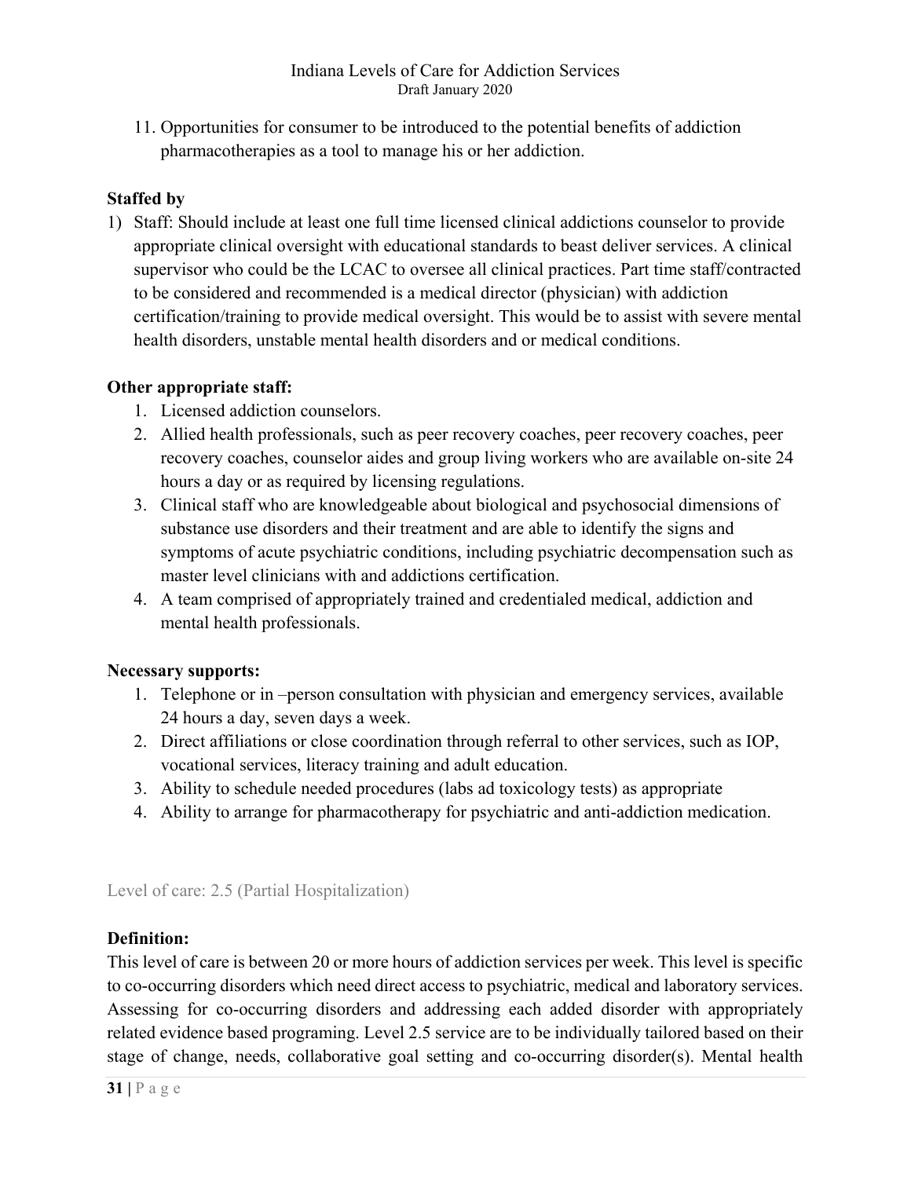11. Opportunities for consumer to be introduced to the potential benefits of addiction pharmacotherapies as a tool to manage his or her addiction.

**Staffed by**

1) Staff: Should include at least one full time licensed clinical addictions counselor to provide appropriate clinical oversight with educational standards to beast deliver services. A clinical supervisor who could be the LCAC to oversee all clinical practices. Part time staff/contracted to be considered and recommended is a medical director (physician) with addiction certification/training to provide medical oversight. This would be to assist with severe mental health disorders, unstable mental health disorders and or medical conditions.

**Other appropriate staff:**

1. Licensed addiction counselors.
2. Allied health professionals, such as peer recovery coaches, peer recovery coaches, peer recovery coaches, counselor aides and group living workers who are available on-site 24 hours a day or as required by licensing regulations.
3. Clinical staff who are knowledgeable about biological and psychosocial dimensions of substance use disorders and their treatment and are able to identify the signs and symptoms of acute psychiatric conditions, including psychiatric decompensation such as master level clinicians with and addictions certification.
4. A team comprised of appropriately trained and credentialed medical, addiction and mental health professionals.

**Necessary supports:**

1. Telephone or in –person consultation with physician and emergency services, available 24 hours a day, seven days a week.
2. Direct affiliations or close coordination through referral to other services, such as IOP, vocational services, literacy training and adult education.
3. Ability to schedule needed procedures (labs ad toxicology tests) as appropriate
4. Ability to arrange for pharmacotherapy for psychiatric and anti-addiction medication.

## Level of care: 2.5 (Partial Hospitalization)

**Definition:**

This level of care is between 20 or more hours of addiction services per week. This level is specific to co-occurring disorders which need direct access to psychiatric, medical and laboratory services. Assessing for co-occurring disorders and addressing each added disorder with appropriately related evidence based programing. Level 2.5 service are to be individually tailored based on their stage of change, needs, collaborative goal setting and co-occurring disorder(s). Mental health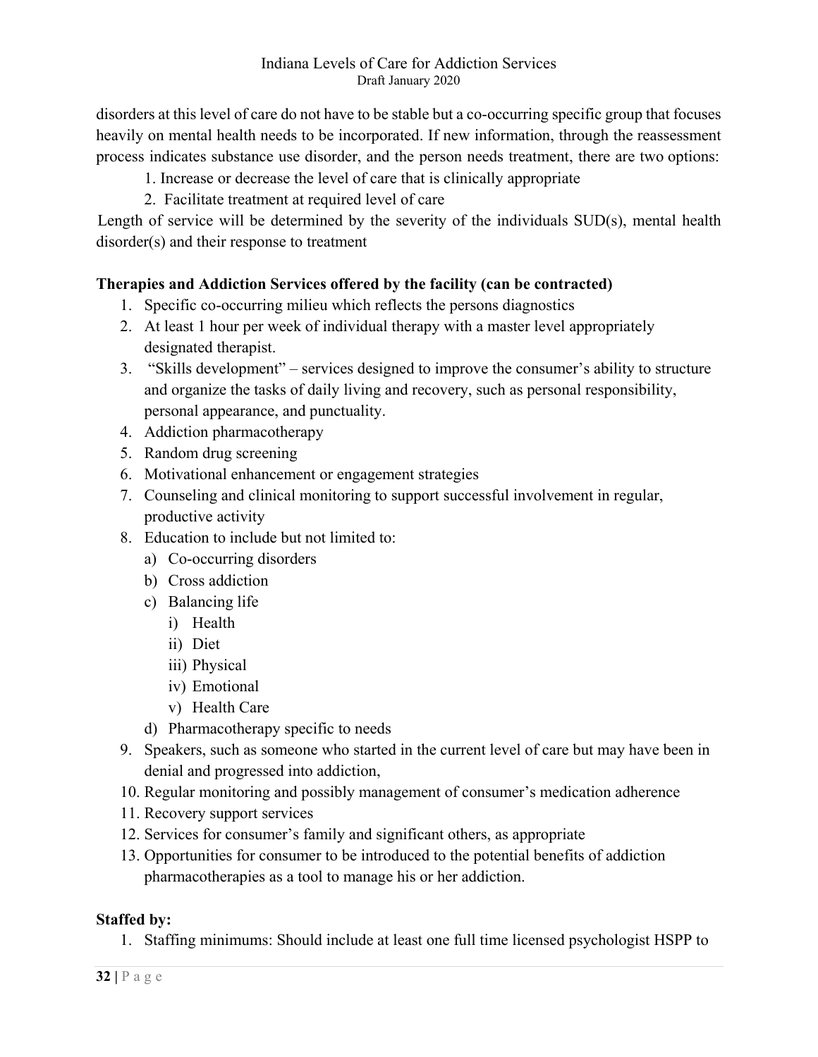disorders at this level of care do not have to be stable but a co-occurring specific group that focuses heavily on mental health needs to be incorporated. If new information, through the reassessment process indicates substance use disorder, and the person needs treatment, there are two options:

1. Increase or decrease the level of care that is clinically appropriate
2. Facilitate treatment at required level of care

Length of service will be determined by the severity of the individuals SUD(s), mental health disorder(s) and their response to treatment

**Therapies and Addiction Services offered by the facility (can be contracted)**

1. Specific co-occurring milieu which reflects the persons diagnostics
2. At least 1 hour per week of individual therapy with a master level appropriately designated therapist.
3. "Skills development" – services designed to improve the consumer's ability to structure and organize the tasks of daily living and recovery, such as personal responsibility, personal appearance, and punctuality.
4. Addiction pharmacotherapy
5. Random drug screening
6. Motivational enhancement or engagement strategies
7. Counseling and clinical monitoring to support successful involvement in regular, productive activity
8. Education to include but not limited to:
   a) Co-occurring disorders
   b) Cross addiction
   c) Balancing life
      i) Health
      ii) Diet
      iii) Physical
      iv) Emotional
      v) Health Care
   d) Pharmacotherapy specific to needs
9. Speakers, such as someone who started in the current level of care but may have been in denial and progressed into addiction,
10. Regular monitoring and possibly management of consumer's medication adherence
11. Recovery support services
12. Services for consumer's family and significant others, as appropriate
13. Opportunities for consumer to be introduced to the potential benefits of addiction pharmacotherapies as a tool to manage his or her addiction.

**Staffed by:**

1. Staffing minimums: Should include at least one full time licensed psychologist HSPP to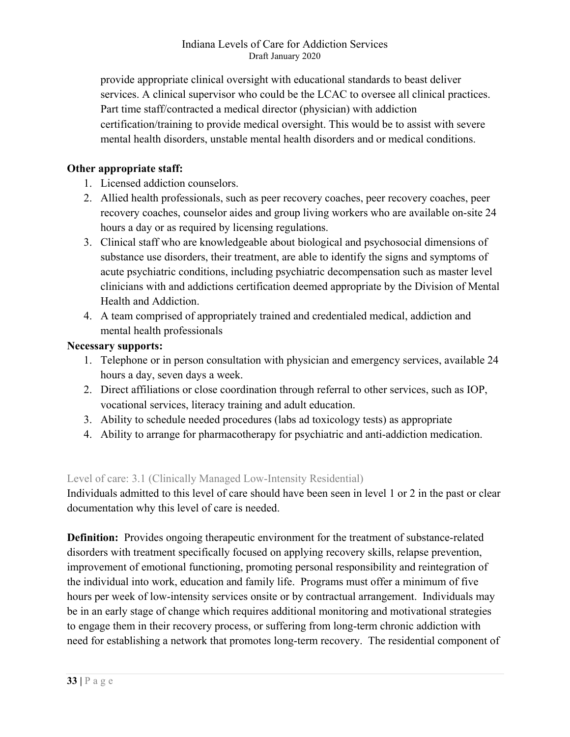provide appropriate clinical oversight with educational standards to beast deliver services. A clinical supervisor who could be the LCAC to oversee all clinical practices. Part time staff/contracted a medical director (physician) with addiction certification/training to provide medical oversight. This would be to assist with severe mental health disorders, unstable mental health disorders and or medical conditions.

**Other appropriate staff:**

1. Licensed addiction counselors.
2. Allied health professionals, such as peer recovery coaches, peer recovery coaches, peer recovery coaches, counselor aides and group living workers who are available on-site 24 hours a day or as required by licensing regulations.
3. Clinical staff who are knowledgeable about biological and psychosocial dimensions of substance use disorders, their treatment, are able to identify the signs and symptoms of acute psychiatric conditions, including psychiatric decompensation such as master level clinicians with and addictions certification deemed appropriate by the Division of Mental Health and Addiction.
4. A team comprised of appropriately trained and credentialed medical, addiction and mental health professionals

**Necessary supports:**

1. Telephone or in person consultation with physician and emergency services, available 24 hours a day, seven days a week.
2. Direct affiliations or close coordination through referral to other services, such as IOP, vocational services, literacy training and adult education.
3. Ability to schedule needed procedures (labs ad toxicology tests) as appropriate
4. Ability to arrange for pharmacotherapy for psychiatric and anti-addiction medication.

### Level of care: 3.1 (Clinically Managed Low-Intensity Residential)

Individuals admitted to this level of care should have been seen in level 1 or 2 in the past or clear documentation why this level of care is needed.

**Definition:** Provides ongoing therapeutic environment for the treatment of substance-related disorders with treatment specifically focused on applying recovery skills, relapse prevention, improvement of emotional functioning, promoting personal responsibility and reintegration of the individual into work, education and family life. Programs must offer a minimum of five hours per week of low-intensity services onsite or by contractual arrangement. Individuals may be in an early stage of change which requires additional monitoring and motivational strategies to engage them in their recovery process, or suffering from long-term chronic addiction with need for establishing a network that promotes long-term recovery. The residential component of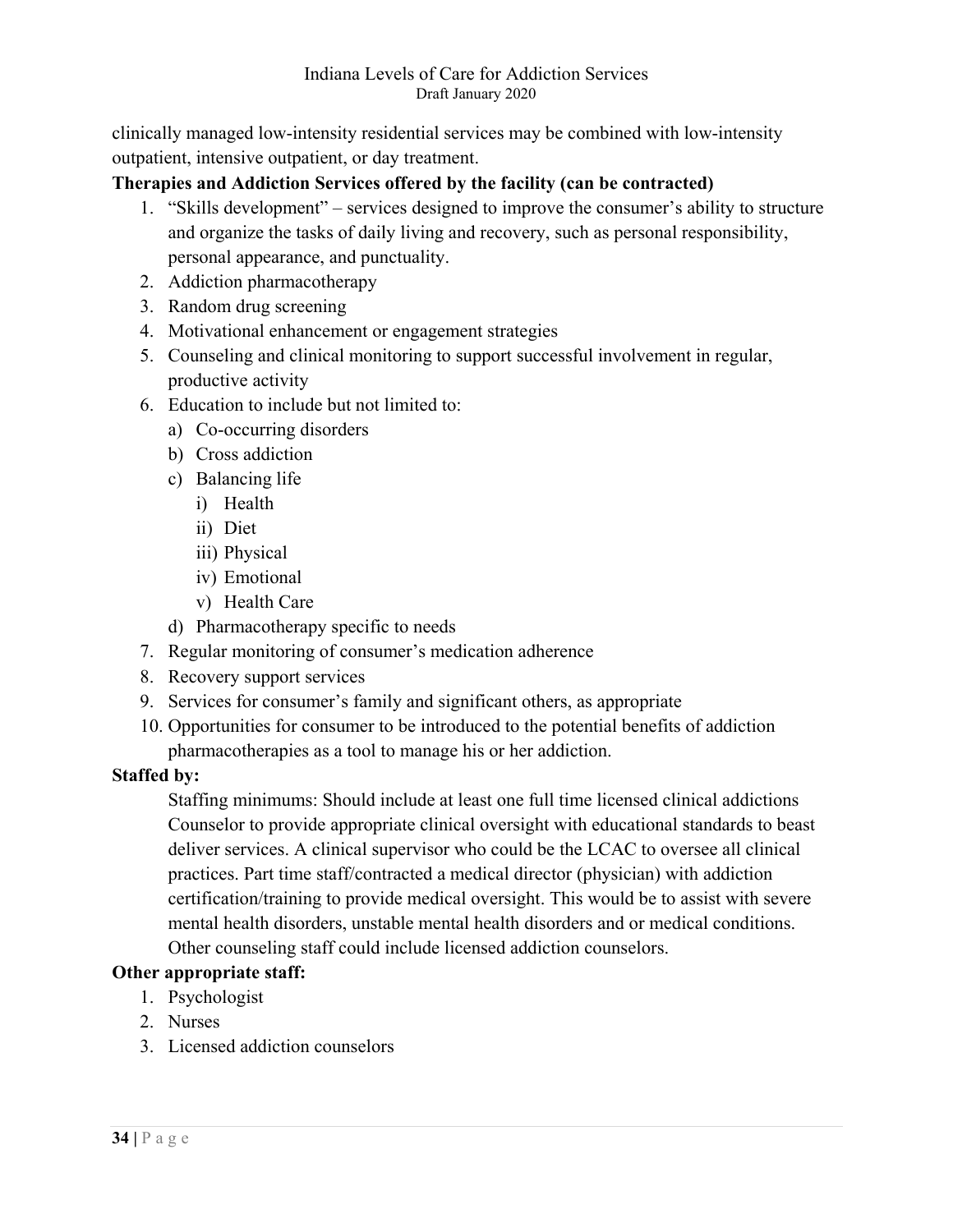clinically managed low-intensity residential services may be combined with low-intensity outpatient, intensive outpatient, or day treatment.

**Therapies and Addiction Services offered by the facility (can be contracted)**

1. "Skills development" – services designed to improve the consumer's ability to structure and organize the tasks of daily living and recovery, such as personal responsibility, personal appearance, and punctuality.
2. Addiction pharmacotherapy
3. Random drug screening
4. Motivational enhancement or engagement strategies
5. Counseling and clinical monitoring to support successful involvement in regular, productive activity
6. Education to include but not limited to:
   a) Co-occurring disorders
   b) Cross addiction
   c) Balancing life
      i) Health
      ii) Diet
      iii) Physical
      iv) Emotional
      v) Health Care
   d) Pharmacotherapy specific to needs
7. Regular monitoring of consumer's medication adherence
8. Recovery support services
9. Services for consumer's family and significant others, as appropriate
10. Opportunities for consumer to be introduced to the potential benefits of addiction pharmacotherapies as a tool to manage his or her addiction.

**Staffed by:**

Staffing minimums: Should include at least one full time licensed clinical addictions Counselor to provide appropriate clinical oversight with educational standards to beast deliver services. A clinical supervisor who could be the LCAC to oversee all clinical practices. Part time staff/contracted a medical director (physician) with addiction certification/training to provide medical oversight. This would be to assist with severe mental health disorders, unstable mental health disorders and or medical conditions. Other counseling staff could include licensed addiction counselors.

**Other appropriate staff:**

1. Psychologist
2. Nurses
3. Licensed addiction counselors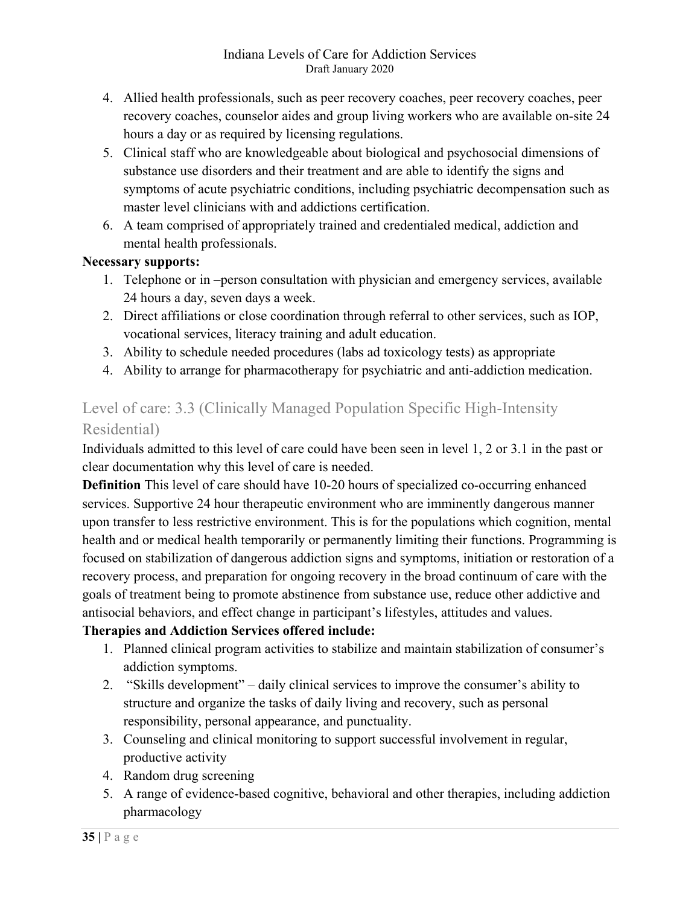4. Allied health professionals, such as peer recovery coaches, peer recovery coaches, peer recovery coaches, counselor aides and group living workers who are available on-site 24 hours a day or as required by licensing regulations.
5. Clinical staff who are knowledgeable about biological and psychosocial dimensions of substance use disorders and their treatment and are able to identify the signs and symptoms of acute psychiatric conditions, including psychiatric decompensation such as master level clinicians with and addictions certification.
6. A team comprised of appropriately trained and credentialed medical, addiction and mental health professionals.

**Necessary supports:**

1. Telephone or in –person consultation with physician and emergency services, available 24 hours a day, seven days a week.
2. Direct affiliations or close coordination through referral to other services, such as IOP, vocational services, literacy training and adult education.
3. Ability to schedule needed procedures (labs ad toxicology tests) as appropriate
4. Ability to arrange for pharmacotherapy for psychiatric and anti-addiction medication.

## Level of care: 3.3 (Clinically Managed Population Specific High-Intensity Residential)

Individuals admitted to this level of care could have been seen in level 1, 2 or 3.1 in the past or clear documentation why this level of care is needed.

**Definition** This level of care should have 10-20 hours of specialized co-occurring enhanced services. Supportive 24 hour therapeutic environment who are imminently dangerous manner upon transfer to less restrictive environment. This is for the populations which cognition, mental health and or medical health temporarily or permanently limiting their functions. Programming is focused on stabilization of dangerous addiction signs and symptoms, initiation or restoration of a recovery process, and preparation for ongoing recovery in the broad continuum of care with the goals of treatment being to promote abstinence from substance use, reduce other addictive and antisocial behaviors, and effect change in participant's lifestyles, attitudes and values.

**Therapies and Addiction Services offered include:**

1. Planned clinical program activities to stabilize and maintain stabilization of consumer's addiction symptoms.
2. "Skills development" – daily clinical services to improve the consumer's ability to structure and organize the tasks of daily living and recovery, such as personal responsibility, personal appearance, and punctuality.
3. Counseling and clinical monitoring to support successful involvement in regular, productive activity
4. Random drug screening
5. A range of evidence-based cognitive, behavioral and other therapies, including addiction pharmacology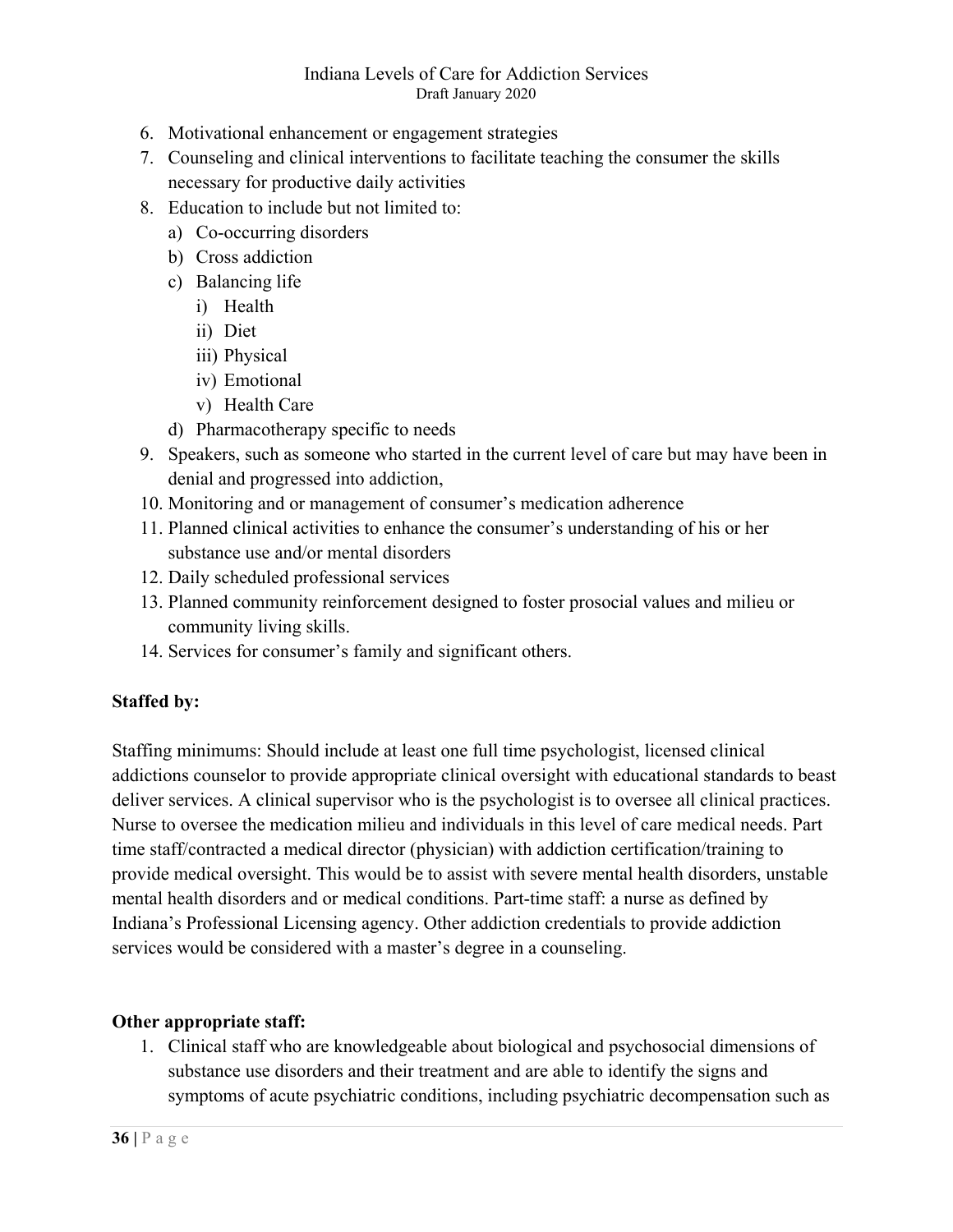6. Motivational enhancement or engagement strategies
7. Counseling and clinical interventions to facilitate teaching the consumer the skills necessary for productive daily activities
8. Education to include but not limited to:
   a) Co-occurring disorders
   b) Cross addiction
   c) Balancing life
      i) Health
      ii) Diet
      iii) Physical
      iv) Emotional
      v) Health Care
   d) Pharmacotherapy specific to needs
9. Speakers, such as someone who started in the current level of care but may have been in denial and progressed into addiction,
10. Monitoring and or management of consumer's medication adherence
11. Planned clinical activities to enhance the consumer's understanding of his or her substance use and/or mental disorders
12. Daily scheduled professional services
13. Planned community reinforcement designed to foster prosocial values and milieu or community living skills.
14. Services for consumer's family and significant others.

**Staffed by:**

Staffing minimums: Should include at least one full time psychologist, licensed clinical addictions counselor to provide appropriate clinical oversight with educational standards to beast deliver services. A clinical supervisor who is the psychologist is to oversee all clinical practices. Nurse to oversee the medication milieu and individuals in this level of care medical needs. Part time staff/contracted a medical director (physician) with addiction certification/training to provide medical oversight. This would be to assist with severe mental health disorders, unstable mental health disorders and or medical conditions. Part-time staff: a nurse as defined by Indiana's Professional Licensing agency. Other addiction credentials to provide addiction services would be considered with a master's degree in a counseling.

**Other appropriate staff:**

1. Clinical staff who are knowledgeable about biological and psychosocial dimensions of substance use disorders and their treatment and are able to identify the signs and symptoms of acute psychiatric conditions, including psychiatric decompensation such as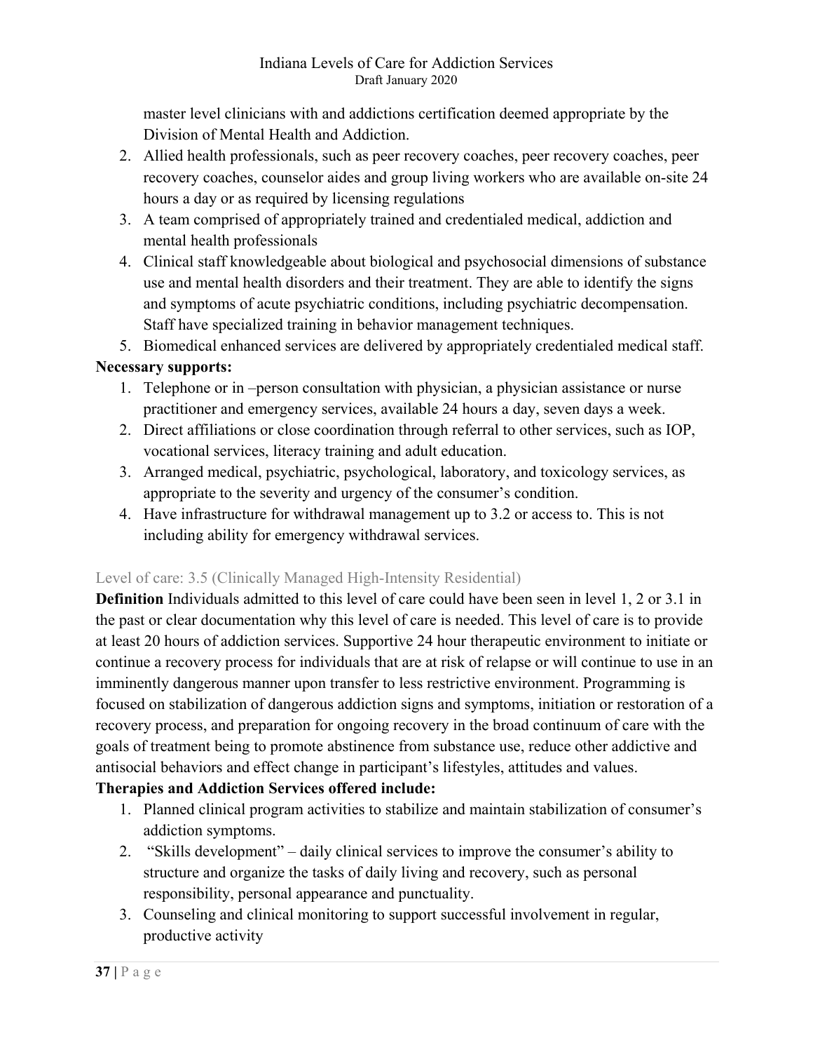master level clinicians with and addictions certification deemed appropriate by the Division of Mental Health and Addiction.

2. Allied health professionals, such as peer recovery coaches, peer recovery coaches, peer recovery coaches, counselor aides and group living workers who are available on-site 24 hours a day or as required by licensing regulations
3. A team comprised of appropriately trained and credentialed medical, addiction and mental health professionals
4. Clinical staff knowledgeable about biological and psychosocial dimensions of substance use and mental health disorders and their treatment. They are able to identify the signs and symptoms of acute psychiatric conditions, including psychiatric decompensation. Staff have specialized training in behavior management techniques.
5. Biomedical enhanced services are delivered by appropriately credentialed medical staff.

**Necessary supports:**

1. Telephone or in –person consultation with physician, a physician assistance or nurse practitioner and emergency services, available 24 hours a day, seven days a week.
2. Direct affiliations or close coordination through referral to other services, such as IOP, vocational services, literacy training and adult education.
3. Arranged medical, psychiatric, psychological, laboratory, and toxicology services, as appropriate to the severity and urgency of the consumer's condition.
4. Have infrastructure for withdrawal management up to 3.2 or access to. This is not including ability for emergency withdrawal services.

### Level of care: 3.5 (Clinically Managed High-Intensity Residential)

**Definition** Individuals admitted to this level of care could have been seen in level 1, 2 or 3.1 in the past or clear documentation why this level of care is needed. This level of care is to provide at least 20 hours of addiction services. Supportive 24 hour therapeutic environment to initiate or continue a recovery process for individuals that are at risk of relapse or will continue to use in an imminently dangerous manner upon transfer to less restrictive environment. Programming is focused on stabilization of dangerous addiction signs and symptoms, initiation or restoration of a recovery process, and preparation for ongoing recovery in the broad continuum of care with the goals of treatment being to promote abstinence from substance use, reduce other addictive and antisocial behaviors and effect change in participant's lifestyles, attitudes and values.

**Therapies and Addiction Services offered include:**

1. Planned clinical program activities to stabilize and maintain stabilization of consumer's addiction symptoms.
2. "Skills development" – daily clinical services to improve the consumer's ability to structure and organize the tasks of daily living and recovery, such as personal responsibility, personal appearance and punctuality.
3. Counseling and clinical monitoring to support successful involvement in regular, productive activity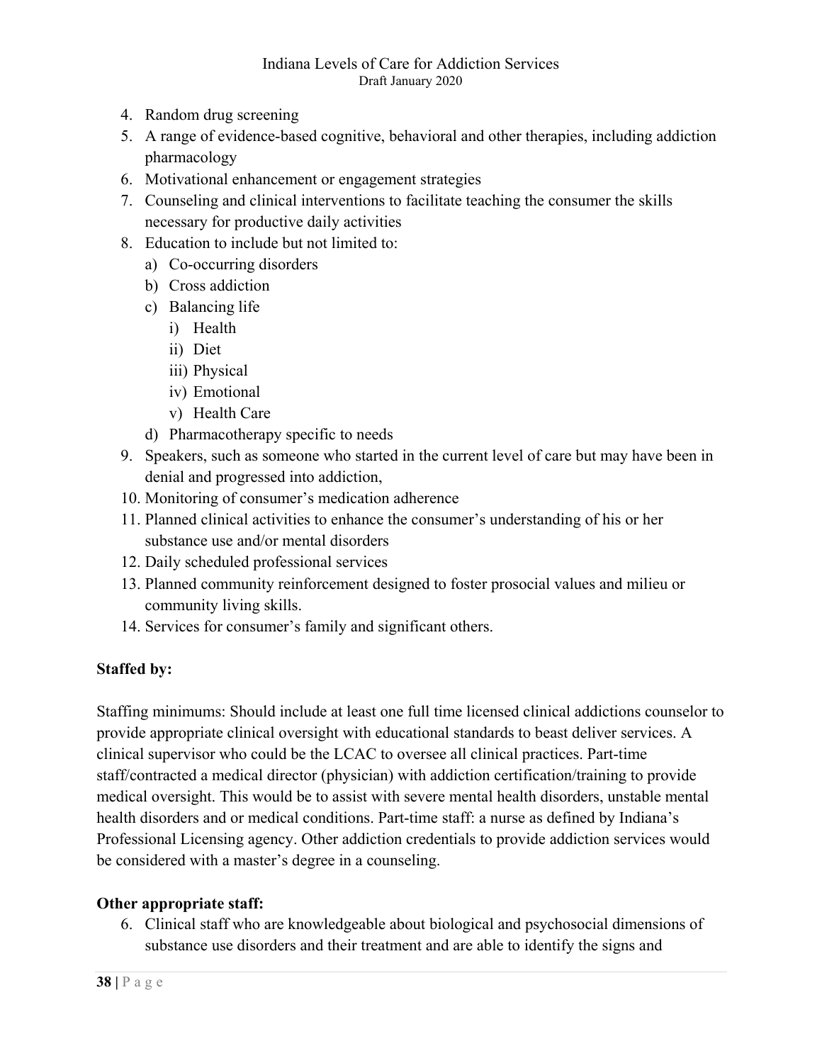4. Random drug screening
5. A range of evidence-based cognitive, behavioral and other therapies, including addiction pharmacology
6. Motivational enhancement or engagement strategies
7. Counseling and clinical interventions to facilitate teaching the consumer the skills necessary for productive daily activities
8. Education to include but not limited to:
   a) Co-occurring disorders
   b) Cross addiction
   c) Balancing life
      i) Health
      ii) Diet
      iii) Physical
      iv) Emotional
      v) Health Care
   d) Pharmacotherapy specific to needs
9. Speakers, such as someone who started in the current level of care but may have been in denial and progressed into addiction,
10. Monitoring of consumer's medication adherence
11. Planned clinical activities to enhance the consumer's understanding of his or her substance use and/or mental disorders
12. Daily scheduled professional services
13. Planned community reinforcement designed to foster prosocial values and milieu or community living skills.
14. Services for consumer's family and significant others.

**Staffed by:**

Staffing minimums: Should include at least one full time licensed clinical addictions counselor to provide appropriate clinical oversight with educational standards to beast deliver services. A clinical supervisor who could be the LCAC to oversee all clinical practices. Part-time staff/contracted a medical director (physician) with addiction certification/training to provide medical oversight. This would be to assist with severe mental health disorders, unstable mental health disorders and or medical conditions. Part-time staff: a nurse as defined by Indiana's Professional Licensing agency. Other addiction credentials to provide addiction services would be considered with a master's degree in a counseling.

**Other appropriate staff:**

6. Clinical staff who are knowledgeable about biological and psychosocial dimensions of substance use disorders and their treatment and are able to identify the signs and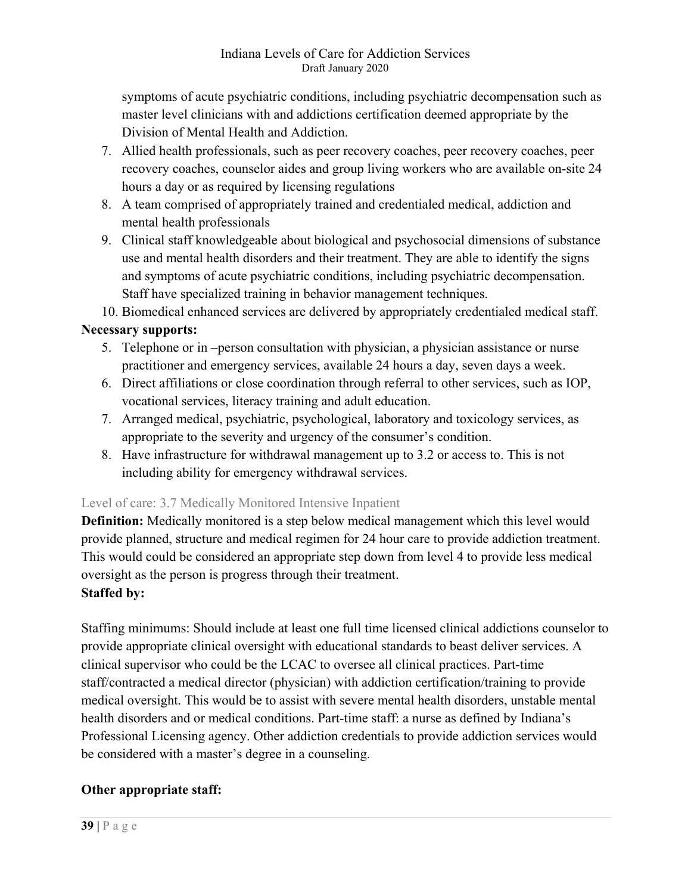symptoms of acute psychiatric conditions, including psychiatric decompensation such as master level clinicians with and addictions certification deemed appropriate by the Division of Mental Health and Addiction.

7. Allied health professionals, such as peer recovery coaches, peer recovery coaches, peer recovery coaches, counselor aides and group living workers who are available on-site 24 hours a day or as required by licensing regulations
8. A team comprised of appropriately trained and credentialed medical, addiction and mental health professionals
9. Clinical staff knowledgeable about biological and psychosocial dimensions of substance use and mental health disorders and their treatment. They are able to identify the signs and symptoms of acute psychiatric conditions, including psychiatric decompensation. Staff have specialized training in behavior management techniques.
10. Biomedical enhanced services are delivered by appropriately credentialed medical staff.

**Necessary supports:**

5. Telephone or in –person consultation with physician, a physician assistance or nurse practitioner and emergency services, available 24 hours a day, seven days a week.
6. Direct affiliations or close coordination through referral to other services, such as IOP, vocational services, literacy training and adult education.
7. Arranged medical, psychiatric, psychological, laboratory and toxicology services, as appropriate to the severity and urgency of the consumer's condition.
8. Have infrastructure for withdrawal management up to 3.2 or access to. This is not including ability for emergency withdrawal services.

### Level of care: 3.7 Medically Monitored Intensive Inpatient

**Definition:** Medically monitored is a step below medical management which this level would provide planned, structure and medical regimen for 24 hour care to provide addiction treatment. This would could be considered an appropriate step down from level 4 to provide less medical oversight as the person is progress through their treatment.

**Staffed by:**

Staffing minimums: Should include at least one full time licensed clinical addictions counselor to provide appropriate clinical oversight with educational standards to beast deliver services. A clinical supervisor who could be the LCAC to oversee all clinical practices. Part-time staff/contracted a medical director (physician) with addiction certification/training to provide medical oversight. This would be to assist with severe mental health disorders, unstable mental health disorders and or medical conditions. Part-time staff: a nurse as defined by Indiana's Professional Licensing agency. Other addiction credentials to provide addiction services would be considered with a master's degree in a counseling.

**Other appropriate staff:**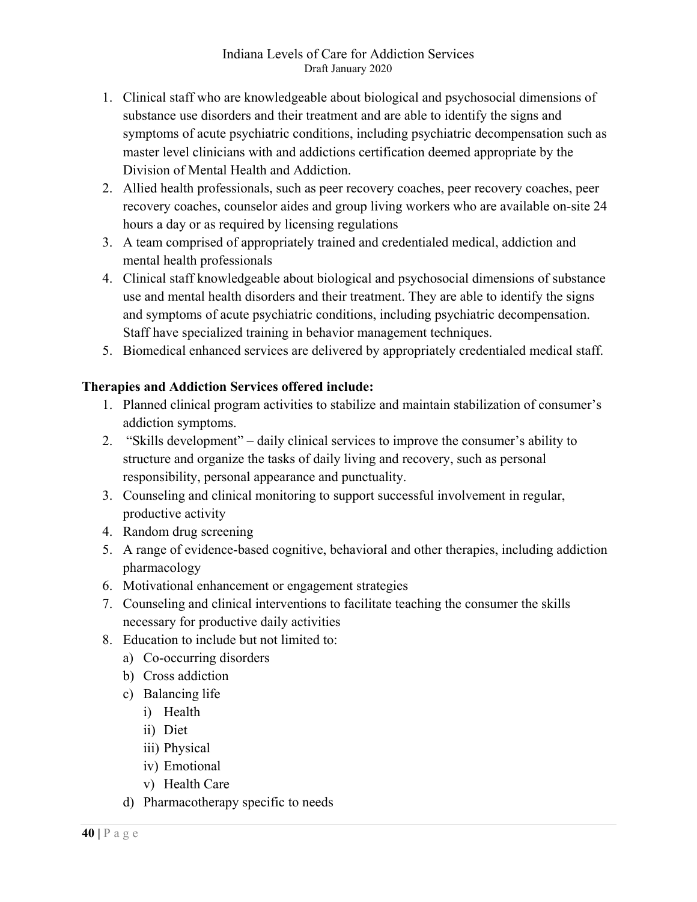1. Clinical staff who are knowledgeable about biological and psychosocial dimensions of substance use disorders and their treatment and are able to identify the signs and symptoms of acute psychiatric conditions, including psychiatric decompensation such as master level clinicians with and addictions certification deemed appropriate by the Division of Mental Health and Addiction.
2. Allied health professionals, such as peer recovery coaches, peer recovery coaches, peer recovery coaches, counselor aides and group living workers who are available on-site 24 hours a day or as required by licensing regulations
3. A team comprised of appropriately trained and credentialed medical, addiction and mental health professionals
4. Clinical staff knowledgeable about biological and psychosocial dimensions of substance use and mental health disorders and their treatment. They are able to identify the signs and symptoms of acute psychiatric conditions, including psychiatric decompensation. Staff have specialized training in behavior management techniques.
5. Biomedical enhanced services are delivered by appropriately credentialed medical staff.

**Therapies and Addiction Services offered include:**

1. Planned clinical program activities to stabilize and maintain stabilization of consumer's addiction symptoms.
2. "Skills development" – daily clinical services to improve the consumer's ability to structure and organize the tasks of daily living and recovery, such as personal responsibility, personal appearance and punctuality.
3. Counseling and clinical monitoring to support successful involvement in regular, productive activity
4. Random drug screening
5. A range of evidence-based cognitive, behavioral and other therapies, including addiction pharmacology
6. Motivational enhancement or engagement strategies
7. Counseling and clinical interventions to facilitate teaching the consumer the skills necessary for productive daily activities
8. Education to include but not limited to:
   a) Co-occurring disorders
   b) Cross addiction
   c) Balancing life
      i) Health
      ii) Diet
      iii) Physical
      iv) Emotional
      v) Health Care
   d) Pharmacotherapy specific to needs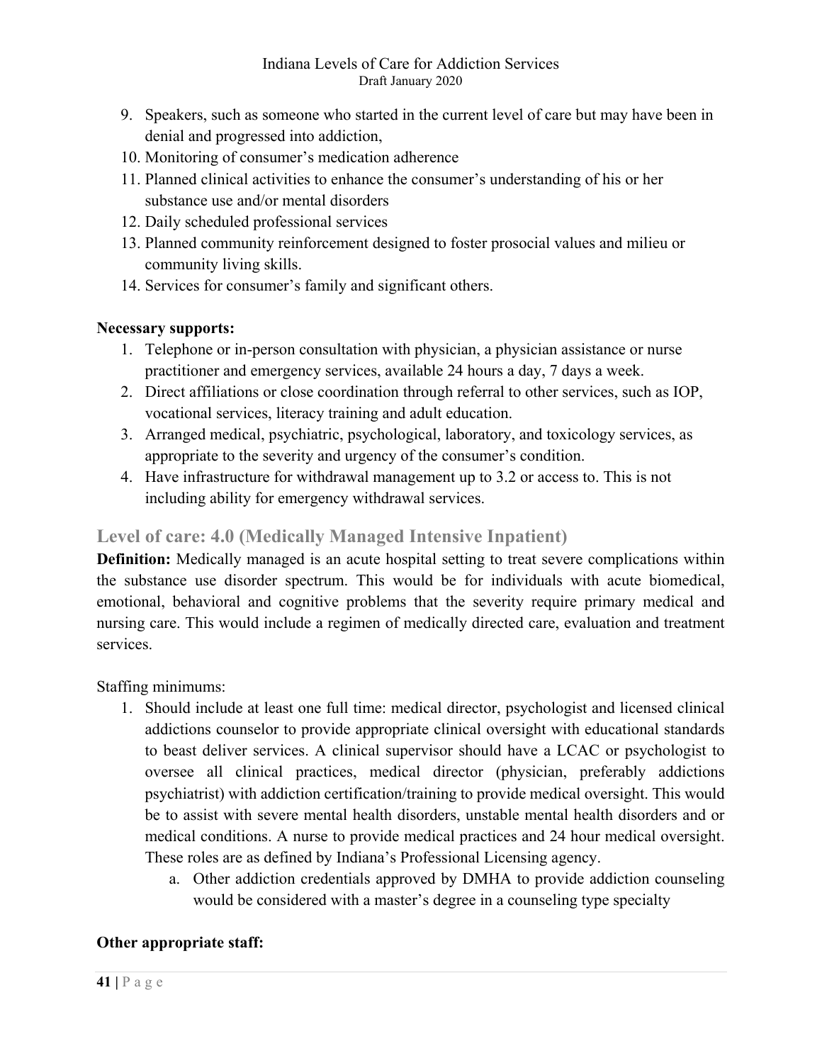9. Speakers, such as someone who started in the current level of care but may have been in denial and progressed into addiction,
10. Monitoring of consumer's medication adherence
11. Planned clinical activities to enhance the consumer's understanding of his or her substance use and/or mental disorders
12. Daily scheduled professional services
13. Planned community reinforcement designed to foster prosocial values and milieu or community living skills.
14. Services for consumer's family and significant others.

**Necessary supports:**

1. Telephone or in-person consultation with physician, a physician assistance or nurse practitioner and emergency services, available 24 hours a day, 7 days a week.
2. Direct affiliations or close coordination through referral to other services, such as IOP, vocational services, literacy training and adult education.
3. Arranged medical, psychiatric, psychological, laboratory, and toxicology services, as appropriate to the severity and urgency of the consumer's condition.
4. Have infrastructure for withdrawal management up to 3.2 or access to. This is not including ability for emergency withdrawal services.

## Level of care: 4.0 (Medically Managed Intensive Inpatient)

**Definition:** Medically managed is an acute hospital setting to treat severe complications within the substance use disorder spectrum. This would be for individuals with acute biomedical, emotional, behavioral and cognitive problems that the severity require primary medical and nursing care. This would include a regimen of medically directed care, evaluation and treatment services.

Staffing minimums:

1. Should include at least one full time: medical director, psychologist and licensed clinical addictions counselor to provide appropriate clinical oversight with educational standards to beast deliver services. A clinical supervisor should have a LCAC or psychologist to oversee all clinical practices, medical director (physician, preferably addictions psychiatrist) with addiction certification/training to provide medical oversight. This would be to assist with severe mental health disorders, unstable mental health disorders and or medical conditions. A nurse to provide medical practices and 24 hour medical oversight. These roles are as defined by Indiana's Professional Licensing agency.
    a. Other addiction credentials approved by DMHA to provide addiction counseling would be considered with a master's degree in a counseling type specialty

**Other appropriate staff:**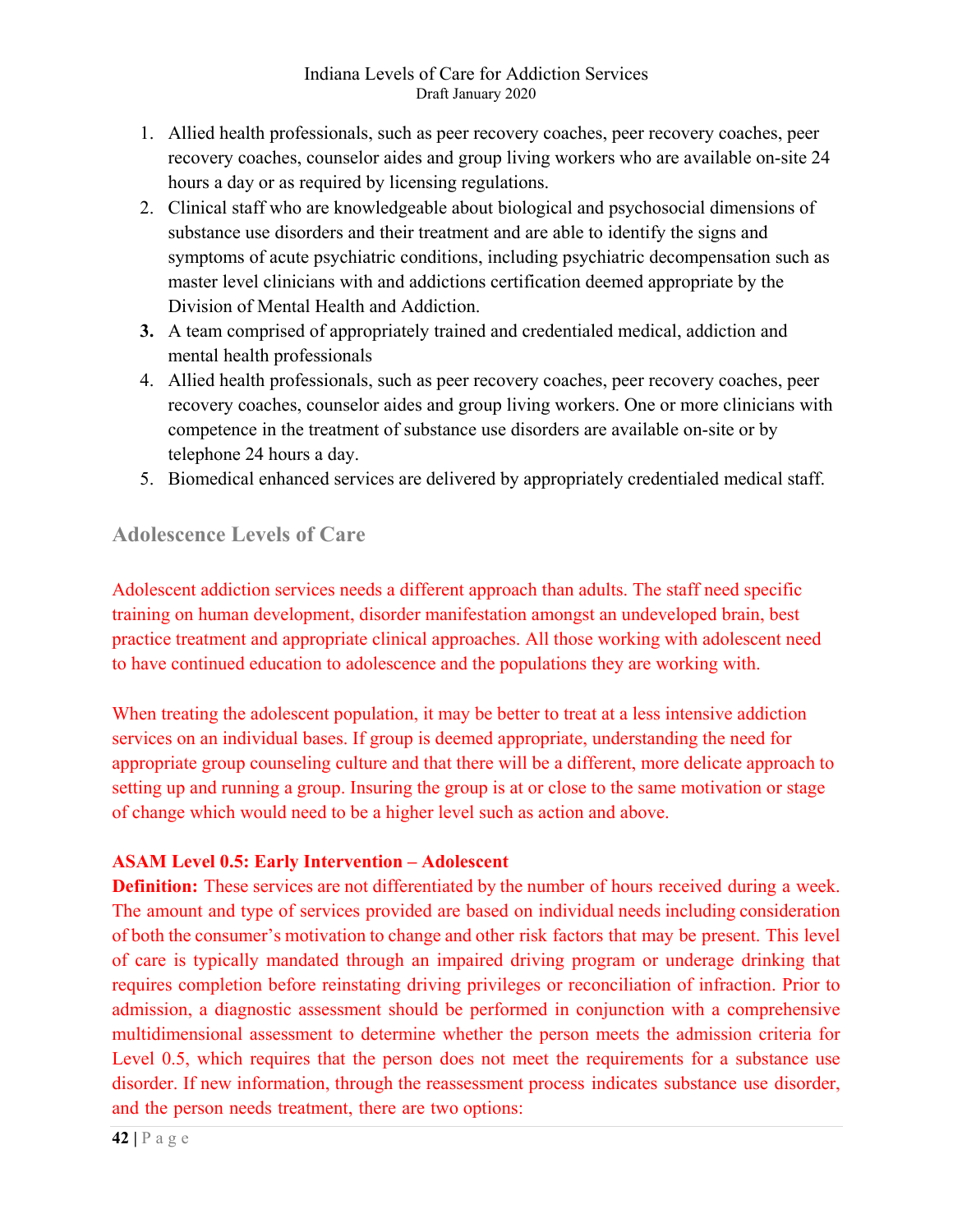1. Allied health professionals, such as peer recovery coaches, peer recovery coaches, peer recovery coaches, counselor aides and group living workers who are available on-site 24 hours a day or as required by licensing regulations.
2. Clinical staff who are knowledgeable about biological and psychosocial dimensions of substance use disorders and their treatment and are able to identify the signs and symptoms of acute psychiatric conditions, including psychiatric decompensation such as master level clinicians with and addictions certification deemed appropriate by the Division of Mental Health and Addiction.
3. A team comprised of appropriately trained and credentialed medical, addiction and mental health professionals
4. Allied health professionals, such as peer recovery coaches, peer recovery coaches, peer recovery coaches, counselor aides and group living workers. One or more clinicians with competence in the treatment of substance use disorders are available on-site or by telephone 24 hours a day.
5. Biomedical enhanced services are delivered by appropriately credentialed medical staff.

## Adolescence Levels of Care

Adolescent addiction services needs a different approach than adults. The staff need specific training on human development, disorder manifestation amongst an undeveloped brain, best practice treatment and appropriate clinical approaches. All those working with adolescent need to have continued education to adolescence and the populations they are working with.

When treating the adolescent population, it may be better to treat at a less intensive addiction services on an individual bases. If group is deemed appropriate, understanding the need for appropriate group counseling culture and that there will be a different, more delicate approach to setting up and running a group. Insuring the group is at or close to the same motivation or stage of change which would need to be a higher level such as action and above.

**ASAM Level 0.5: Early Intervention – Adolescent**

**Definition:** These services are not differentiated by the number of hours received during a week. The amount and type of services provided are based on individual needs including consideration of both the consumer's motivation to change and other risk factors that may be present. This level of care is typically mandated through an impaired driving program or underage drinking that requires completion before reinstating driving privileges or reconciliation of infraction. Prior to admission, a diagnostic assessment should be performed in conjunction with a comprehensive multidimensional assessment to determine whether the person meets the admission criteria for Level 0.5, which requires that the person does not meet the requirements for a substance use disorder. If new information, through the reassessment process indicates substance use disorder, and the person needs treatment, there are two options: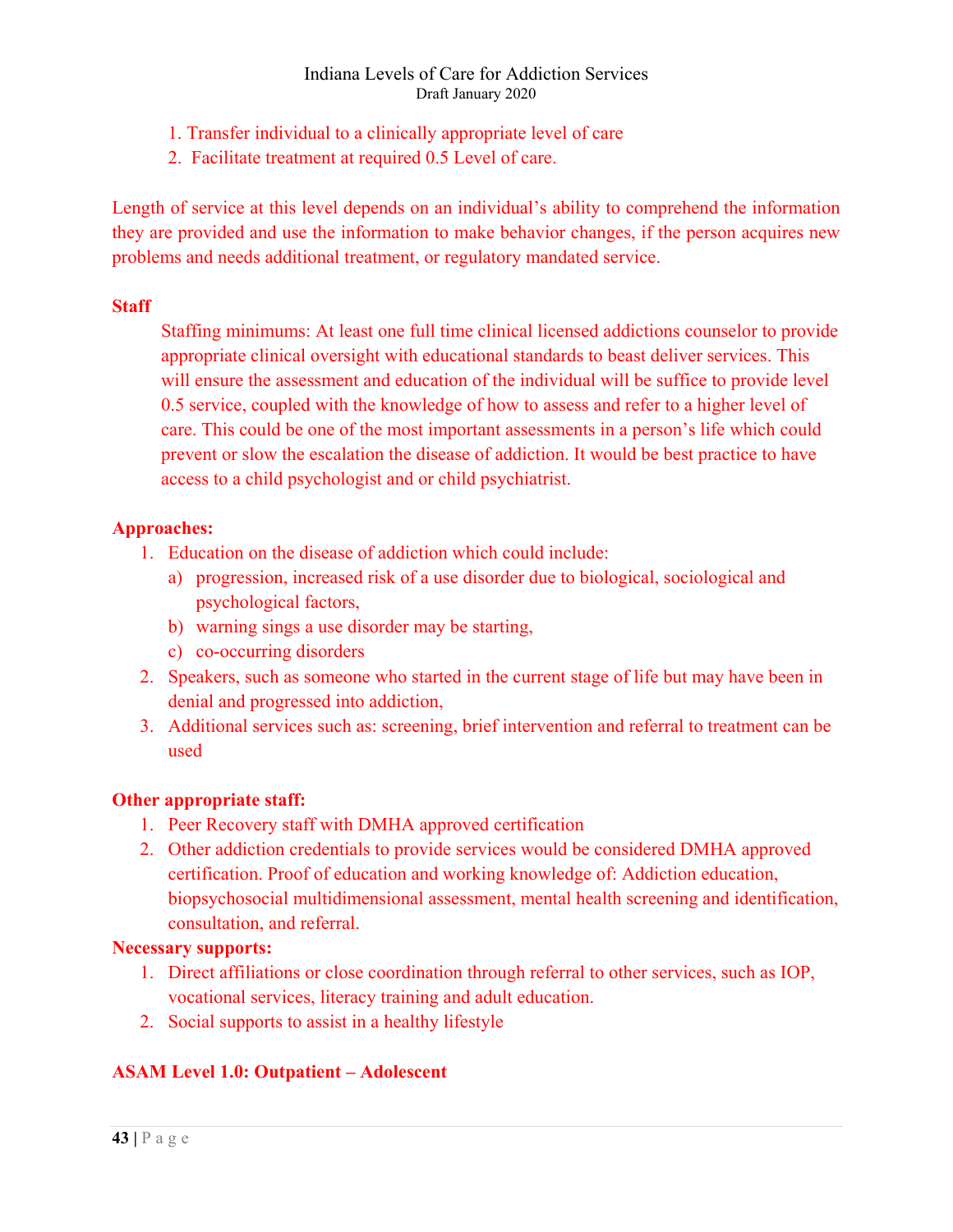1. Transfer individual to a clinically appropriate level of care
2. Facilitate treatment at required 0.5 Level of care.

Length of service at this level depends on an individual's ability to comprehend the information they are provided and use the information to make behavior changes, if the person acquires new problems and needs additional treatment, or regulatory mandated service.

**Staff**

Staffing minimums: At least one full time clinical licensed addictions counselor to provide appropriate clinical oversight with educational standards to beast deliver services. This will ensure the assessment and education of the individual will be suffice to provide level 0.5 service, coupled with the knowledge of how to assess and refer to a higher level of care. This could be one of the most important assessments in a person's life which could prevent or slow the escalation the disease of addiction. It would be best practice to have access to a child psychologist and or child psychiatrist.

**Approaches:**

1. Education on the disease of addiction which could include:
   a) progression, increased risk of a use disorder due to biological, sociological and psychological factors,
   b) warning sings a use disorder may be starting,
   c) co-occurring disorders
2. Speakers, such as someone who started in the current stage of life but may have been in denial and progressed into addiction,
3. Additional services such as: screening, brief intervention and referral to treatment can be used

**Other appropriate staff:**

1. Peer Recovery staff with DMHA approved certification
2. Other addiction credentials to provide services would be considered DMHA approved certification. Proof of education and working knowledge of: Addiction education, biopsychosocial multidimensional assessment, mental health screening and identification, consultation, and referral.

**Necessary supports:**

1. Direct affiliations or close coordination through referral to other services, such as IOP, vocational services, literacy training and adult education.
2. Social supports to assist in a healthy lifestyle

**ASAM Level 1.0: Outpatient – Adolescent**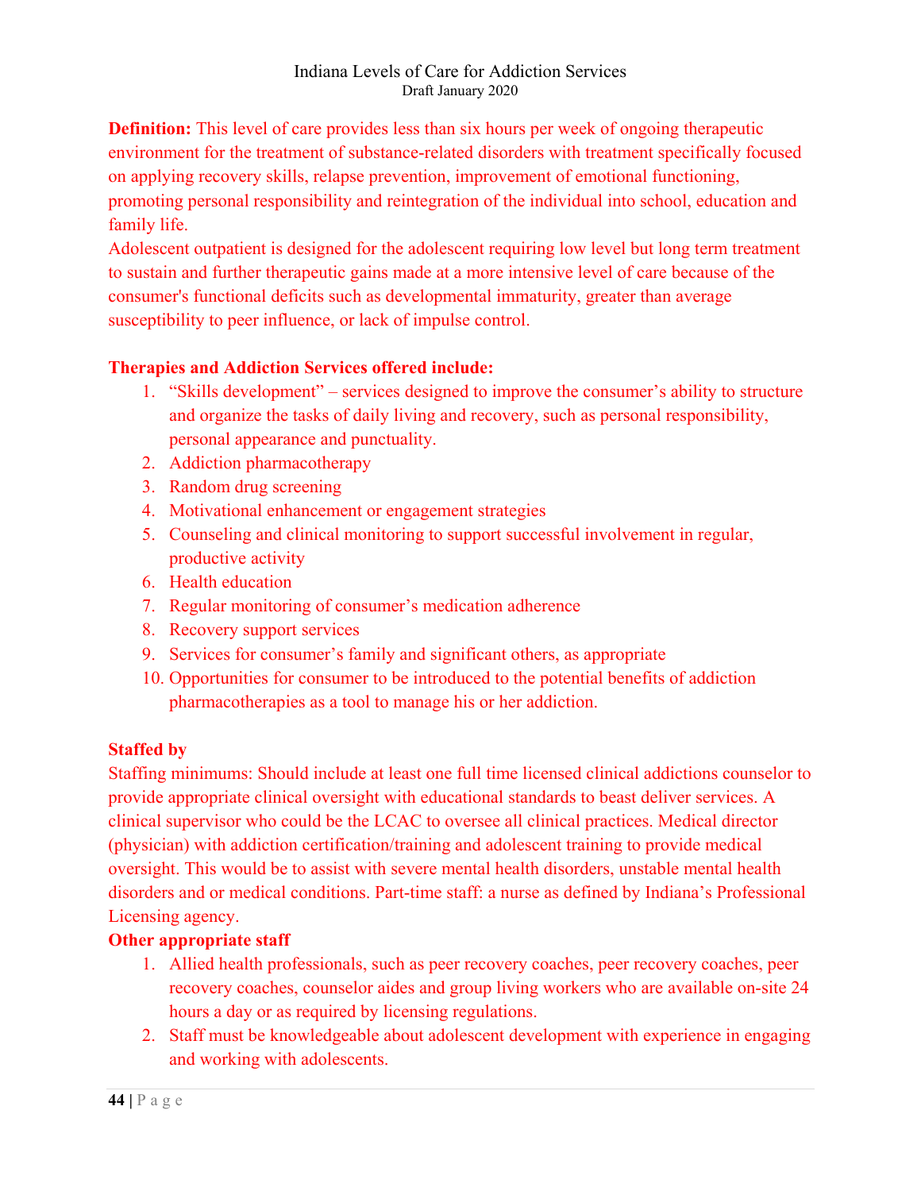**Definition:** This level of care provides less than six hours per week of ongoing therapeutic environment for the treatment of substance-related disorders with treatment specifically focused on applying recovery skills, relapse prevention, improvement of emotional functioning, promoting personal responsibility and reintegration of the individual into school, education and family life.

Adolescent outpatient is designed for the adolescent requiring low level but long term treatment to sustain and further therapeutic gains made at a more intensive level of care because of the consumer's functional deficits such as developmental immaturity, greater than average susceptibility to peer influence, or lack of impulse control.

**Therapies and Addiction Services offered include:**

1. "Skills development" – services designed to improve the consumer's ability to structure and organize the tasks of daily living and recovery, such as personal responsibility, personal appearance and punctuality.
2. Addiction pharmacotherapy
3. Random drug screening
4. Motivational enhancement or engagement strategies
5. Counseling and clinical monitoring to support successful involvement in regular, productive activity
6. Health education
7. Regular monitoring of consumer's medication adherence
8. Recovery support services
9. Services for consumer's family and significant others, as appropriate
10. Opportunities for consumer to be introduced to the potential benefits of addiction pharmacotherapies as a tool to manage his or her addiction.

**Staffed by**

Staffing minimums: Should include at least one full time licensed clinical addictions counselor to provide appropriate clinical oversight with educational standards to beast deliver services. A clinical supervisor who could be the LCAC to oversee all clinical practices. Medical director (physician) with addiction certification/training and adolescent training to provide medical oversight. This would be to assist with severe mental health disorders, unstable mental health disorders and or medical conditions. Part-time staff: a nurse as defined by Indiana's Professional Licensing agency.

**Other appropriate staff**

1. Allied health professionals, such as peer recovery coaches, peer recovery coaches, peer recovery coaches, counselor aides and group living workers who are available on-site 24 hours a day or as required by licensing regulations.
2. Staff must be knowledgeable about adolescent development with experience in engaging and working with adolescents.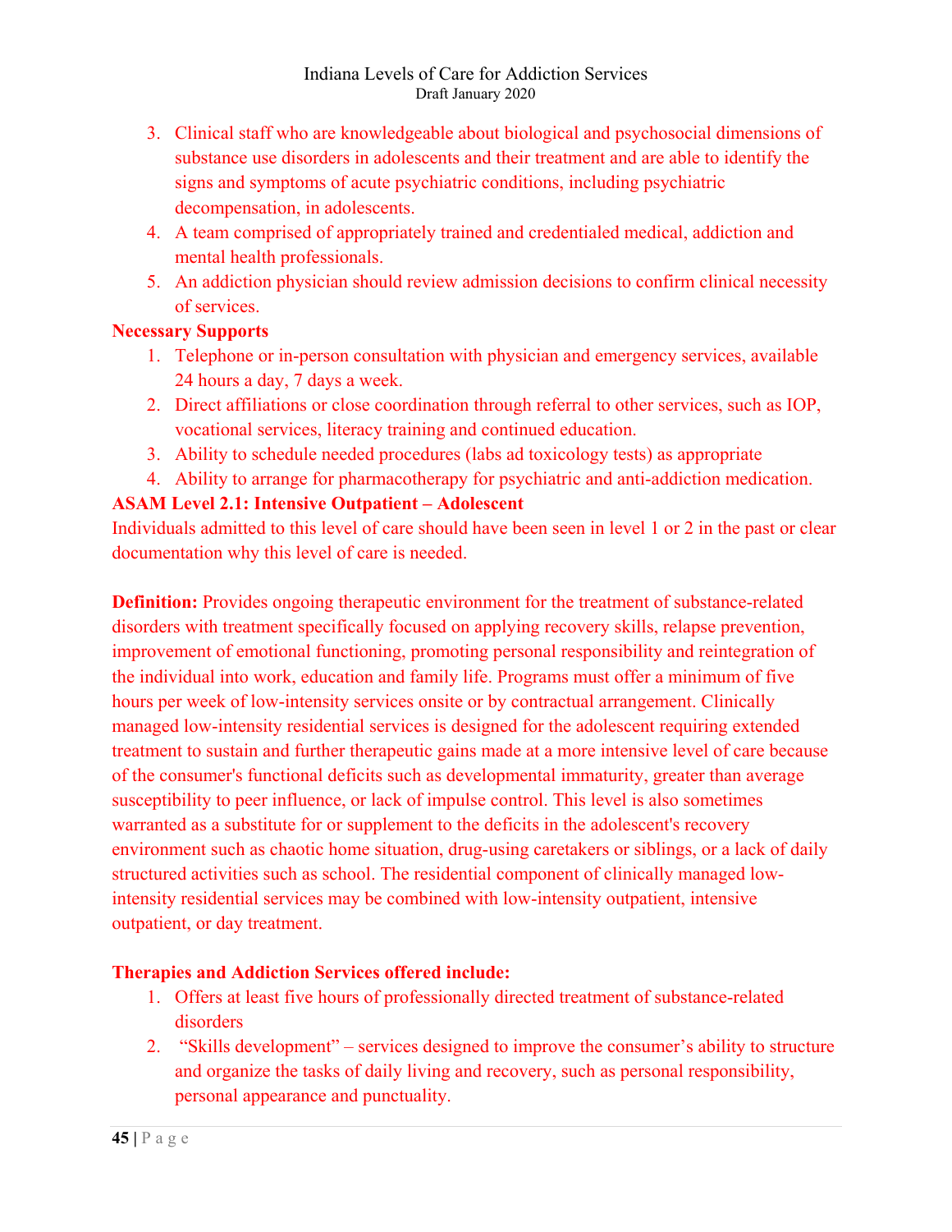3. Clinical staff who are knowledgeable about biological and psychosocial dimensions of substance use disorders in adolescents and their treatment and are able to identify the signs and symptoms of acute psychiatric conditions, including psychiatric decompensation, in adolescents.
4. A team comprised of appropriately trained and credentialed medical, addiction and mental health professionals.
5. An addiction physician should review admission decisions to confirm clinical necessity of services.

**Necessary Supports**

1. Telephone or in-person consultation with physician and emergency services, available 24 hours a day, 7 days a week.
2. Direct affiliations or close coordination through referral to other services, such as IOP, vocational services, literacy training and continued education.
3. Ability to schedule needed procedures (labs ad toxicology tests) as appropriate
4. Ability to arrange for pharmacotherapy for psychiatric and anti-addiction medication.

**ASAM Level 2.1: Intensive Outpatient – Adolescent**

Individuals admitted to this level of care should have been seen in level 1 or 2 in the past or clear documentation why this level of care is needed.

**Definition:** Provides ongoing therapeutic environment for the treatment of substance-related disorders with treatment specifically focused on applying recovery skills, relapse prevention, improvement of emotional functioning, promoting personal responsibility and reintegration of the individual into work, education and family life. Programs must offer a minimum of five hours per week of low-intensity services onsite or by contractual arrangement. Clinically managed low-intensity residential services is designed for the adolescent requiring extended treatment to sustain and further therapeutic gains made at a more intensive level of care because of the consumer's functional deficits such as developmental immaturity, greater than average susceptibility to peer influence, or lack of impulse control. This level is also sometimes warranted as a substitute for or supplement to the deficits in the adolescent's recovery environment such as chaotic home situation, drug-using caretakers or siblings, or a lack of daily structured activities such as school. The residential component of clinically managed low-intensity residential services may be combined with low-intensity outpatient, intensive outpatient, or day treatment.

**Therapies and Addiction Services offered include:**

1. Offers at least five hours of professionally directed treatment of substance-related disorders
2. "Skills development" – services designed to improve the consumer's ability to structure and organize the tasks of daily living and recovery, such as personal responsibility, personal appearance and punctuality.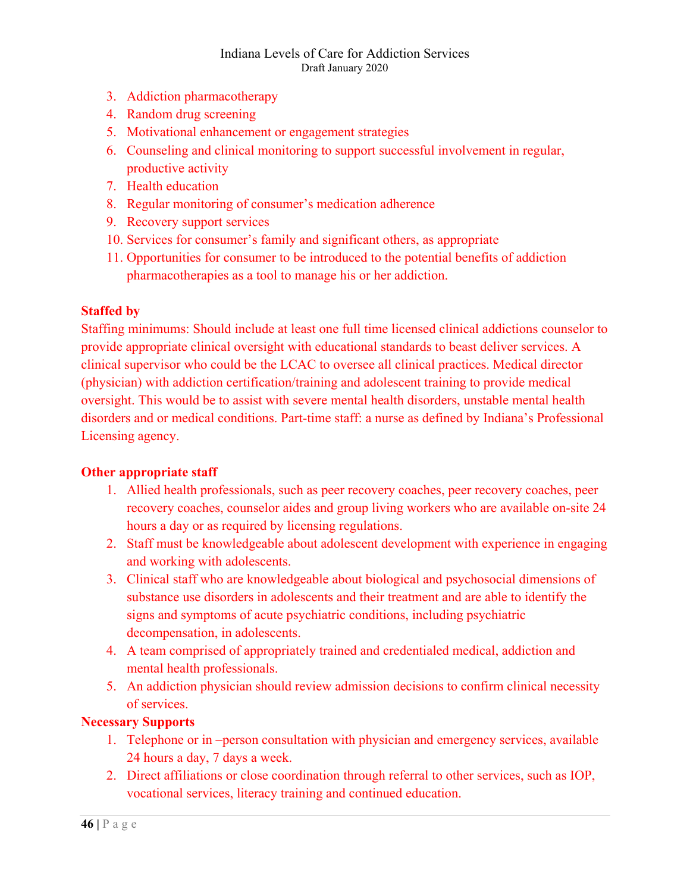3. Addiction pharmacotherapy
4. Random drug screening
5. Motivational enhancement or engagement strategies
6. Counseling and clinical monitoring to support successful involvement in regular, productive activity
7. Health education
8. Regular monitoring of consumer's medication adherence
9. Recovery support services
10. Services for consumer's family and significant others, as appropriate
11. Opportunities for consumer to be introduced to the potential benefits of addiction pharmacotherapies as a tool to manage his or her addiction.

**Staffed by**

Staffing minimums: Should include at least one full time licensed clinical addictions counselor to provide appropriate clinical oversight with educational standards to beast deliver services. A clinical supervisor who could be the LCAC to oversee all clinical practices. Medical director (physician) with addiction certification/training and adolescent training to provide medical oversight. This would be to assist with severe mental health disorders, unstable mental health disorders and or medical conditions. Part-time staff: a nurse as defined by Indiana's Professional Licensing agency.

**Other appropriate staff**

1. Allied health professionals, such as peer recovery coaches, peer recovery coaches, peer recovery coaches, counselor aides and group living workers who are available on-site 24 hours a day or as required by licensing regulations.
2. Staff must be knowledgeable about adolescent development with experience in engaging and working with adolescents.
3. Clinical staff who are knowledgeable about biological and psychosocial dimensions of substance use disorders in adolescents and their treatment and are able to identify the signs and symptoms of acute psychiatric conditions, including psychiatric decompensation, in adolescents.
4. A team comprised of appropriately trained and credentialed medical, addiction and mental health professionals.
5. An addiction physician should review admission decisions to confirm clinical necessity of services.

**Necessary Supports**

1. Telephone or in –person consultation with physician and emergency services, available 24 hours a day, 7 days a week.
2. Direct affiliations or close coordination through referral to other services, such as IOP, vocational services, literacy training and continued education.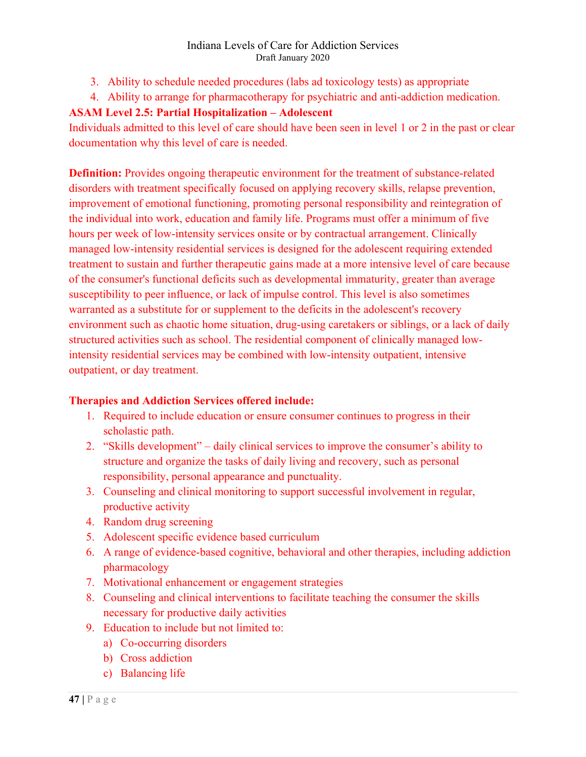3. Ability to schedule needed procedures (labs ad toxicology tests) as appropriate
4. Ability to arrange for pharmacotherapy for psychiatric and anti-addiction medication.

### ASAM Level 2.5: Partial Hospitalization – Adolescent

Individuals admitted to this level of care should have been seen in level 1 or 2 in the past or clear documentation why this level of care is needed.

**Definition:** Provides ongoing therapeutic environment for the treatment of substance-related disorders with treatment specifically focused on applying recovery skills, relapse prevention, improvement of emotional functioning, promoting personal responsibility and reintegration of the individual into work, education and family life. Programs must offer a minimum of five hours per week of low-intensity services onsite or by contractual arrangement. Clinically managed low-intensity residential services is designed for the adolescent requiring extended treatment to sustain and further therapeutic gains made at a more intensive level of care because of the consumer's functional deficits such as developmental immaturity, greater than average susceptibility to peer influence, or lack of impulse control. This level is also sometimes warranted as a substitute for or supplement to the deficits in the adolescent's recovery environment such as chaotic home situation, drug-using caretakers or siblings, or a lack of daily structured activities such as school. The residential component of clinically managed low-intensity residential services may be combined with low-intensity outpatient, intensive outpatient, or day treatment.

**Therapies and Addiction Services offered include:**

1. Required to include education or ensure consumer continues to progress in their scholastic path.
2. "Skills development" – daily clinical services to improve the consumer's ability to structure and organize the tasks of daily living and recovery, such as personal responsibility, personal appearance and punctuality.
3. Counseling and clinical monitoring to support successful involvement in regular, productive activity
4. Random drug screening
5. Adolescent specific evidence based curriculum
6. A range of evidence-based cognitive, behavioral and other therapies, including addiction pharmacology
7. Motivational enhancement or engagement strategies
8. Counseling and clinical interventions to facilitate teaching the consumer the skills necessary for productive daily activities
9. Education to include but not limited to:
   a) Co-occurring disorders
   b) Cross addiction
   c) Balancing life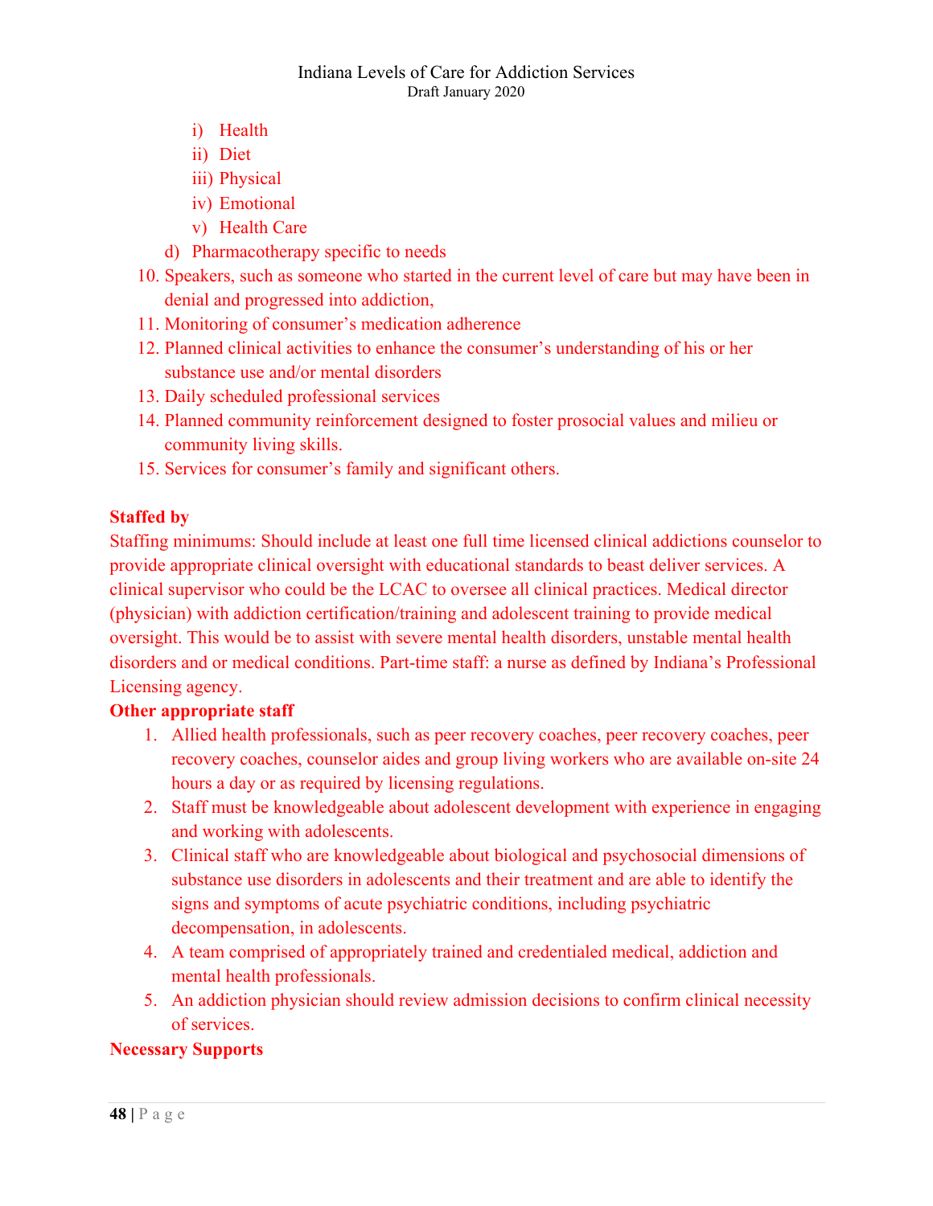i) Health
   ii) Diet
   iii) Physical
   iv) Emotional
   v) Health Care
   d) Pharmacotherapy specific to needs
10. Speakers, such as someone who started in the current level of care but may have been in denial and progressed into addiction,
11. Monitoring of consumer's medication adherence
12. Planned clinical activities to enhance the consumer's understanding of his or her substance use and/or mental disorders
13. Daily scheduled professional services
14. Planned community reinforcement designed to foster prosocial values and milieu or community living skills.
15. Services for consumer's family and significant others.

**Staffed by**

Staffing minimums: Should include at least one full time licensed clinical addictions counselor to provide appropriate clinical oversight with educational standards to beast deliver services. A clinical supervisor who could be the LCAC to oversee all clinical practices. Medical director (physician) with addiction certification/training and adolescent training to provide medical oversight. This would be to assist with severe mental health disorders, unstable mental health disorders and or medical conditions. Part-time staff: a nurse as defined by Indiana's Professional Licensing agency.

**Other appropriate staff**

1. Allied health professionals, such as peer recovery coaches, peer recovery coaches, peer recovery coaches, counselor aides and group living workers who are available on-site 24 hours a day or as required by licensing regulations.
2. Staff must be knowledgeable about adolescent development with experience in engaging and working with adolescents.
3. Clinical staff who are knowledgeable about biological and psychosocial dimensions of substance use disorders in adolescents and their treatment and are able to identify the signs and symptoms of acute psychiatric conditions, including psychiatric decompensation, in adolescents.
4. A team comprised of appropriately trained and credentialed medical, addiction and mental health professionals.
5. An addiction physician should review admission decisions to confirm clinical necessity of services.

**Necessary Supports**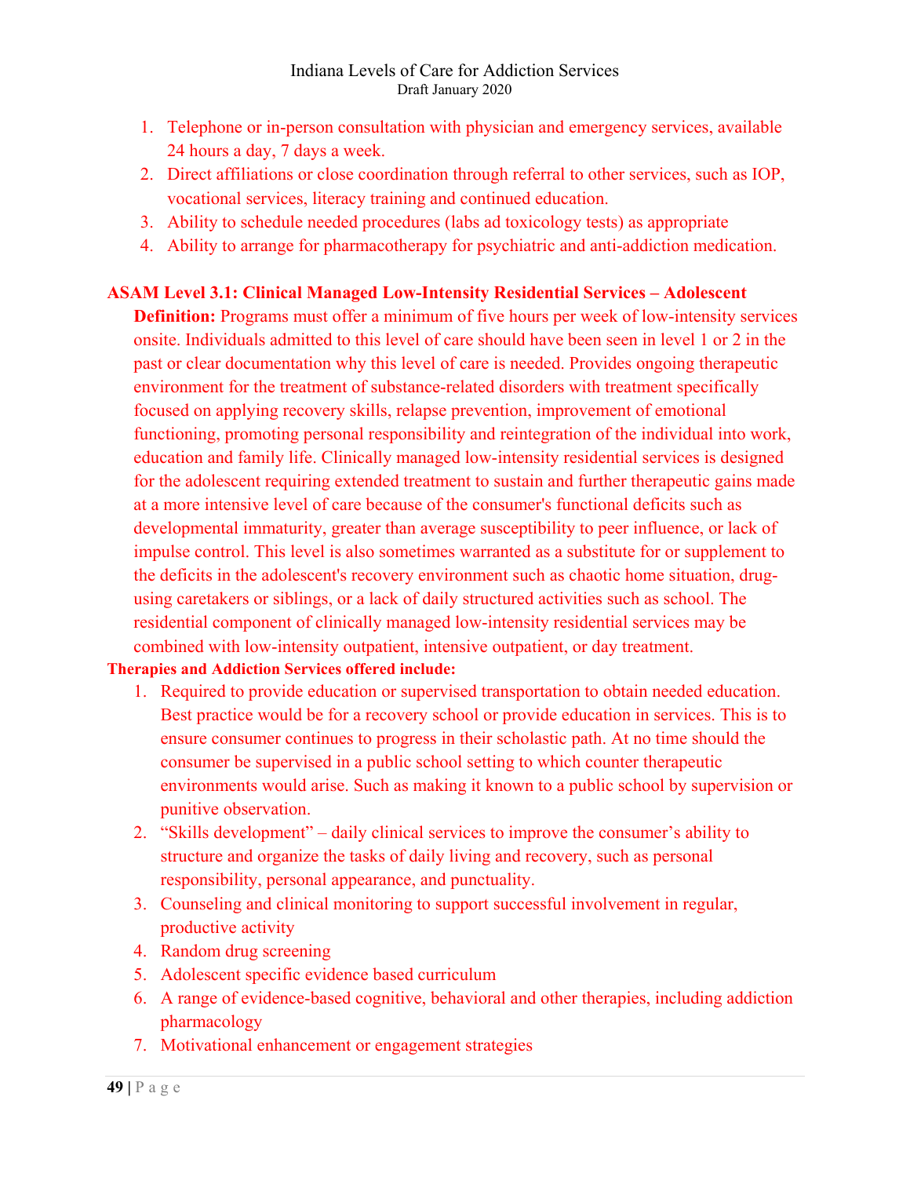1. Telephone or in-person consultation with physician and emergency services, available 24 hours a day, 7 days a week.
2. Direct affiliations or close coordination through referral to other services, such as IOP, vocational services, literacy training and continued education.
3. Ability to schedule needed procedures (labs ad toxicology tests) as appropriate
4. Ability to arrange for pharmacotherapy for psychiatric and anti-addiction medication.

**ASAM Level 3.1: Clinical Managed Low-Intensity Residential Services – Adolescent**

**Definition:** Programs must offer a minimum of five hours per week of low-intensity services onsite. Individuals admitted to this level of care should have been seen in level 1 or 2 in the past or clear documentation why this level of care is needed. Provides ongoing therapeutic environment for the treatment of substance-related disorders with treatment specifically focused on applying recovery skills, relapse prevention, improvement of emotional functioning, promoting personal responsibility and reintegration of the individual into work, education and family life. Clinically managed low-intensity residential services is designed for the adolescent requiring extended treatment to sustain and further therapeutic gains made at a more intensive level of care because of the consumer's functional deficits such as developmental immaturity, greater than average susceptibility to peer influence, or lack of impulse control. This level is also sometimes warranted as a substitute for or supplement to the deficits in the adolescent's recovery environment such as chaotic home situation, drug-using caretakers or siblings, or a lack of daily structured activities such as school. The residential component of clinically managed low-intensity residential services may be combined with low-intensity outpatient, intensive outpatient, or day treatment.

**Therapies and Addiction Services offered include:**

1. Required to provide education or supervised transportation to obtain needed education. Best practice would be for a recovery school or provide education in services. This is to ensure consumer continues to progress in their scholastic path. At no time should the consumer be supervised in a public school setting to which counter therapeutic environments would arise. Such as making it known to a public school by supervision or punitive observation.
2. "Skills development" – daily clinical services to improve the consumer's ability to structure and organize the tasks of daily living and recovery, such as personal responsibility, personal appearance, and punctuality.
3. Counseling and clinical monitoring to support successful involvement in regular, productive activity
4. Random drug screening
5. Adolescent specific evidence based curriculum
6. A range of evidence-based cognitive, behavioral and other therapies, including addiction pharmacology
7. Motivational enhancement or engagement strategies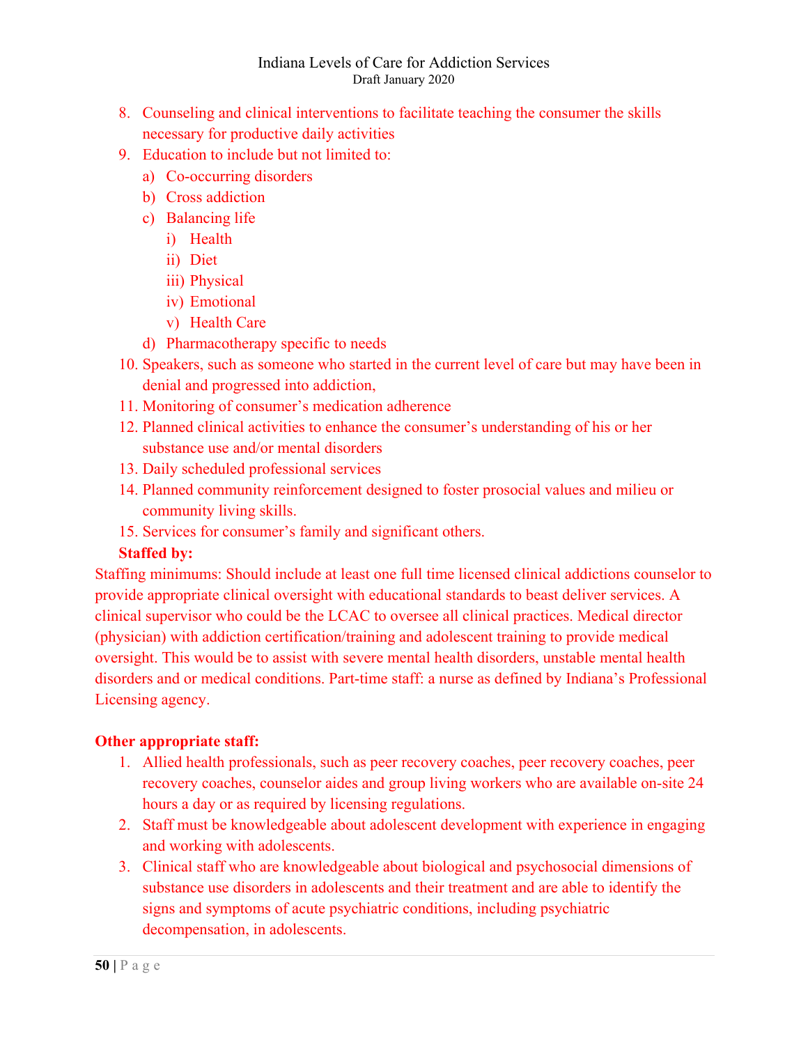8. Counseling and clinical interventions to facilitate teaching the consumer the skills necessary for productive daily activities
9. Education to include but not limited to:
   a) Co-occurring disorders
   b) Cross addiction
   c) Balancing life
      i) Health
      ii) Diet
      iii) Physical
      iv) Emotional
      v) Health Care
   d) Pharmacotherapy specific to needs
10. Speakers, such as someone who started in the current level of care but may have been in denial and progressed into addiction,
11. Monitoring of consumer's medication adherence
12. Planned clinical activities to enhance the consumer's understanding of his or her substance use and/or mental disorders
13. Daily scheduled professional services
14. Planned community reinforcement designed to foster prosocial values and milieu or community living skills.
15. Services for consumer's family and significant others.

**Staffed by:**

Staffing minimums: Should include at least one full time licensed clinical addictions counselor to provide appropriate clinical oversight with educational standards to beast deliver services. A clinical supervisor who could be the LCAC to oversee all clinical practices. Medical director (physician) with addiction certification/training and adolescent training to provide medical oversight. This would be to assist with severe mental health disorders, unstable mental health disorders and or medical conditions. Part-time staff: a nurse as defined by Indiana's Professional Licensing agency.

**Other appropriate staff:**

1. Allied health professionals, such as peer recovery coaches, peer recovery coaches, peer recovery coaches, counselor aides and group living workers who are available on-site 24 hours a day or as required by licensing regulations.
2. Staff must be knowledgeable about adolescent development with experience in engaging and working with adolescents.
3. Clinical staff who are knowledgeable about biological and psychosocial dimensions of substance use disorders in adolescents and their treatment and are able to identify the signs and symptoms of acute psychiatric conditions, including psychiatric decompensation, in adolescents.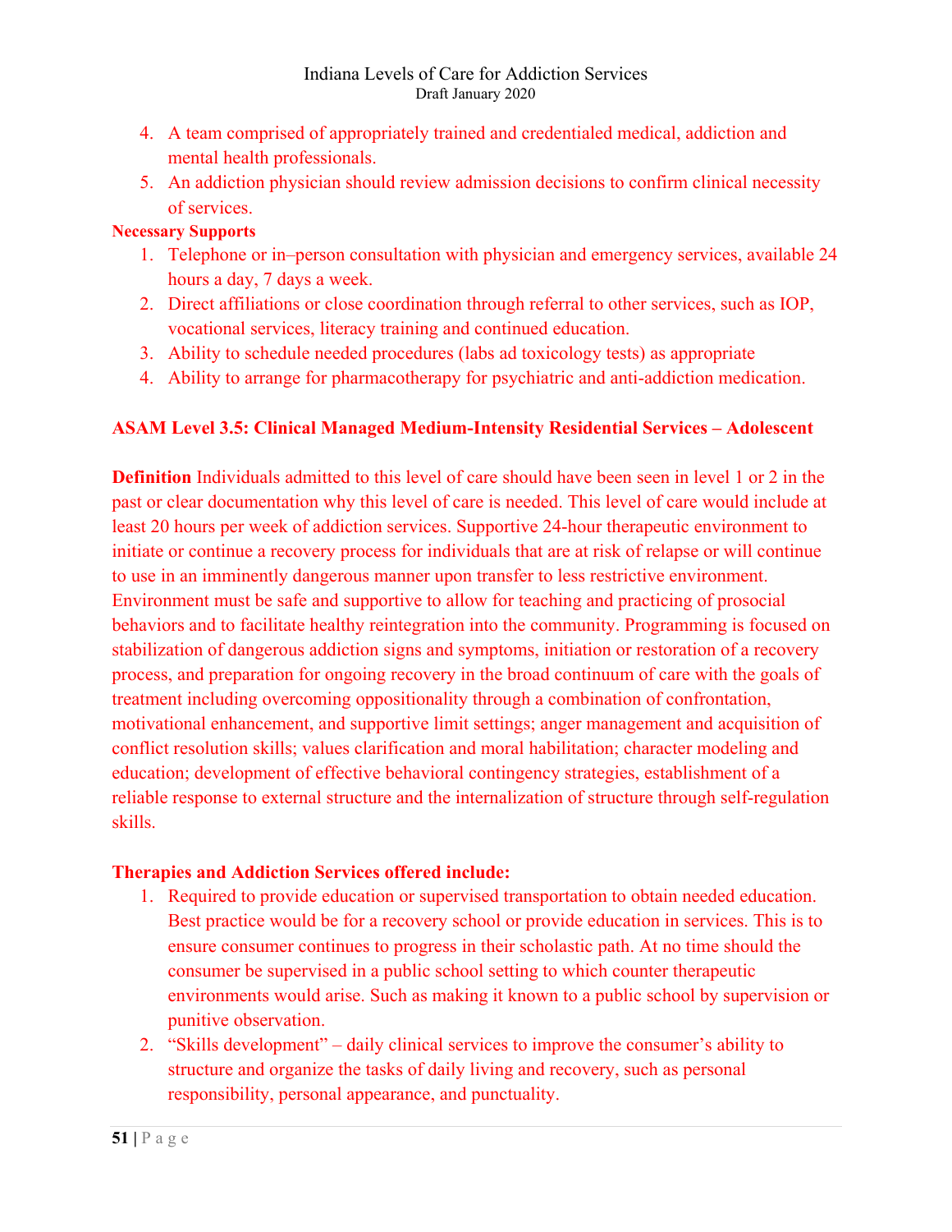4. A team comprised of appropriately trained and credentialed medical, addiction and mental health professionals.
5. An addiction physician should review admission decisions to confirm clinical necessity of services.

**Necessary Supports**

1. Telephone or in–person consultation with physician and emergency services, available 24 hours a day, 7 days a week.
2. Direct affiliations or close coordination through referral to other services, such as IOP, vocational services, literacy training and continued education.
3. Ability to schedule needed procedures (labs ad toxicology tests) as appropriate
4. Ability to arrange for pharmacotherapy for psychiatric and anti-addiction medication.

### ASAM Level 3.5: Clinical Managed Medium-Intensity Residential Services – Adolescent

**Definition** Individuals admitted to this level of care should have been seen in level 1 or 2 in the past or clear documentation why this level of care is needed. This level of care would include at least 20 hours per week of addiction services. Supportive 24-hour therapeutic environment to initiate or continue a recovery process for individuals that are at risk of relapse or will continue to use in an imminently dangerous manner upon transfer to less restrictive environment. Environment must be safe and supportive to allow for teaching and practicing of prosocial behaviors and to facilitate healthy reintegration into the community. Programming is focused on stabilization of dangerous addiction signs and symptoms, initiation or restoration of a recovery process, and preparation for ongoing recovery in the broad continuum of care with the goals of treatment including overcoming oppositionality through a combination of confrontation, motivational enhancement, and supportive limit settings; anger management and acquisition of conflict resolution skills; values clarification and moral habilitation; character modeling and education; development of effective behavioral contingency strategies, establishment of a reliable response to external structure and the internalization of structure through self-regulation skills.

**Therapies and Addiction Services offered include:**

1. Required to provide education or supervised transportation to obtain needed education. Best practice would be for a recovery school or provide education in services. This is to ensure consumer continues to progress in their scholastic path. At no time should the consumer be supervised in a public school setting to which counter therapeutic environments would arise. Such as making it known to a public school by supervision or punitive observation.
2. "Skills development" – daily clinical services to improve the consumer's ability to structure and organize the tasks of daily living and recovery, such as personal responsibility, personal appearance, and punctuality.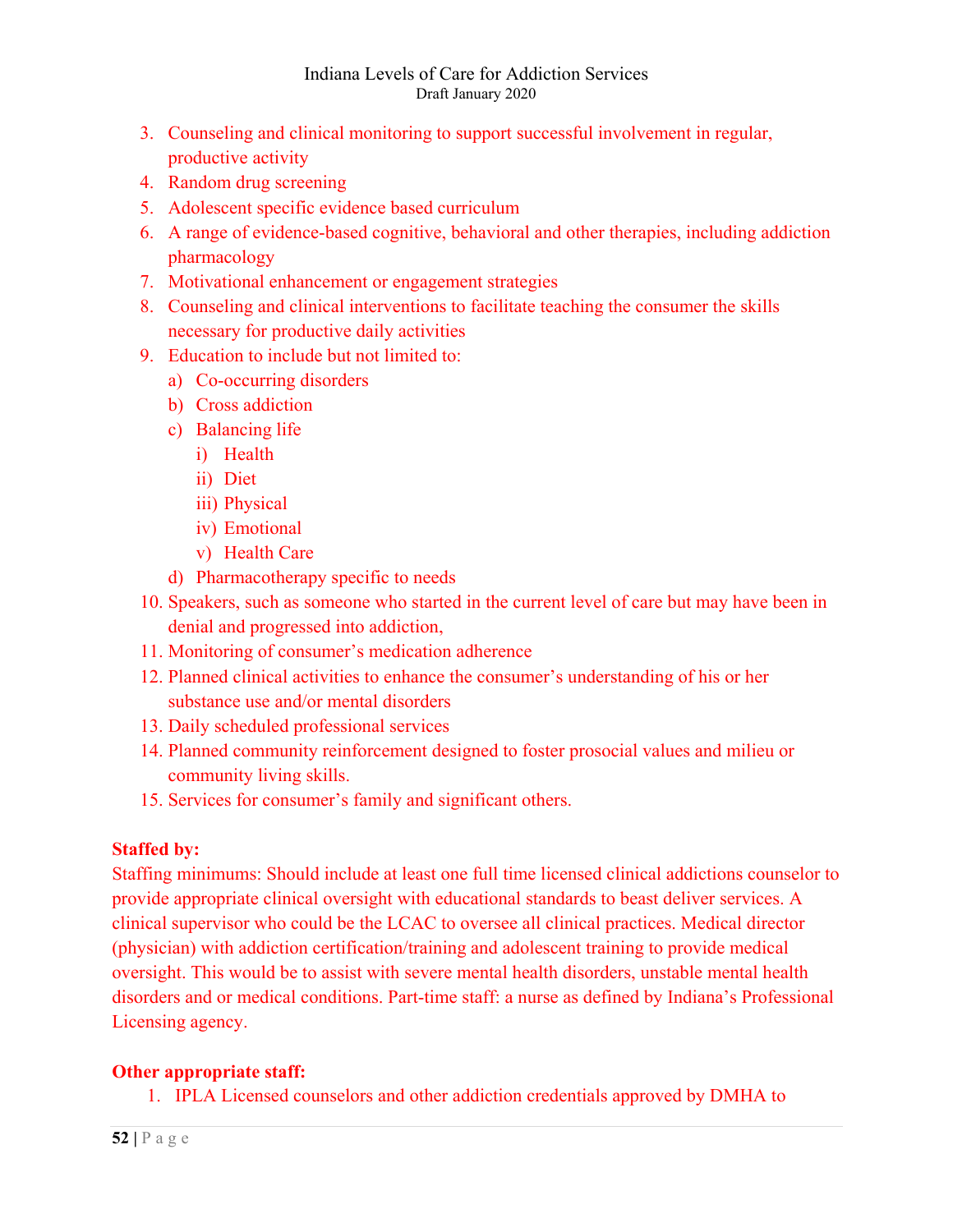3. Counseling and clinical monitoring to support successful involvement in regular, productive activity
4. Random drug screening
5. Adolescent specific evidence based curriculum
6. A range of evidence-based cognitive, behavioral and other therapies, including addiction pharmacology
7. Motivational enhancement or engagement strategies
8. Counseling and clinical interventions to facilitate teaching the consumer the skills necessary for productive daily activities
9. Education to include but not limited to:
   a) Co-occurring disorders
   b) Cross addiction
   c) Balancing life
      i) Health
      ii) Diet
      iii) Physical
      iv) Emotional
      v) Health Care
   d) Pharmacotherapy specific to needs
10. Speakers, such as someone who started in the current level of care but may have been in denial and progressed into addiction,
11. Monitoring of consumer's medication adherence
12. Planned clinical activities to enhance the consumer's understanding of his or her substance use and/or mental disorders
13. Daily scheduled professional services
14. Planned community reinforcement designed to foster prosocial values and milieu or community living skills.
15. Services for consumer's family and significant others.

**Staffed by:**

Staffing minimums: Should include at least one full time licensed clinical addictions counselor to provide appropriate clinical oversight with educational standards to beast deliver services. A clinical supervisor who could be the LCAC to oversee all clinical practices. Medical director (physician) with addiction certification/training and adolescent training to provide medical oversight. This would be to assist with severe mental health disorders, unstable mental health disorders and or medical conditions. Part-time staff: a nurse as defined by Indiana's Professional Licensing agency.

**Other appropriate staff:**

1. IPLA Licensed counselors and other addiction credentials approved by DMHA to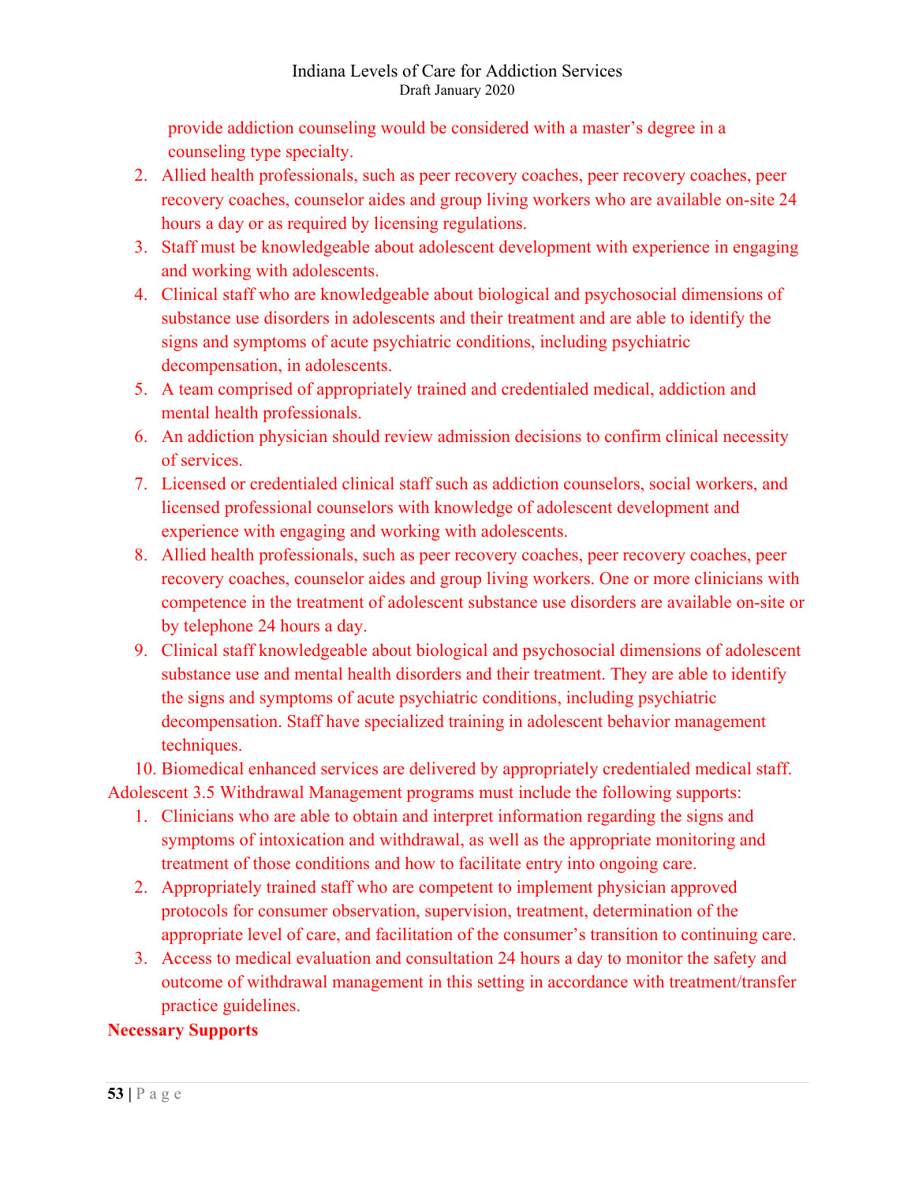provide addiction counseling would be considered with a master's degree in a counseling type specialty.

2. Allied health professionals, such as peer recovery coaches, peer recovery coaches, peer recovery coaches, counselor aides and group living workers who are available on-site 24 hours a day or as required by licensing regulations.
3. Staff must be knowledgeable about adolescent development with experience in engaging and working with adolescents.
4. Clinical staff who are knowledgeable about biological and psychosocial dimensions of substance use disorders in adolescents and their treatment and are able to identify the signs and symptoms of acute psychiatric conditions, including psychiatric decompensation, in adolescents.
5. A team comprised of appropriately trained and credentialed medical, addiction and mental health professionals.
6. An addiction physician should review admission decisions to confirm clinical necessity of services.
7. Licensed or credentialed clinical staff such as addiction counselors, social workers, and licensed professional counselors with knowledge of adolescent development and experience with engaging and working with adolescents.
8. Allied health professionals, such as peer recovery coaches, peer recovery coaches, peer recovery coaches, counselor aides and group living workers. One or more clinicians with competence in the treatment of adolescent substance use disorders are available on-site or by telephone 24 hours a day.
9. Clinical staff knowledgeable about biological and psychosocial dimensions of adolescent substance use and mental health disorders and their treatment. They are able to identify the signs and symptoms of acute psychiatric conditions, including psychiatric decompensation. Staff have specialized training in adolescent behavior management techniques.
10. Biomedical enhanced services are delivered by appropriately credentialed medical staff.

Adolescent 3.5 Withdrawal Management programs must include the following supports:

1. Clinicians who are able to obtain and interpret information regarding the signs and symptoms of intoxication and withdrawal, as well as the appropriate monitoring and treatment of those conditions and how to facilitate entry into ongoing care.
2. Appropriately trained staff who are competent to implement physician approved protocols for consumer observation, supervision, treatment, determination of the appropriate level of care, and facilitation of the consumer's transition to continuing care.
3. Access to medical evaluation and consultation 24 hours a day to monitor the safety and outcome of withdrawal management in this setting in accordance with treatment/transfer practice guidelines.

**Necessary Supports**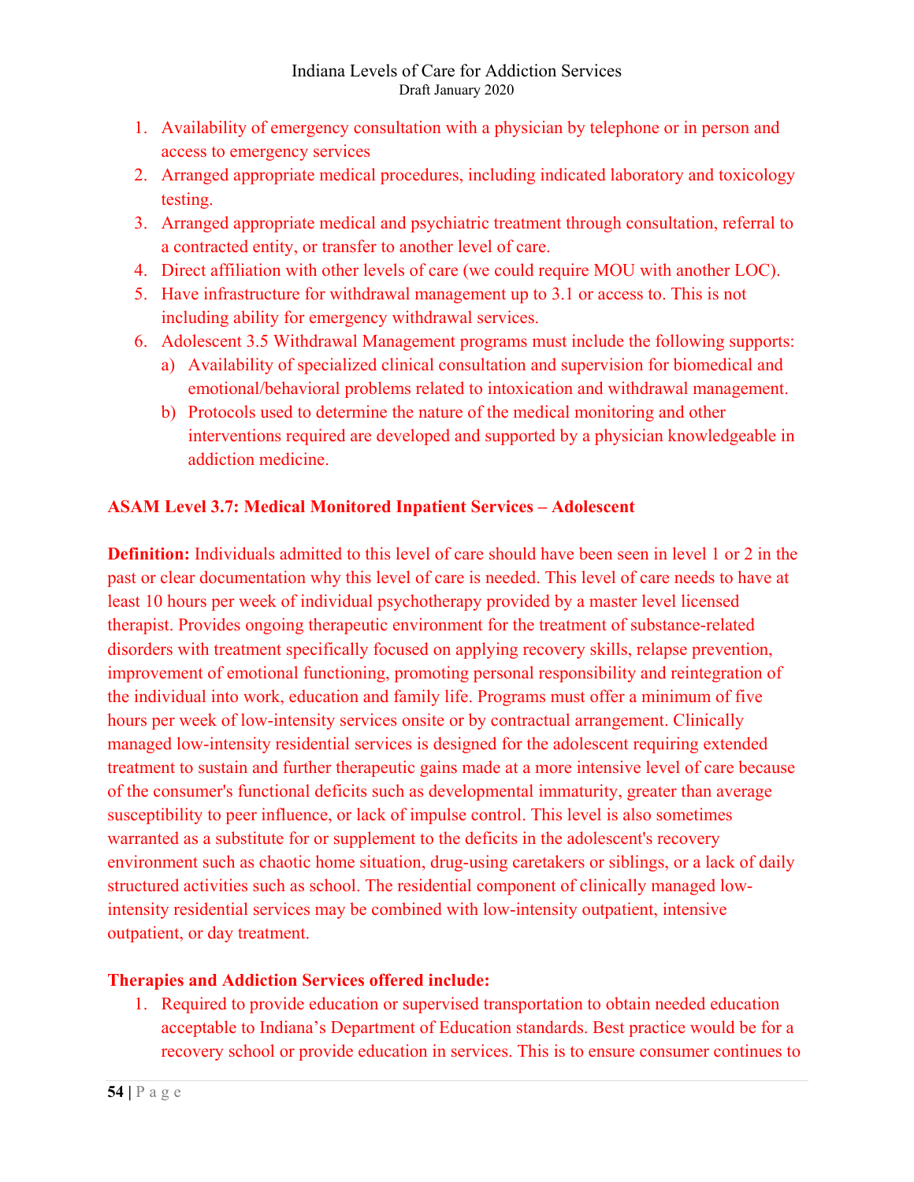1. Availability of emergency consultation with a physician by telephone or in person and access to emergency services
2. Arranged appropriate medical procedures, including indicated laboratory and toxicology testing.
3. Arranged appropriate medical and psychiatric treatment through consultation, referral to a contracted entity, or transfer to another level of care.
4. Direct affiliation with other levels of care (we could require MOU with another LOC).
5. Have infrastructure for withdrawal management up to 3.1 or access to. This is not including ability for emergency withdrawal services.
6. Adolescent 3.5 Withdrawal Management programs must include the following supports:
   a) Availability of specialized clinical consultation and supervision for biomedical and emotional/behavioral problems related to intoxication and withdrawal management.
   b) Protocols used to determine the nature of the medical monitoring and other interventions required are developed and supported by a physician knowledgeable in addiction medicine.

**ASAM Level 3.7: Medical Monitored Inpatient Services – Adolescent**

**Definition:** Individuals admitted to this level of care should have been seen in level 1 or 2 in the past or clear documentation why this level of care is needed. This level of care needs to have at least 10 hours per week of individual psychotherapy provided by a master level licensed therapist. Provides ongoing therapeutic environment for the treatment of substance-related disorders with treatment specifically focused on applying recovery skills, relapse prevention, improvement of emotional functioning, promoting personal responsibility and reintegration of the individual into work, education and family life. Programs must offer a minimum of five hours per week of low-intensity services onsite or by contractual arrangement. Clinically managed low-intensity residential services is designed for the adolescent requiring extended treatment to sustain and further therapeutic gains made at a more intensive level of care because of the consumer's functional deficits such as developmental immaturity, greater than average susceptibility to peer influence, or lack of impulse control. This level is also sometimes warranted as a substitute for or supplement to the deficits in the adolescent's recovery environment such as chaotic home situation, drug-using caretakers or siblings, or a lack of daily structured activities such as school. The residential component of clinically managed low-intensity residential services may be combined with low-intensity outpatient, intensive outpatient, or day treatment.

**Therapies and Addiction Services offered include:**

1. Required to provide education or supervised transportation to obtain needed education acceptable to Indiana's Department of Education standards. Best practice would be for a recovery school or provide education in services. This is to ensure consumer continues to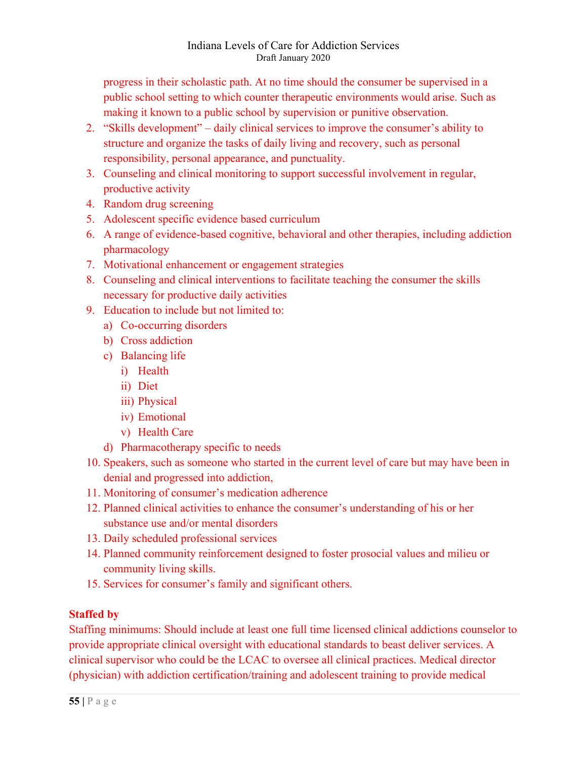progress in their scholastic path. At no time should the consumer be supervised in a public school setting to which counter therapeutic environments would arise. Such as making it known to a public school by supervision or punitive observation.

2. "Skills development" – daily clinical services to improve the consumer's ability to structure and organize the tasks of daily living and recovery, such as personal responsibility, personal appearance, and punctuality.
3. Counseling and clinical monitoring to support successful involvement in regular, productive activity
4. Random drug screening
5. Adolescent specific evidence based curriculum
6. A range of evidence-based cognitive, behavioral and other therapies, including addiction pharmacology
7. Motivational enhancement or engagement strategies
8. Counseling and clinical interventions to facilitate teaching the consumer the skills necessary for productive daily activities
9. Education to include but not limited to:
   a) Co-occurring disorders
   b) Cross addiction
   c) Balancing life
      i) Health
      ii) Diet
      iii) Physical
      iv) Emotional
      v) Health Care
   d) Pharmacotherapy specific to needs
10. Speakers, such as someone who started in the current level of care but may have been in denial and progressed into addiction,
11. Monitoring of consumer's medication adherence
12. Planned clinical activities to enhance the consumer's understanding of his or her substance use and/or mental disorders
13. Daily scheduled professional services
14. Planned community reinforcement designed to foster prosocial values and milieu or community living skills.
15. Services for consumer's family and significant others.

**Staffed by**

Staffing minimums: Should include at least one full time licensed clinical addictions counselor to provide appropriate clinical oversight with educational standards to beast deliver services. A clinical supervisor who could be the LCAC to oversee all clinical practices. Medical director (physician) with addiction certification/training and adolescent training to provide medical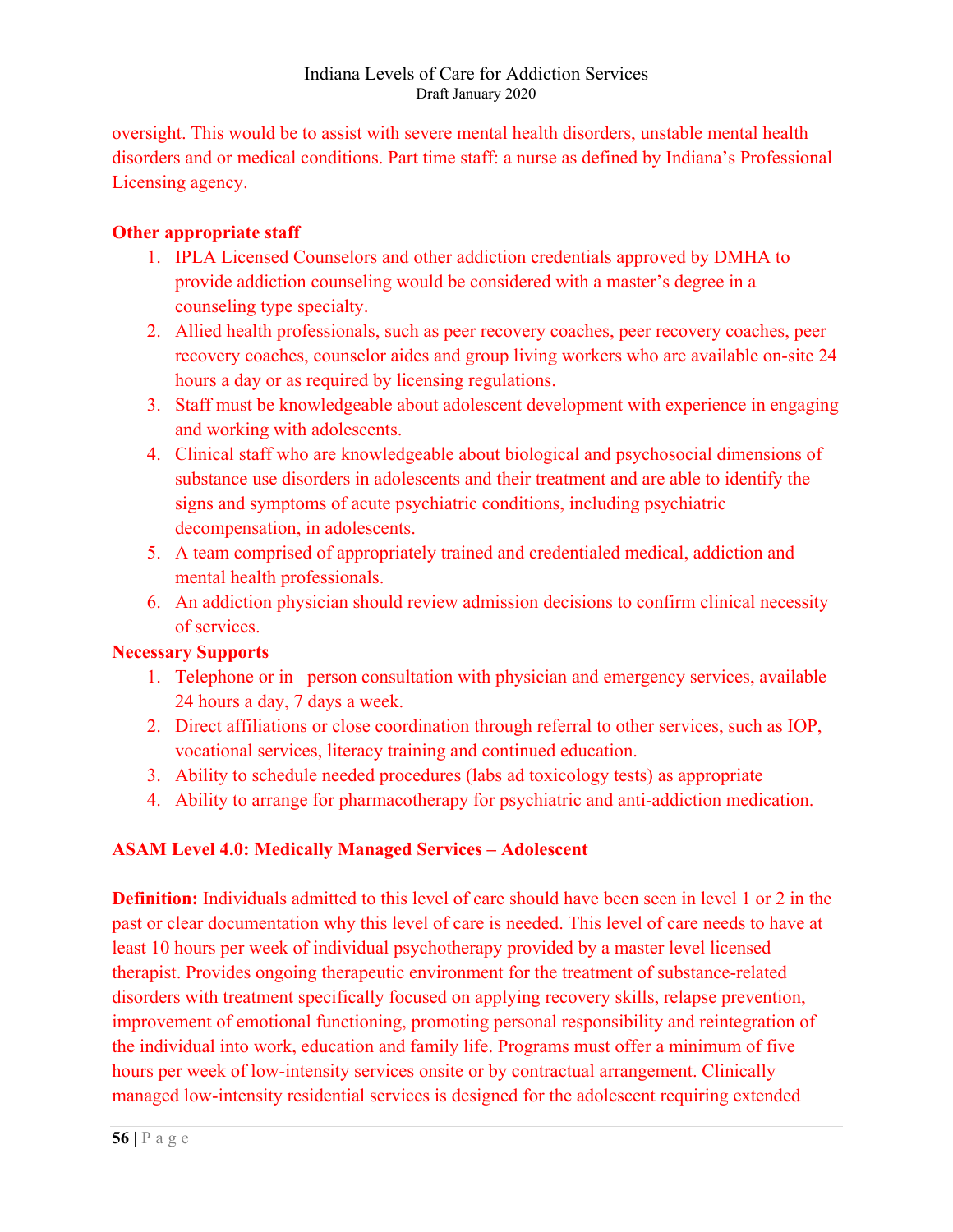oversight. This would be to assist with severe mental health disorders, unstable mental health disorders and or medical conditions. Part time staff: a nurse as defined by Indiana's Professional Licensing agency.

**Other appropriate staff**

1. IPLA Licensed Counselors and other addiction credentials approved by DMHA to provide addiction counseling would be considered with a master's degree in a counseling type specialty.
2. Allied health professionals, such as peer recovery coaches, peer recovery coaches, peer recovery coaches, counselor aides and group living workers who are available on-site 24 hours a day or as required by licensing regulations.
3. Staff must be knowledgeable about adolescent development with experience in engaging and working with adolescents.
4. Clinical staff who are knowledgeable about biological and psychosocial dimensions of substance use disorders in adolescents and their treatment and are able to identify the signs and symptoms of acute psychiatric conditions, including psychiatric decompensation, in adolescents.
5. A team comprised of appropriately trained and credentialed medical, addiction and mental health professionals.
6. An addiction physician should review admission decisions to confirm clinical necessity of services.

**Necessary Supports**

1. Telephone or in –person consultation with physician and emergency services, available 24 hours a day, 7 days a week.
2. Direct affiliations or close coordination through referral to other services, such as IOP, vocational services, literacy training and continued education.
3. Ability to schedule needed procedures (labs ad toxicology tests) as appropriate
4. Ability to arrange for pharmacotherapy for psychiatric and anti-addiction medication.

**ASAM Level 4.0: Medically Managed Services – Adolescent**

**Definition:** Individuals admitted to this level of care should have been seen in level 1 or 2 in the past or clear documentation why this level of care is needed. This level of care needs to have at least 10 hours per week of individual psychotherapy provided by a master level licensed therapist. Provides ongoing therapeutic environment for the treatment of substance-related disorders with treatment specifically focused on applying recovery skills, relapse prevention, improvement of emotional functioning, promoting personal responsibility and reintegration of the individual into work, education and family life. Programs must offer a minimum of five hours per week of low-intensity services onsite or by contractual arrangement. Clinically managed low-intensity residential services is designed for the adolescent requiring extended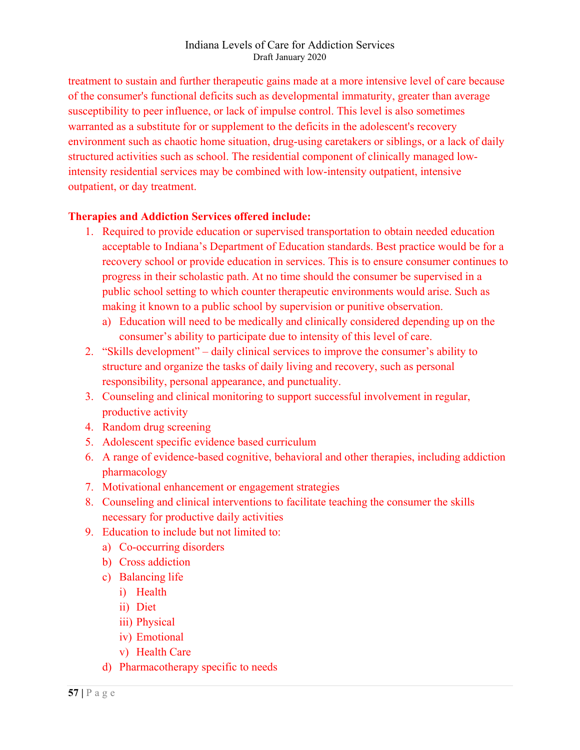treatment to sustain and further therapeutic gains made at a more intensive level of care because of the consumer's functional deficits such as developmental immaturity, greater than average susceptibility to peer influence, or lack of impulse control. This level is also sometimes warranted as a substitute for or supplement to the deficits in the adolescent's recovery environment such as chaotic home situation, drug-using caretakers or siblings, or a lack of daily structured activities such as school. The residential component of clinically managed low-intensity residential services may be combined with low-intensity outpatient, intensive outpatient, or day treatment.

**Therapies and Addiction Services offered include:**

1. Required to provide education or supervised transportation to obtain needed education acceptable to Indiana's Department of Education standards. Best practice would be for a recovery school or provide education in services. This is to ensure consumer continues to progress in their scholastic path. At no time should the consumer be supervised in a public school setting to which counter therapeutic environments would arise. Such as making it known to a public school by supervision or punitive observation.
   a) Education will need to be medically and clinically considered depending up on the consumer's ability to participate due to intensity of this level of care.
2. "Skills development" – daily clinical services to improve the consumer's ability to structure and organize the tasks of daily living and recovery, such as personal responsibility, personal appearance, and punctuality.
3. Counseling and clinical monitoring to support successful involvement in regular, productive activity
4. Random drug screening
5. Adolescent specific evidence based curriculum
6. A range of evidence-based cognitive, behavioral and other therapies, including addiction pharmacology
7. Motivational enhancement or engagement strategies
8. Counseling and clinical interventions to facilitate teaching the consumer the skills necessary for productive daily activities
9. Education to include but not limited to:
   a) Co-occurring disorders
   b) Cross addiction
   c) Balancing life
      i) Health
      ii) Diet
      iii) Physical
      iv) Emotional
      v) Health Care
   d) Pharmacotherapy specific to needs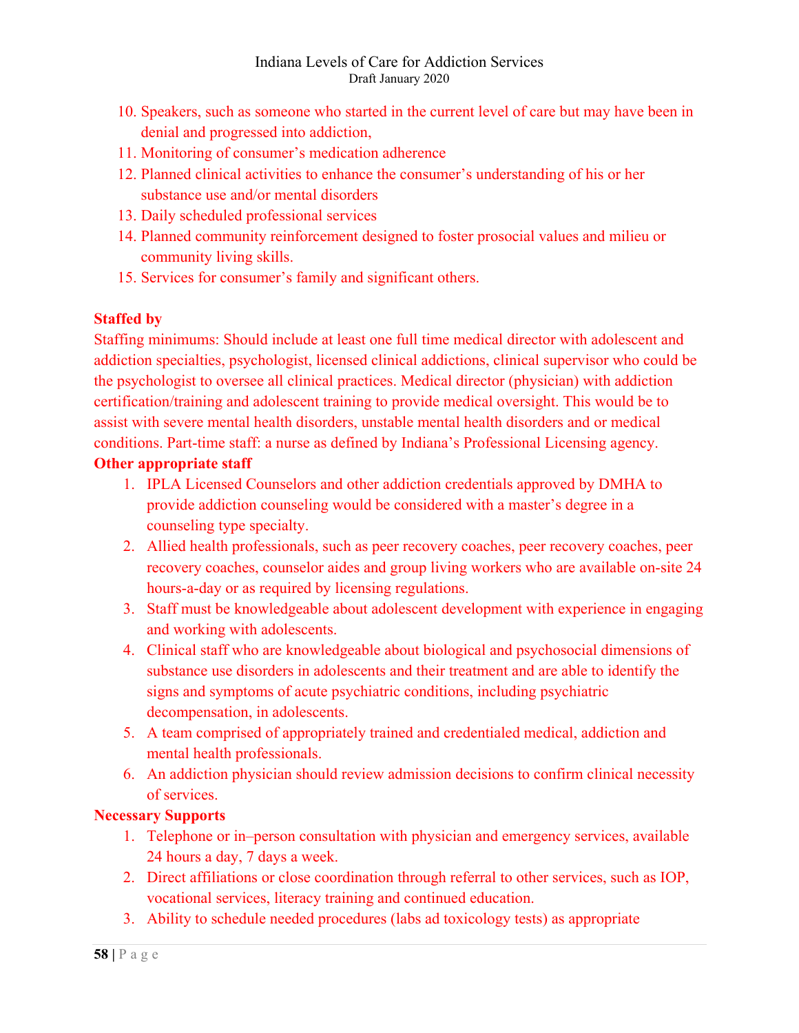10. Speakers, such as someone who started in the current level of care but may have been in denial and progressed into addiction,
11. Monitoring of consumer's medication adherence
12. Planned clinical activities to enhance the consumer's understanding of his or her substance use and/or mental disorders
13. Daily scheduled professional services
14. Planned community reinforcement designed to foster prosocial values and milieu or community living skills.
15. Services for consumer's family and significant others.

**Staffed by**

Staffing minimums: Should include at least one full time medical director with adolescent and addiction specialties, psychologist, licensed clinical addictions, clinical supervisor who could be the psychologist to oversee all clinical practices. Medical director (physician) with addiction certification/training and adolescent training to provide medical oversight. This would be to assist with severe mental health disorders, unstable mental health disorders and or medical conditions. Part-time staff: a nurse as defined by Indiana's Professional Licensing agency.

**Other appropriate staff**

1. IPLA Licensed Counselors and other addiction credentials approved by DMHA to provide addiction counseling would be considered with a master's degree in a counseling type specialty.
2. Allied health professionals, such as peer recovery coaches, peer recovery coaches, peer recovery coaches, counselor aides and group living workers who are available on-site 24 hours-a-day or as required by licensing regulations.
3. Staff must be knowledgeable about adolescent development with experience in engaging and working with adolescents.
4. Clinical staff who are knowledgeable about biological and psychosocial dimensions of substance use disorders in adolescents and their treatment and are able to identify the signs and symptoms of acute psychiatric conditions, including psychiatric decompensation, in adolescents.
5. A team comprised of appropriately trained and credentialed medical, addiction and mental health professionals.
6. An addiction physician should review admission decisions to confirm clinical necessity of services.

**Necessary Supports**

1. Telephone or in–person consultation with physician and emergency services, available 24 hours a day, 7 days a week.
2. Direct affiliations or close coordination through referral to other services, such as IOP, vocational services, literacy training and continued education.
3. Ability to schedule needed procedures (labs ad toxicology tests) as appropriate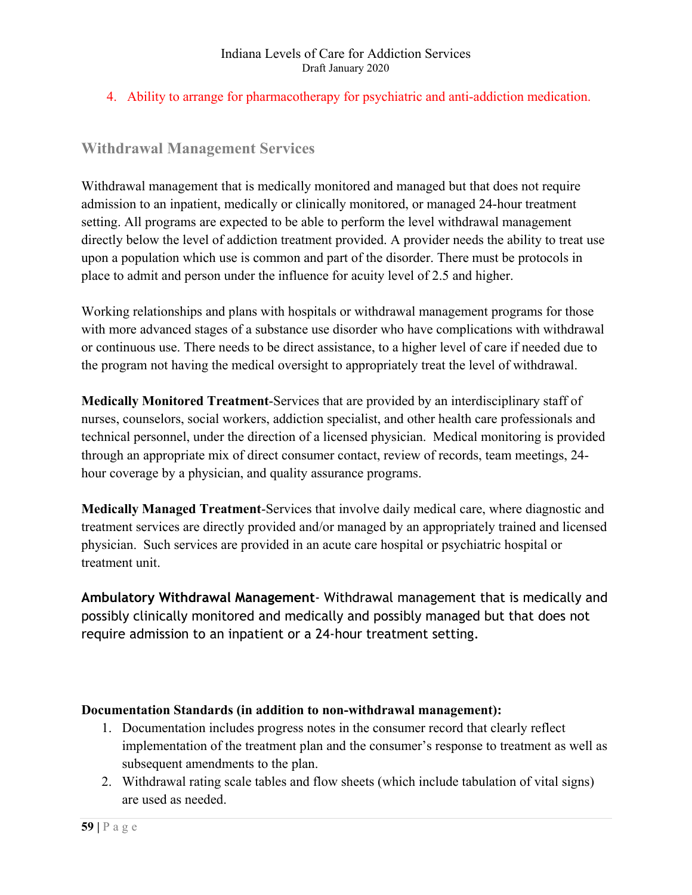4. Ability to arrange for pharmacotherapy for psychiatric and anti-addiction medication.

## Withdrawal Management Services

Withdrawal management that is medically monitored and managed but that does not require admission to an inpatient, medically or clinically monitored, or managed 24-hour treatment setting. All programs are expected to be able to perform the level withdrawal management directly below the level of addiction treatment provided. A provider needs the ability to treat use upon a population which use is common and part of the disorder. There must be protocols in place to admit and person under the influence for acuity level of 2.5 and higher.

Working relationships and plans with hospitals or withdrawal management programs for those with more advanced stages of a substance use disorder who have complications with withdrawal or continuous use. There needs to be direct assistance, to a higher level of care if needed due to the program not having the medical oversight to appropriately treat the level of withdrawal.

**Medically Monitored Treatment**-Services that are provided by an interdisciplinary staff of nurses, counselors, social workers, addiction specialist, and other health care professionals and technical personnel, under the direction of a licensed physician. Medical monitoring is provided through an appropriate mix of direct consumer contact, review of records, team meetings, 24-hour coverage by a physician, and quality assurance programs.

**Medically Managed Treatment**-Services that involve daily medical care, where diagnostic and treatment services are directly provided and/or managed by an appropriately trained and licensed physician. Such services are provided in an acute care hospital or psychiatric hospital or treatment unit.

**Ambulatory Withdrawal Management**- Withdrawal management that is medically and possibly clinically monitored and medically and possibly managed but that does not require admission to an inpatient or a 24-hour treatment setting.

**Documentation Standards (in addition to non-withdrawal management):**

1. Documentation includes progress notes in the consumer record that clearly reflect implementation of the treatment plan and the consumer's response to treatment as well as subsequent amendments to the plan.
2. Withdrawal rating scale tables and flow sheets (which include tabulation of vital signs) are used as needed.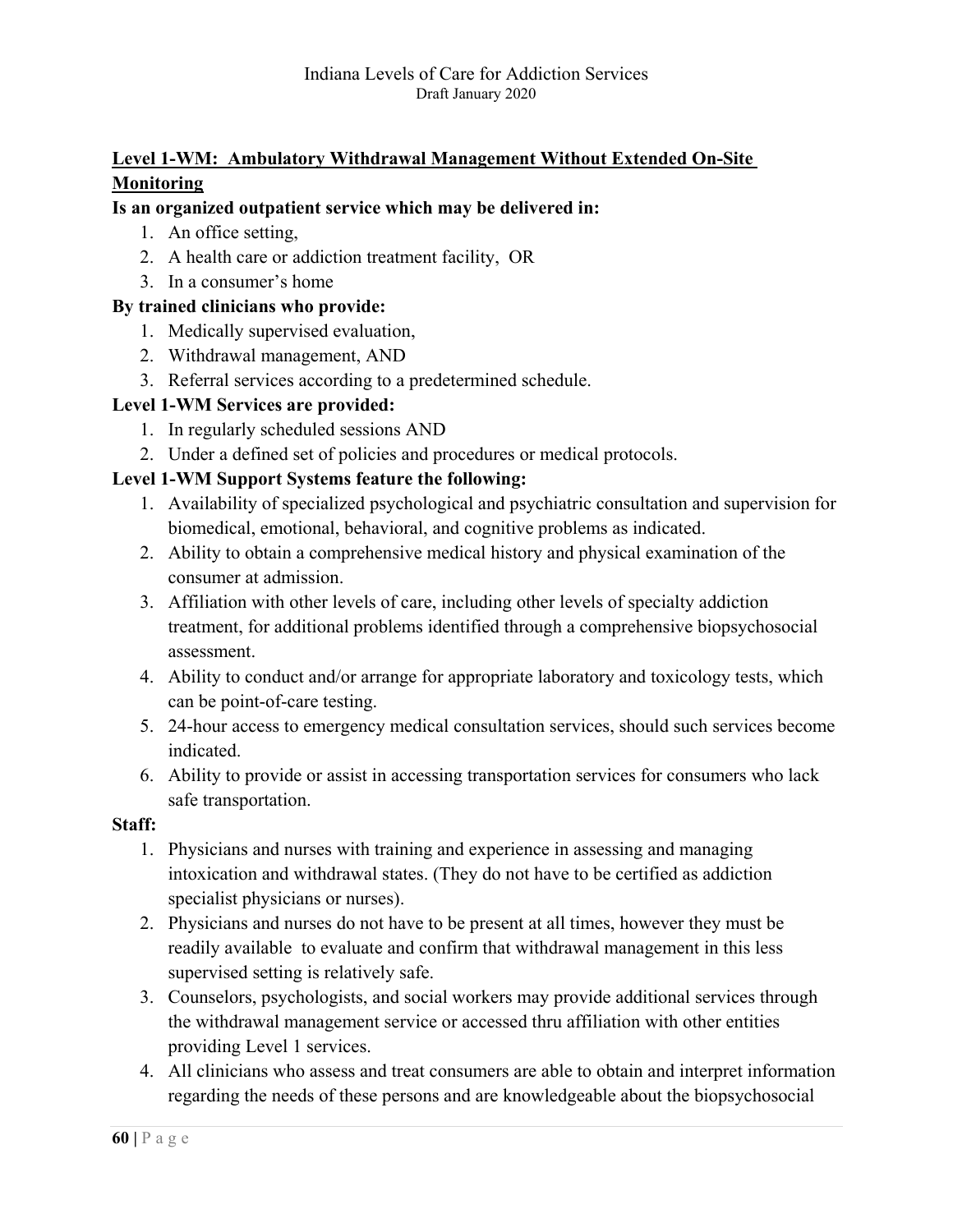## Level 1-WM: Ambulatory Withdrawal Management Without Extended On-Site Monitoring

**Is an organized outpatient service which may be delivered in:**

1. An office setting,
2. A health care or addiction treatment facility, OR
3. In a consumer's home

**By trained clinicians who provide:**

1. Medically supervised evaluation,
2. Withdrawal management, AND
3. Referral services according to a predetermined schedule.

**Level 1-WM Services are provided:**

1. In regularly scheduled sessions AND
2. Under a defined set of policies and procedures or medical protocols.

**Level 1-WM Support Systems feature the following:**

1. Availability of specialized psychological and psychiatric consultation and supervision for biomedical, emotional, behavioral, and cognitive problems as indicated.
2. Ability to obtain a comprehensive medical history and physical examination of the consumer at admission.
3. Affiliation with other levels of care, including other levels of specialty addiction treatment, for additional problems identified through a comprehensive biopsychosocial assessment.
4. Ability to conduct and/or arrange for appropriate laboratory and toxicology tests, which can be point-of-care testing.
5. 24-hour access to emergency medical consultation services, should such services become indicated.
6. Ability to provide or assist in accessing transportation services for consumers who lack safe transportation.

**Staff:**

1. Physicians and nurses with training and experience in assessing and managing intoxication and withdrawal states. (They do not have to be certified as addiction specialist physicians or nurses).
2. Physicians and nurses do not have to be present at all times, however they must be readily available to evaluate and confirm that withdrawal management in this less supervised setting is relatively safe.
3. Counselors, psychologists, and social workers may provide additional services through the withdrawal management service or accessed thru affiliation with other entities providing Level 1 services.
4. All clinicians who assess and treat consumers are able to obtain and interpret information regarding the needs of these persons and are knowledgeable about the biopsychosocial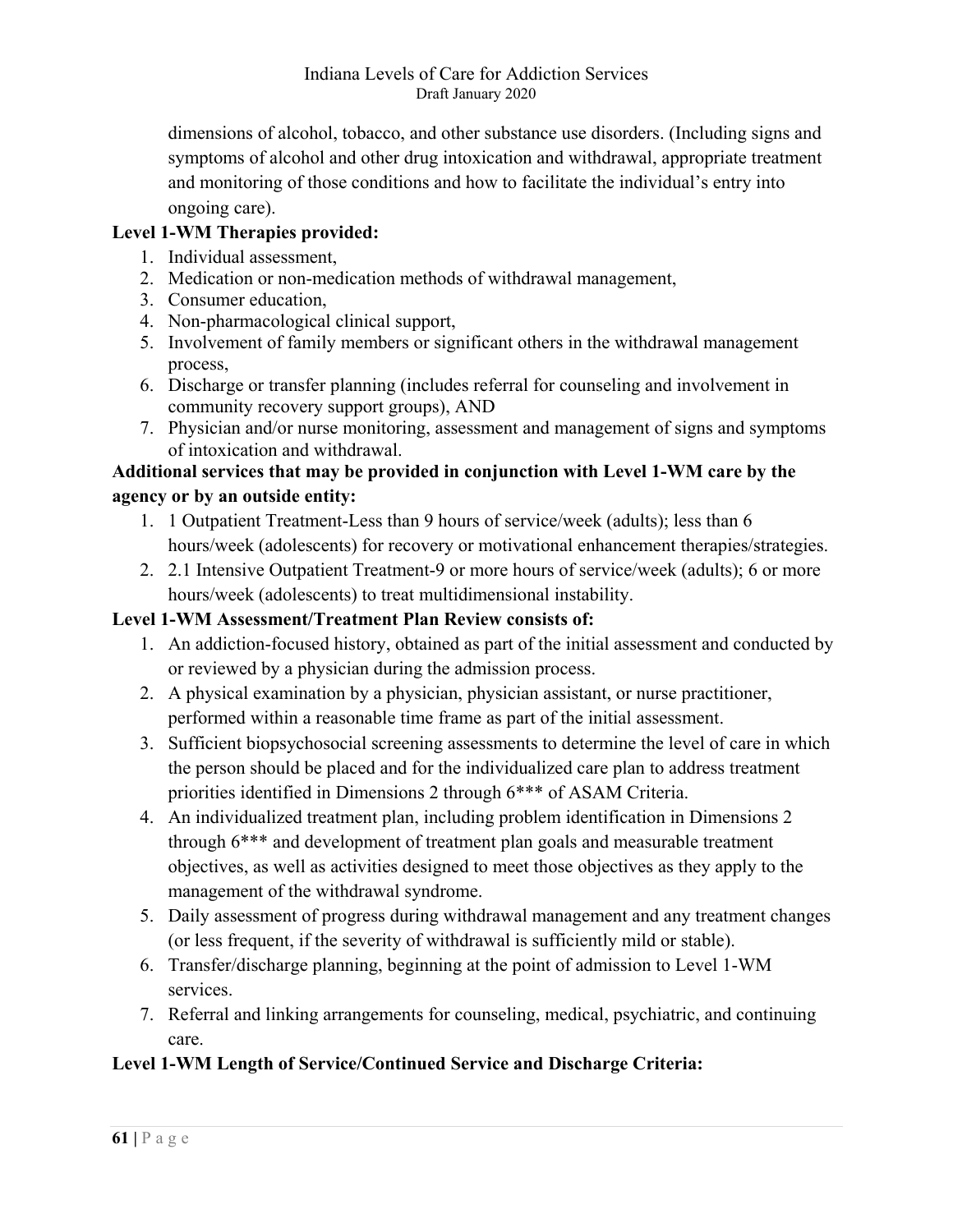dimensions of alcohol, tobacco, and other substance use disorders. (Including signs and symptoms of alcohol and other drug intoxication and withdrawal, appropriate treatment and monitoring of those conditions and how to facilitate the individual's entry into ongoing care).

**Level 1-WM Therapies provided:**

1. Individual assessment,
2. Medication or non-medication methods of withdrawal management,
3. Consumer education,
4. Non-pharmacological clinical support,
5. Involvement of family members or significant others in the withdrawal management process,
6. Discharge or transfer planning (includes referral for counseling and involvement in community recovery support groups), AND
7. Physician and/or nurse monitoring, assessment and management of signs and symptoms of intoxication and withdrawal.

**Additional services that may be provided in conjunction with Level 1-WM care by the agency or by an outside entity:**

1. 1 Outpatient Treatment-Less than 9 hours of service/week (adults); less than 6 hours/week (adolescents) for recovery or motivational enhancement therapies/strategies.
2. 2.1 Intensive Outpatient Treatment-9 or more hours of service/week (adults); 6 or more hours/week (adolescents) to treat multidimensional instability.

**Level 1-WM Assessment/Treatment Plan Review consists of:**

1. An addiction-focused history, obtained as part of the initial assessment and conducted by or reviewed by a physician during the admission process.
2. A physical examination by a physician, physician assistant, or nurse practitioner, performed within a reasonable time frame as part of the initial assessment.
3. Sufficient biopsychosocial screening assessments to determine the level of care in which the person should be placed and for the individualized care plan to address treatment priorities identified in Dimensions 2 through 6*** of ASAM Criteria.
4. An individualized treatment plan, including problem identification in Dimensions 2 through 6*** and development of treatment plan goals and measurable treatment objectives, as well as activities designed to meet those objectives as they apply to the management of the withdrawal syndrome.
5. Daily assessment of progress during withdrawal management and any treatment changes (or less frequent, if the severity of withdrawal is sufficiently mild or stable).
6. Transfer/discharge planning, beginning at the point of admission to Level 1-WM services.
7. Referral and linking arrangements for counseling, medical, psychiatric, and continuing care.

**Level 1-WM Length of Service/Continued Service and Discharge Criteria:**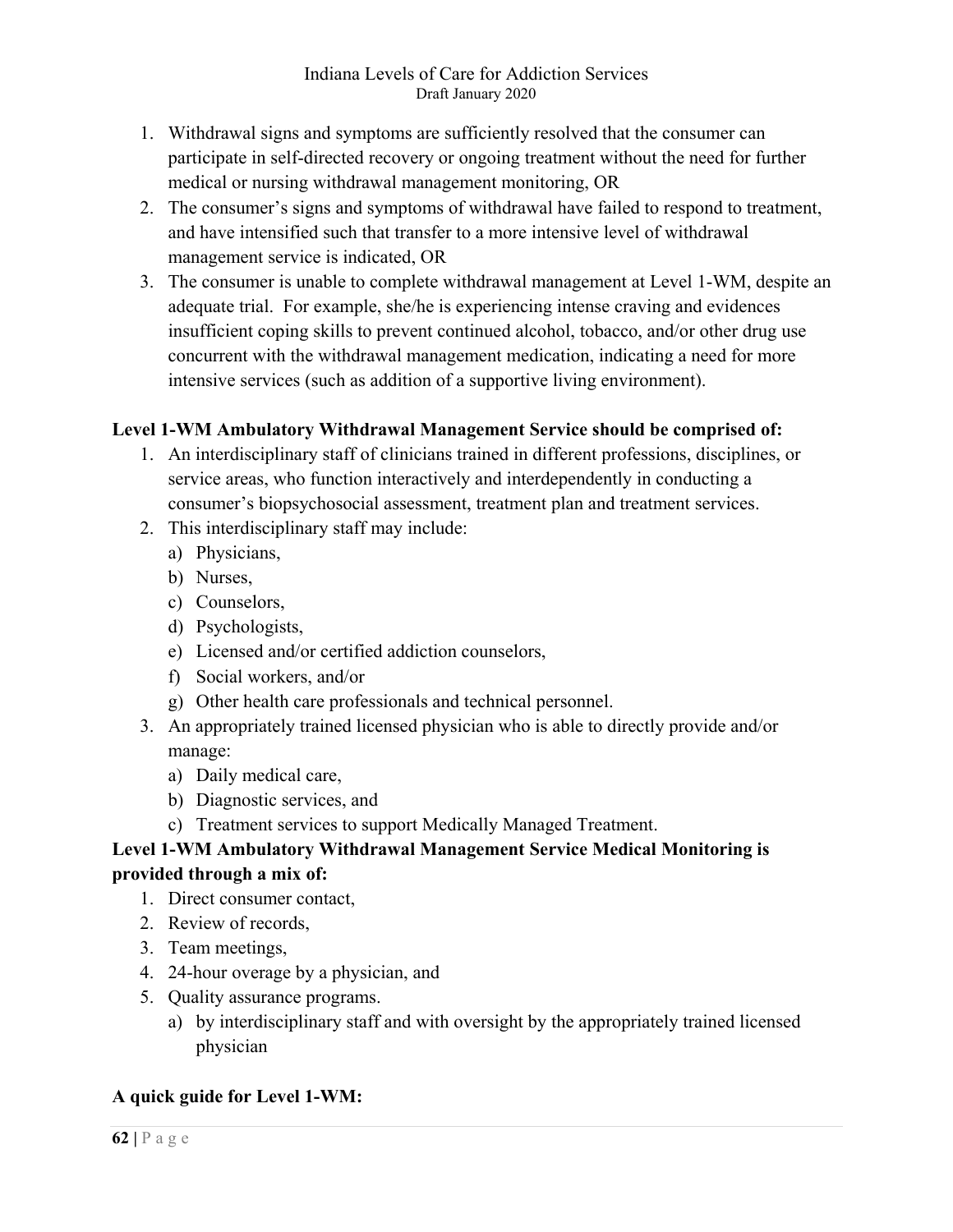1. Withdrawal signs and symptoms are sufficiently resolved that the consumer can participate in self-directed recovery or ongoing treatment without the need for further medical or nursing withdrawal management monitoring, OR
2. The consumer's signs and symptoms of withdrawal have failed to respond to treatment, and have intensified such that transfer to a more intensive level of withdrawal management service is indicated, OR
3. The consumer is unable to complete withdrawal management at Level 1-WM, despite an adequate trial. For example, she/he is experiencing intense craving and evidences insufficient coping skills to prevent continued alcohol, tobacco, and/or other drug use concurrent with the withdrawal management medication, indicating a need for more intensive services (such as addition of a supportive living environment).

**Level 1-WM Ambulatory Withdrawal Management Service should be comprised of:**

1. An interdisciplinary staff of clinicians trained in different professions, disciplines, or service areas, who function interactively and interdependently in conducting a consumer's biopsychosocial assessment, treatment plan and treatment services.
2. This interdisciplinary staff may include:
   a) Physicians,
   b) Nurses,
   c) Counselors,
   d) Psychologists,
   e) Licensed and/or certified addiction counselors,
   f) Social workers, and/or
   g) Other health care professionals and technical personnel.
3. An appropriately trained licensed physician who is able to directly provide and/or manage:
   a) Daily medical care,
   b) Diagnostic services, and
   c) Treatment services to support Medically Managed Treatment.

**Level 1-WM Ambulatory Withdrawal Management Service Medical Monitoring is provided through a mix of:**

1. Direct consumer contact,
2. Review of records,
3. Team meetings,
4. 24-hour overage by a physician, and
5. Quality assurance programs.
   a) by interdisciplinary staff and with oversight by the appropriately trained licensed physician

**A quick guide for Level 1-WM:**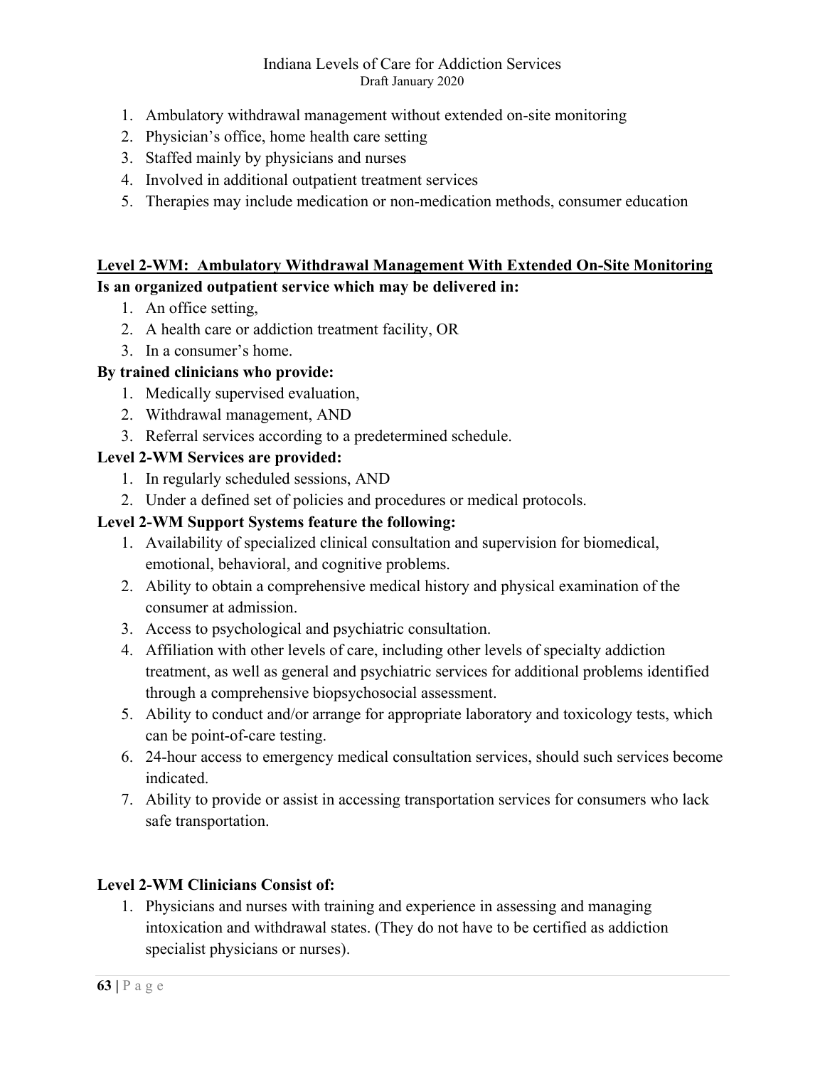1. Ambulatory withdrawal management without extended on-site monitoring
2. Physician's office, home health care setting
3. Staffed mainly by physicians and nurses
4. Involved in additional outpatient treatment services
5. Therapies may include medication or non-medication methods, consumer education

## Level 2-WM: Ambulatory Withdrawal Management With Extended On-Site Monitoring

**Is an organized outpatient service which may be delivered in:**

1. An office setting,
2. A health care or addiction treatment facility, OR
3. In a consumer's home.

**By trained clinicians who provide:**

1. Medically supervised evaluation,
2. Withdrawal management, AND
3. Referral services according to a predetermined schedule.

**Level 2-WM Services are provided:**

1. In regularly scheduled sessions, AND
2. Under a defined set of policies and procedures or medical protocols.

**Level 2-WM Support Systems feature the following:**

1. Availability of specialized clinical consultation and supervision for biomedical, emotional, behavioral, and cognitive problems.
2. Ability to obtain a comprehensive medical history and physical examination of the consumer at admission.
3. Access to psychological and psychiatric consultation.
4. Affiliation with other levels of care, including other levels of specialty addiction treatment, as well as general and psychiatric services for additional problems identified through a comprehensive biopsychosocial assessment.
5. Ability to conduct and/or arrange for appropriate laboratory and toxicology tests, which can be point-of-care testing.
6. 24-hour access to emergency medical consultation services, should such services become indicated.
7. Ability to provide or assist in accessing transportation services for consumers who lack safe transportation.

**Level 2-WM Clinicians Consist of:**

1. Physicians and nurses with training and experience in assessing and managing intoxication and withdrawal states. (They do not have to be certified as addiction specialist physicians or nurses).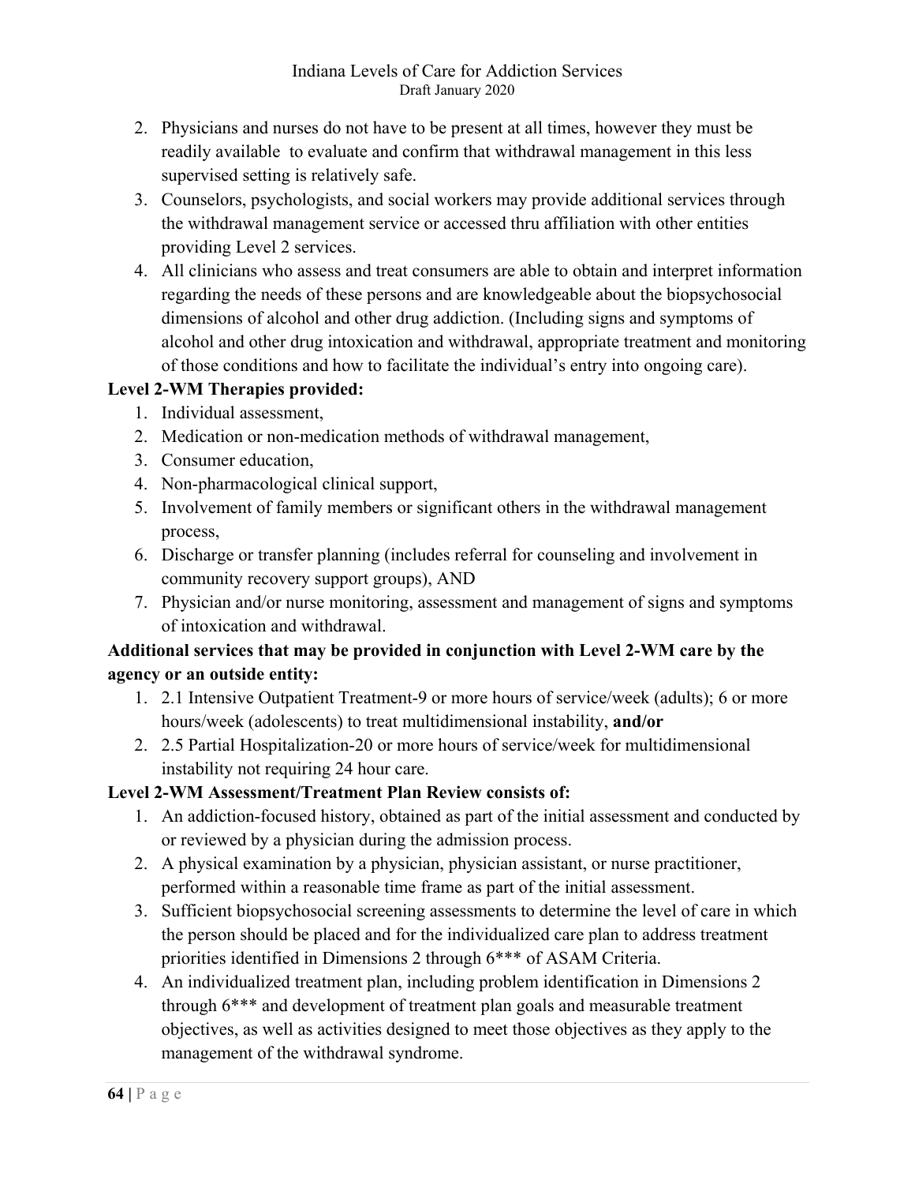2. Physicians and nurses do not have to be present at all times, however they must be readily available to evaluate and confirm that withdrawal management in this less supervised setting is relatively safe.
3. Counselors, psychologists, and social workers may provide additional services through the withdrawal management service or accessed thru affiliation with other entities providing Level 2 services.
4. All clinicians who assess and treat consumers are able to obtain and interpret information regarding the needs of these persons and are knowledgeable about the biopsychosocial dimensions of alcohol and other drug addiction. (Including signs and symptoms of alcohol and other drug intoxication and withdrawal, appropriate treatment and monitoring of those conditions and how to facilitate the individual's entry into ongoing care).

**Level 2-WM Therapies provided:**

1. Individual assessment,
2. Medication or non-medication methods of withdrawal management,
3. Consumer education,
4. Non-pharmacological clinical support,
5. Involvement of family members or significant others in the withdrawal management process,
6. Discharge or transfer planning (includes referral for counseling and involvement in community recovery support groups), AND
7. Physician and/or nurse monitoring, assessment and management of signs and symptoms of intoxication and withdrawal.

**Additional services that may be provided in conjunction with Level 2-WM care by the agency or an outside entity:**

1. 2.1 Intensive Outpatient Treatment-9 or more hours of service/week (adults); 6 or more hours/week (adolescents) to treat multidimensional instability, **and/or**
2. 2.5 Partial Hospitalization-20 or more hours of service/week for multidimensional instability not requiring 24 hour care.

**Level 2-WM Assessment/Treatment Plan Review consists of:**

1. An addiction-focused history, obtained as part of the initial assessment and conducted by or reviewed by a physician during the admission process.
2. A physical examination by a physician, physician assistant, or nurse practitioner, performed within a reasonable time frame as part of the initial assessment.
3. Sufficient biopsychosocial screening assessments to determine the level of care in which the person should be placed and for the individualized care plan to address treatment priorities identified in Dimensions 2 through 6*** of ASAM Criteria.
4. An individualized treatment plan, including problem identification in Dimensions 2 through 6*** and development of treatment plan goals and measurable treatment objectives, as well as activities designed to meet those objectives as they apply to the management of the withdrawal syndrome.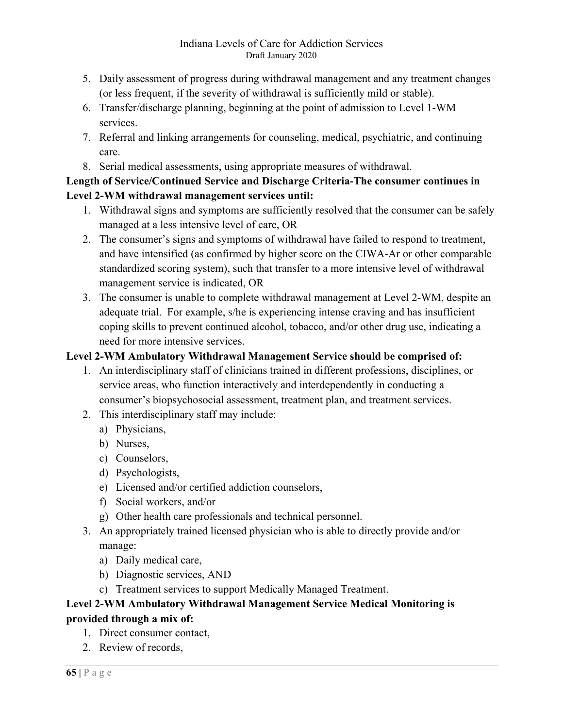5. Daily assessment of progress during withdrawal management and any treatment changes (or less frequent, if the severity of withdrawal is sufficiently mild or stable).
6. Transfer/discharge planning, beginning at the point of admission to Level 1-WM services.
7. Referral and linking arrangements for counseling, medical, psychiatric, and continuing care.
8. Serial medical assessments, using appropriate measures of withdrawal.

**Length of Service/Continued Service and Discharge Criteria-The consumer continues in Level 2-WM withdrawal management services until:**

1. Withdrawal signs and symptoms are sufficiently resolved that the consumer can be safely managed at a less intensive level of care, OR
2. The consumer's signs and symptoms of withdrawal have failed to respond to treatment, and have intensified (as confirmed by higher score on the CIWA-Ar or other comparable standardized scoring system), such that transfer to a more intensive level of withdrawal management service is indicated, OR
3. The consumer is unable to complete withdrawal management at Level 2-WM, despite an adequate trial. For example, s/he is experiencing intense craving and has insufficient coping skills to prevent continued alcohol, tobacco, and/or other drug use, indicating a need for more intensive services.

**Level 2-WM Ambulatory Withdrawal Management Service should be comprised of:**

1. An interdisciplinary staff of clinicians trained in different professions, disciplines, or service areas, who function interactively and interdependently in conducting a consumer's biopsychosocial assessment, treatment plan, and treatment services.
2. This interdisciplinary staff may include:
   a) Physicians,
   b) Nurses,
   c) Counselors,
   d) Psychologists,
   e) Licensed and/or certified addiction counselors,
   f) Social workers, and/or
   g) Other health care professionals and technical personnel.
3. An appropriately trained licensed physician who is able to directly provide and/or manage:
   a) Daily medical care,
   b) Diagnostic services, AND
   c) Treatment services to support Medically Managed Treatment.

**Level 2-WM Ambulatory Withdrawal Management Service Medical Monitoring is provided through a mix of:**

1. Direct consumer contact,
2. Review of records,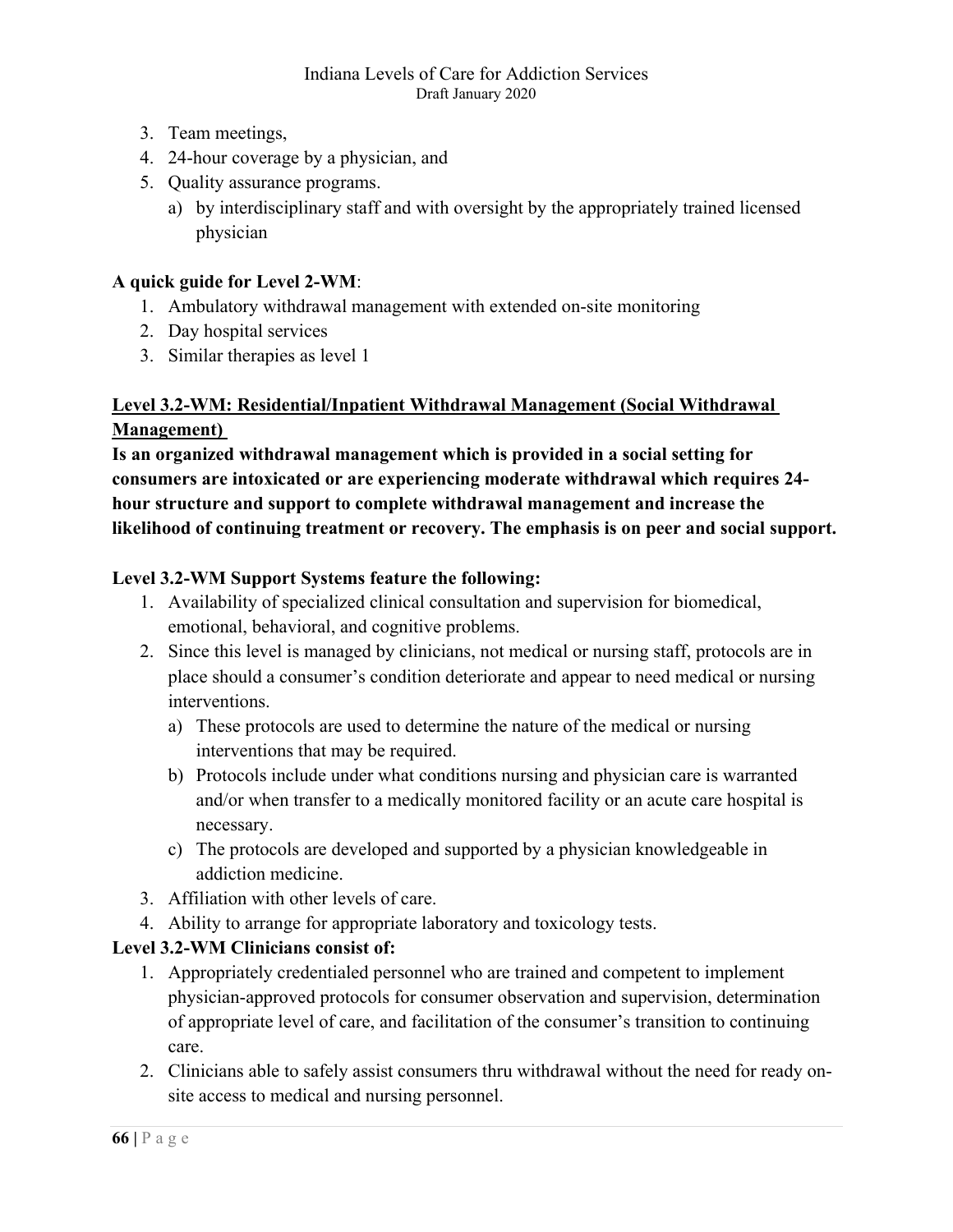3. Team meetings,
4. 24-hour coverage by a physician, and
5. Quality assurance programs.
    a) by interdisciplinary staff and with oversight by the appropriately trained licensed physician

**A quick guide for Level 2-WM**:

1. Ambulatory withdrawal management with extended on-site monitoring
2. Day hospital services
3. Similar therapies as level 1

## Level 3.2-WM: Residential/Inpatient Withdrawal Management (Social Withdrawal Management)

**Is an organized withdrawal management which is provided in a social setting for consumers are intoxicated or are experiencing moderate withdrawal which requires 24-hour structure and support to complete withdrawal management and increase the likelihood of continuing treatment or recovery. The emphasis is on peer and social support.**

**Level 3.2-WM Support Systems feature the following:**

1. Availability of specialized clinical consultation and supervision for biomedical, emotional, behavioral, and cognitive problems.
2. Since this level is managed by clinicians, not medical or nursing staff, protocols are in place should a consumer's condition deteriorate and appear to need medical or nursing interventions.
    a) These protocols are used to determine the nature of the medical or nursing interventions that may be required.
    b) Protocols include under what conditions nursing and physician care is warranted and/or when transfer to a medically monitored facility or an acute care hospital is necessary.
    c) The protocols are developed and supported by a physician knowledgeable in addiction medicine.
3. Affiliation with other levels of care.
4. Ability to arrange for appropriate laboratory and toxicology tests.

**Level 3.2-WM Clinicians consist of:**

1. Appropriately credentialed personnel who are trained and competent to implement physician-approved protocols for consumer observation and supervision, determination of appropriate level of care, and facilitation of the consumer's transition to continuing care.
2. Clinicians able to safely assist consumers thru withdrawal without the need for ready on-site access to medical and nursing personnel.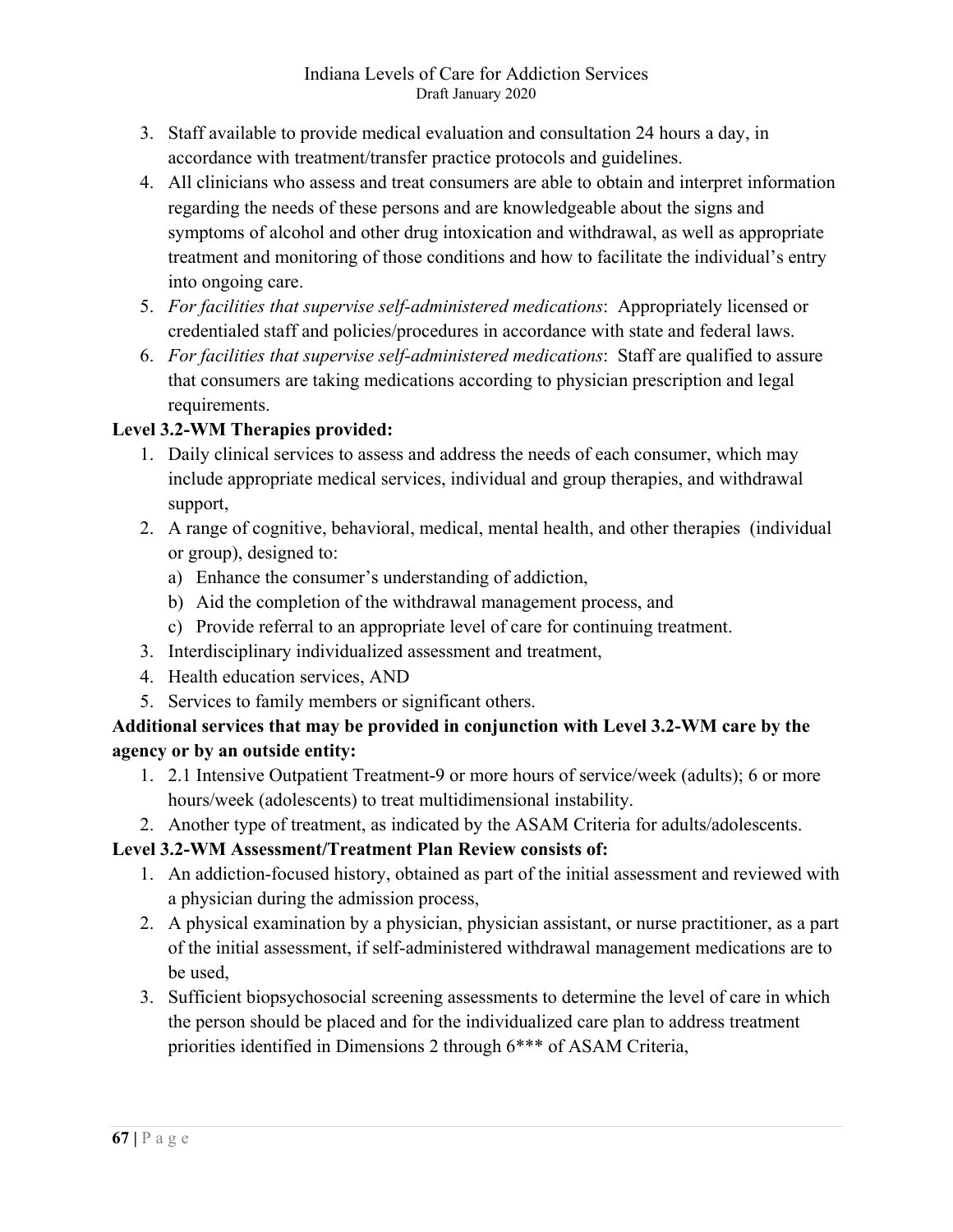3. Staff available to provide medical evaluation and consultation 24 hours a day, in accordance with treatment/transfer practice protocols and guidelines.
4. All clinicians who assess and treat consumers are able to obtain and interpret information regarding the needs of these persons and are knowledgeable about the signs and symptoms of alcohol and other drug intoxication and withdrawal, as well as appropriate treatment and monitoring of those conditions and how to facilitate the individual's entry into ongoing care.
5. *For facilities that supervise self-administered medications*: Appropriately licensed or credentialed staff and policies/procedures in accordance with state and federal laws.
6. *For facilities that supervise self-administered medications*: Staff are qualified to assure that consumers are taking medications according to physician prescription and legal requirements.

**Level 3.2-WM Therapies provided:**

1. Daily clinical services to assess and address the needs of each consumer, which may include appropriate medical services, individual and group therapies, and withdrawal support,
2. A range of cognitive, behavioral, medical, mental health, and other therapies (individual or group), designed to:
   a) Enhance the consumer's understanding of addiction,
   b) Aid the completion of the withdrawal management process, and
   c) Provide referral to an appropriate level of care for continuing treatment.
3. Interdisciplinary individualized assessment and treatment,
4. Health education services, AND
5. Services to family members or significant others.

**Additional services that may be provided in conjunction with Level 3.2-WM care by the agency or by an outside entity:**

1. 2.1 Intensive Outpatient Treatment-9 or more hours of service/week (adults); 6 or more hours/week (adolescents) to treat multidimensional instability.
2. Another type of treatment, as indicated by the ASAM Criteria for adults/adolescents.

**Level 3.2-WM Assessment/Treatment Plan Review consists of:**

1. An addiction-focused history, obtained as part of the initial assessment and reviewed with a physician during the admission process,
2. A physical examination by a physician, physician assistant, or nurse practitioner, as a part of the initial assessment, if self-administered withdrawal management medications are to be used,
3. Sufficient biopsychosocial screening assessments to determine the level of care in which the person should be placed and for the individualized care plan to address treatment priorities identified in Dimensions 2 through 6*** of ASAM Criteria,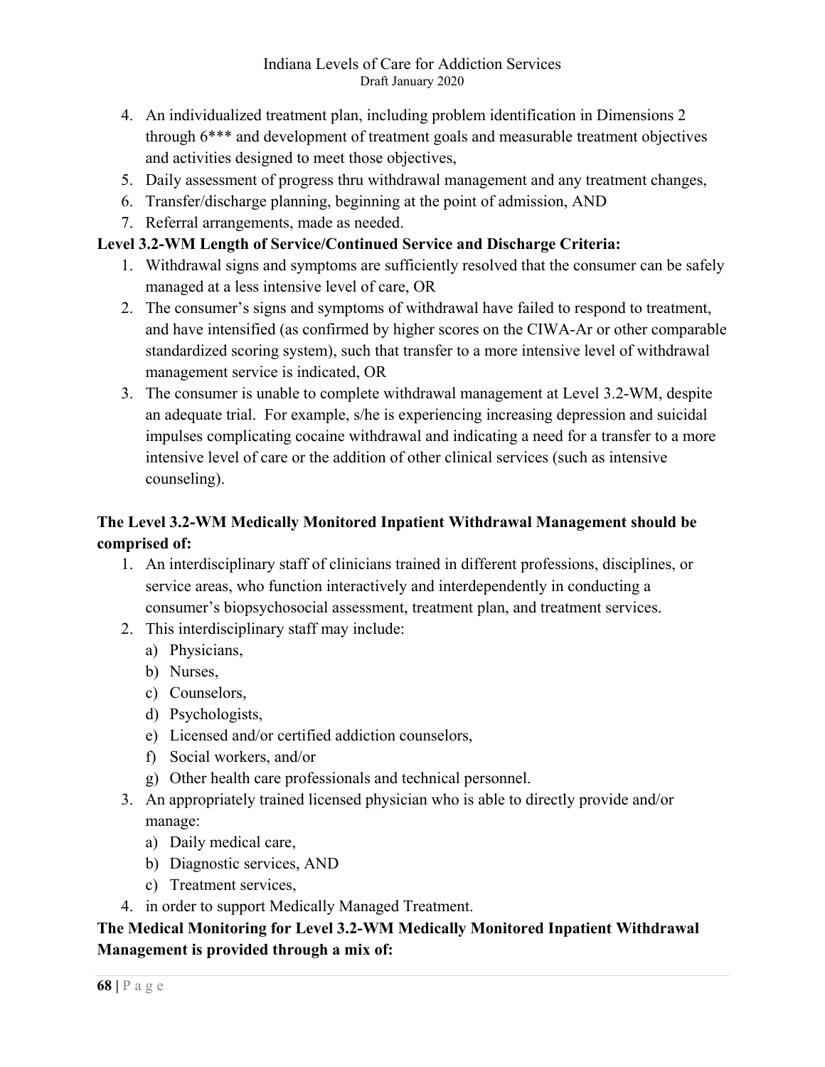4. An individualized treatment plan, including problem identification in Dimensions 2 through 6*** and development of treatment goals and measurable treatment objectives and activities designed to meet those objectives,
5. Daily assessment of progress thru withdrawal management and any treatment changes,
6. Transfer/discharge planning, beginning at the point of admission, AND
7. Referral arrangements, made as needed.

**Level 3.2-WM Length of Service/Continued Service and Discharge Criteria:**

1. Withdrawal signs and symptoms are sufficiently resolved that the consumer can be safely managed at a less intensive level of care, OR
2. The consumer's signs and symptoms of withdrawal have failed to respond to treatment, and have intensified (as confirmed by higher scores on the CIWA-Ar or other comparable standardized scoring system), such that transfer to a more intensive level of withdrawal management service is indicated, OR
3. The consumer is unable to complete withdrawal management at Level 3.2-WM, despite an adequate trial. For example, s/he is experiencing increasing depression and suicidal impulses complicating cocaine withdrawal and indicating a need for a transfer to a more intensive level of care or the addition of other clinical services (such as intensive counseling).

**The Level 3.2-WM Medically Monitored Inpatient Withdrawal Management should be comprised of:**

1. An interdisciplinary staff of clinicians trained in different professions, disciplines, or service areas, who function interactively and interdependently in conducting a consumer's biopsychosocial assessment, treatment plan, and treatment services.
2. This interdisciplinary staff may include:
   a) Physicians,
   b) Nurses,
   c) Counselors,
   d) Psychologists,
   e) Licensed and/or certified addiction counselors,
   f) Social workers, and/or
   g) Other health care professionals and technical personnel.
3. An appropriately trained licensed physician who is able to directly provide and/or manage:
   a) Daily medical care,
   b) Diagnostic services, AND
   c) Treatment services,
4. in order to support Medically Managed Treatment.

**The Medical Monitoring for Level 3.2-WM Medically Monitored Inpatient Withdrawal Management is provided through a mix of:**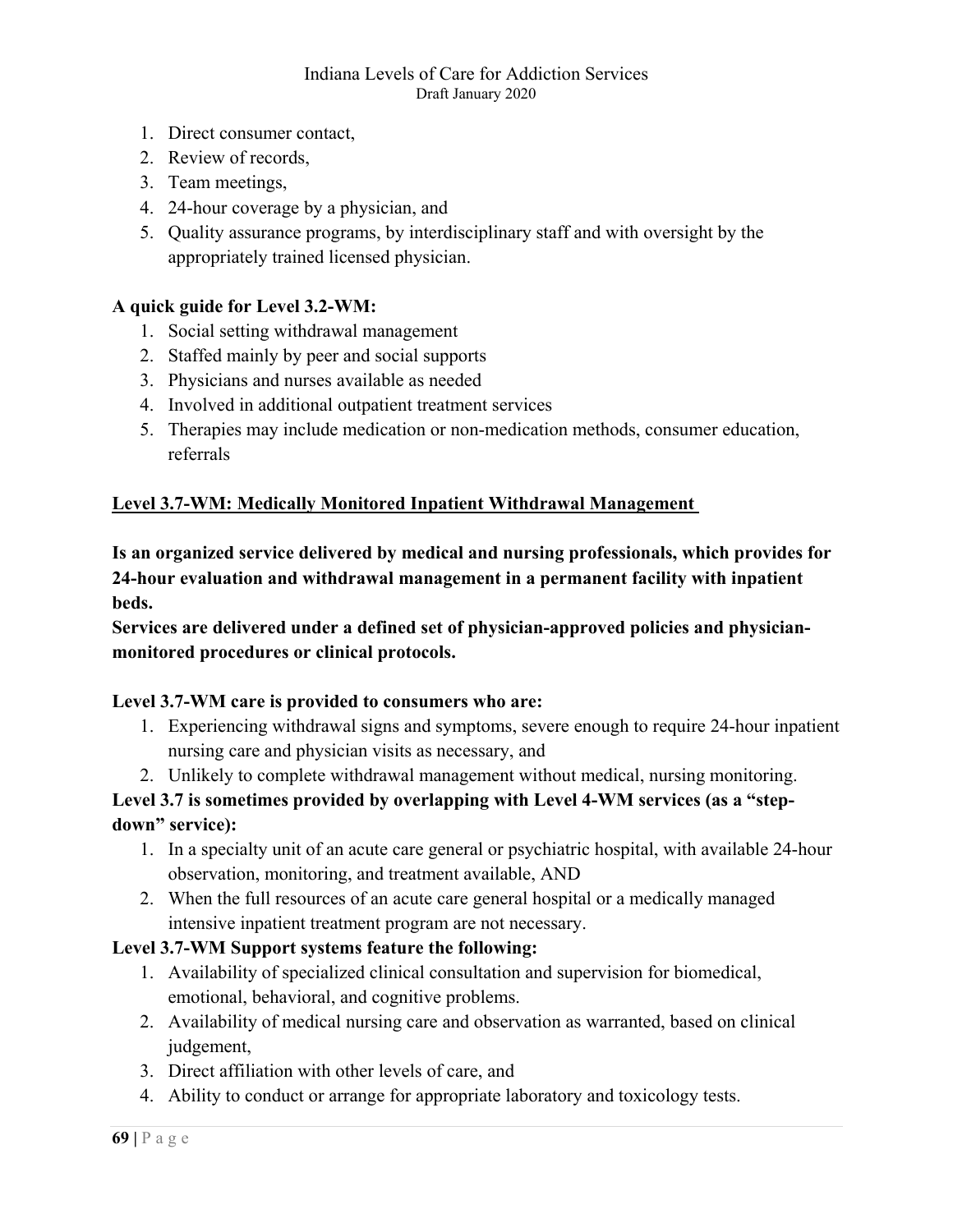1. Direct consumer contact,
2. Review of records,
3. Team meetings,
4. 24-hour coverage by a physician, and
5. Quality assurance programs, by interdisciplinary staff and with oversight by the appropriately trained licensed physician.

**A quick guide for Level 3.2-WM:**

1. Social setting withdrawal management
2. Staffed mainly by peer and social supports
3. Physicians and nurses available as needed
4. Involved in additional outpatient treatment services
5. Therapies may include medication or non-medication methods, consumer education, referrals

## Level 3.7-WM: Medically Monitored Inpatient Withdrawal Management

**Is an organized service delivered by medical and nursing professionals, which provides for 24-hour evaluation and withdrawal management in a permanent facility with inpatient beds.**

**Services are delivered under a defined set of physician-approved policies and physician-monitored procedures or clinical protocols.**

**Level 3.7-WM care is provided to consumers who are:**

1. Experiencing withdrawal signs and symptoms, severe enough to require 24-hour inpatient nursing care and physician visits as necessary, and
2. Unlikely to complete withdrawal management without medical, nursing monitoring.

**Level 3.7 is sometimes provided by overlapping with Level 4-WM services (as a "step-down" service):**

1. In a specialty unit of an acute care general or psychiatric hospital, with available 24-hour observation, monitoring, and treatment available, AND
2. When the full resources of an acute care general hospital or a medically managed intensive inpatient treatment program are not necessary.

**Level 3.7-WM Support systems feature the following:**

1. Availability of specialized clinical consultation and supervision for biomedical, emotional, behavioral, and cognitive problems.
2. Availability of medical nursing care and observation as warranted, based on clinical judgement,
3. Direct affiliation with other levels of care, and
4. Ability to conduct or arrange for appropriate laboratory and toxicology tests.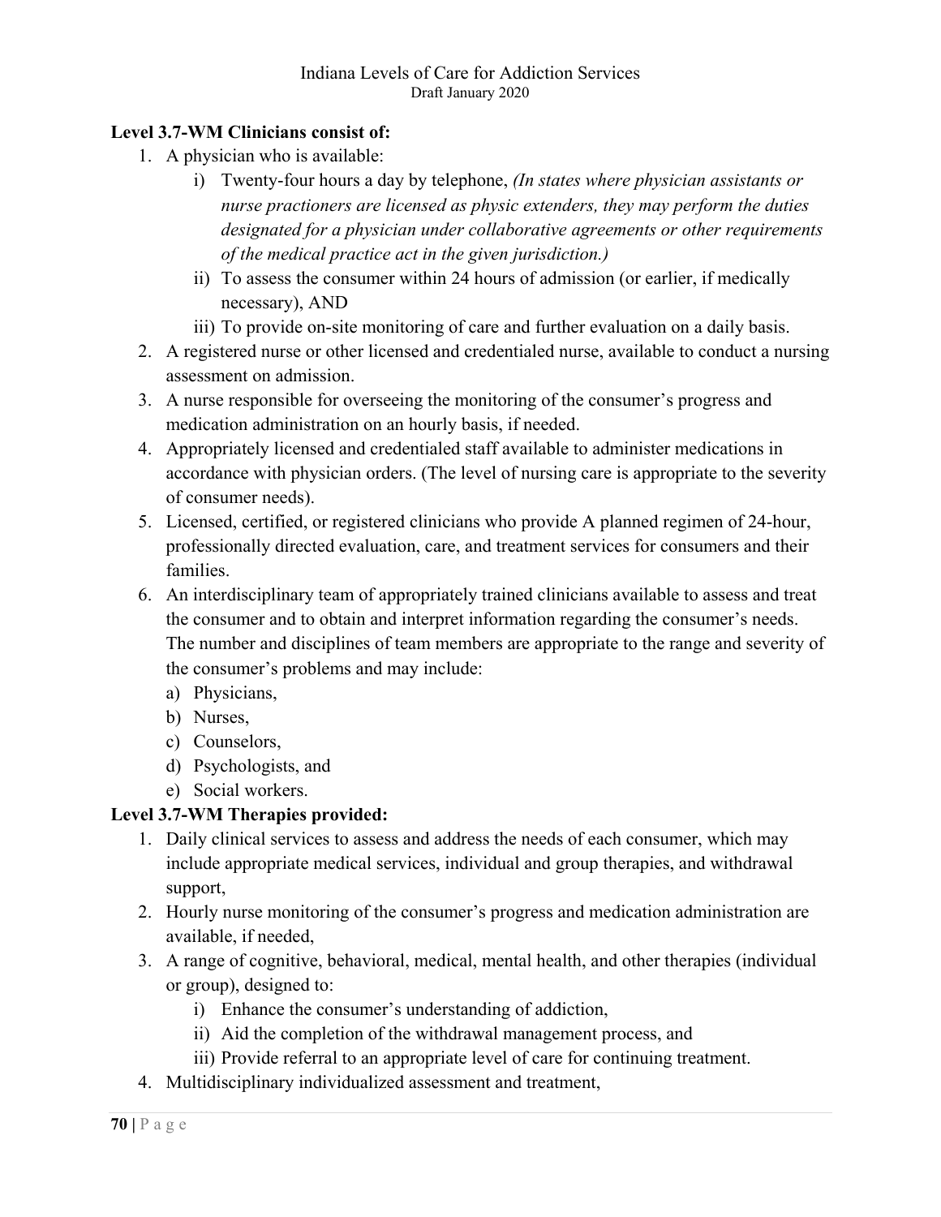**Level 3.7-WM Clinicians consist of:**

1. A physician who is available:
    i) Twenty-four hours a day by telephone, *(In states where physician assistants or nurse practioners are licensed as physic extenders, they may perform the duties designated for a physician under collaborative agreements or other requirements of the medical practice act in the given jurisdiction.)*
    ii) To assess the consumer within 24 hours of admission (or earlier, if medically necessary), AND
    iii) To provide on-site monitoring of care and further evaluation on a daily basis.
2. A registered nurse or other licensed and credentialed nurse, available to conduct a nursing assessment on admission.
3. A nurse responsible for overseeing the monitoring of the consumer's progress and medication administration on an hourly basis, if needed.
4. Appropriately licensed and credentialed staff available to administer medications in accordance with physician orders. (The level of nursing care is appropriate to the severity of consumer needs).
5. Licensed, certified, or registered clinicians who provide A planned regimen of 24-hour, professionally directed evaluation, care, and treatment services for consumers and their families.
6. An interdisciplinary team of appropriately trained clinicians available to assess and treat the consumer and to obtain and interpret information regarding the consumer's needs. The number and disciplines of team members are appropriate to the range and severity of the consumer's problems and may include:
    a) Physicians,
    b) Nurses,
    c) Counselors,
    d) Psychologists, and
    e) Social workers.

**Level 3.7-WM Therapies provided:**

1. Daily clinical services to assess and address the needs of each consumer, which may include appropriate medical services, individual and group therapies, and withdrawal support,
2. Hourly nurse monitoring of the consumer's progress and medication administration are available, if needed,
3. A range of cognitive, behavioral, medical, mental health, and other therapies (individual or group), designed to:
    i) Enhance the consumer's understanding of addiction,
    ii) Aid the completion of the withdrawal management process, and
    iii) Provide referral to an appropriate level of care for continuing treatment.
4. Multidisciplinary individualized assessment and treatment,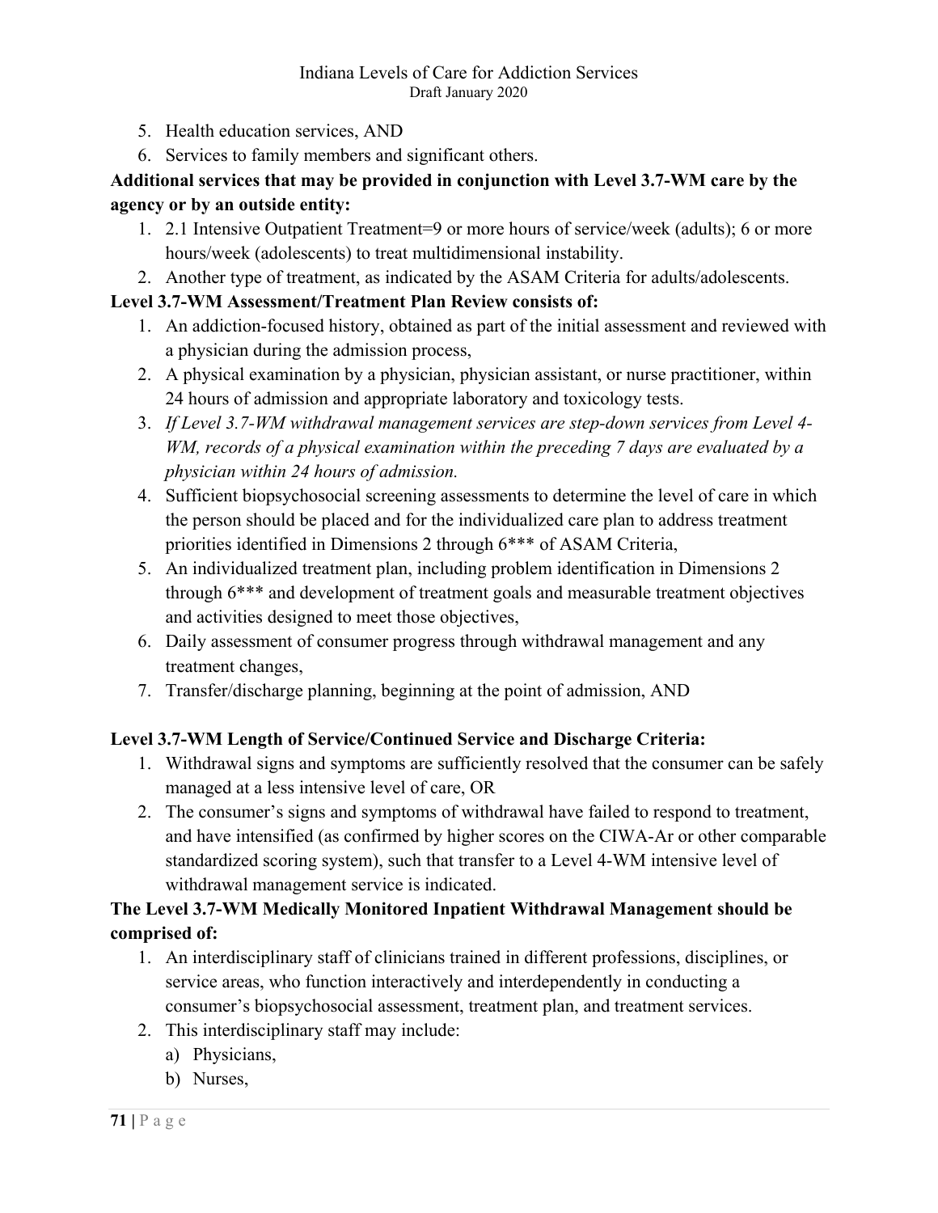5. Health education services, AND
6. Services to family members and significant others.

**Additional services that may be provided in conjunction with Level 3.7-WM care by the agency or by an outside entity:**

1. 2.1 Intensive Outpatient Treatment=9 or more hours of service/week (adults); 6 or more hours/week (adolescents) to treat multidimensional instability.
2. Another type of treatment, as indicated by the ASAM Criteria for adults/adolescents.

**Level 3.7-WM Assessment/Treatment Plan Review consists of:**

1. An addiction-focused history, obtained as part of the initial assessment and reviewed with a physician during the admission process,
2. A physical examination by a physician, physician assistant, or nurse practitioner, within 24 hours of admission and appropriate laboratory and toxicology tests.
3. *If Level 3.7-WM withdrawal management services are step-down services from Level 4-WM, records of a physical examination within the preceding 7 days are evaluated by a physician within 24 hours of admission.*
4. Sufficient biopsychosocial screening assessments to determine the level of care in which the person should be placed and for the individualized care plan to address treatment priorities identified in Dimensions 2 through 6*** of ASAM Criteria,
5. An individualized treatment plan, including problem identification in Dimensions 2 through 6*** and development of treatment goals and measurable treatment objectives and activities designed to meet those objectives,
6. Daily assessment of consumer progress through withdrawal management and any treatment changes,
7. Transfer/discharge planning, beginning at the point of admission, AND

**Level 3.7-WM Length of Service/Continued Service and Discharge Criteria:**

1. Withdrawal signs and symptoms are sufficiently resolved that the consumer can be safely managed at a less intensive level of care, OR
2. The consumer's signs and symptoms of withdrawal have failed to respond to treatment, and have intensified (as confirmed by higher scores on the CIWA-Ar or other comparable standardized scoring system), such that transfer to a Level 4-WM intensive level of withdrawal management service is indicated.

**The Level 3.7-WM Medically Monitored Inpatient Withdrawal Management should be comprised of:**

1. An interdisciplinary staff of clinicians trained in different professions, disciplines, or service areas, who function interactively and interdependently in conducting a consumer's biopsychosocial assessment, treatment plan, and treatment services.
2. This interdisciplinary staff may include:
   a) Physicians,
   b) Nurses,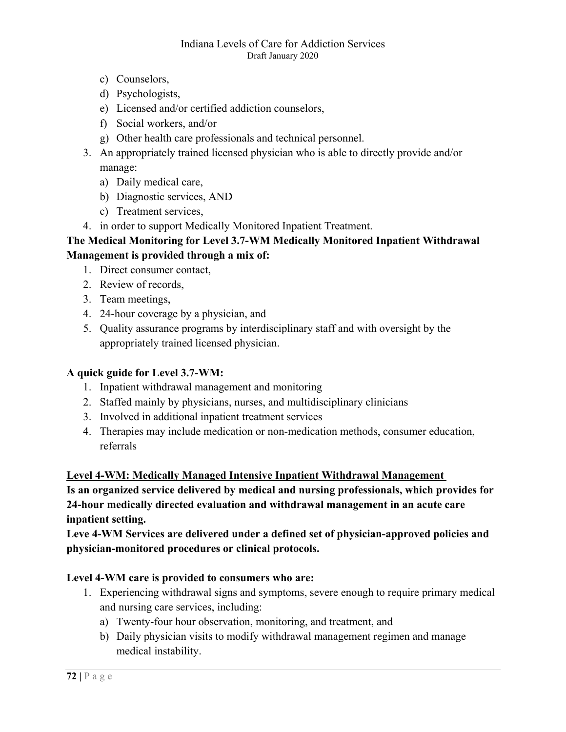c) Counselors,
d) Psychologists,
e) Licensed and/or certified addiction counselors,
f) Social workers, and/or
g) Other health care professionals and technical personnel.

3. An appropriately trained licensed physician who is able to directly provide and/or manage:
   a) Daily medical care,
   b) Diagnostic services, AND
   c) Treatment services,
4. in order to support Medically Monitored Inpatient Treatment.

**The Medical Monitoring for Level 3.7-WM Medically Monitored Inpatient Withdrawal Management is provided through a mix of:**

1. Direct consumer contact,
2. Review of records,
3. Team meetings,
4. 24-hour coverage by a physician, and
5. Quality assurance programs by interdisciplinary staff and with oversight by the appropriately trained licensed physician.

**A quick guide for Level 3.7-WM:**

1. Inpatient withdrawal management and monitoring
2. Staffed mainly by physicians, nurses, and multidisciplinary clinicians
3. Involved in additional inpatient treatment services
4. Therapies may include medication or non-medication methods, consumer education, referrals

**<u>Level 4-WM: Medically Managed Intensive Inpatient Withdrawal Management</u>**

**Is an organized service delivered by medical and nursing professionals, which provides for 24-hour medically directed evaluation and withdrawal management in an acute care inpatient setting.**

**Leve 4-WM Services are delivered under a defined set of physician-approved policies and physician-monitored procedures or clinical protocols.**

**Level 4-WM care is provided to consumers who are:**

1. Experiencing withdrawal signs and symptoms, severe enough to require primary medical and nursing care services, including:
   a) Twenty-four hour observation, monitoring, and treatment, and
   b) Daily physician visits to modify withdrawal management regimen and manage medical instability.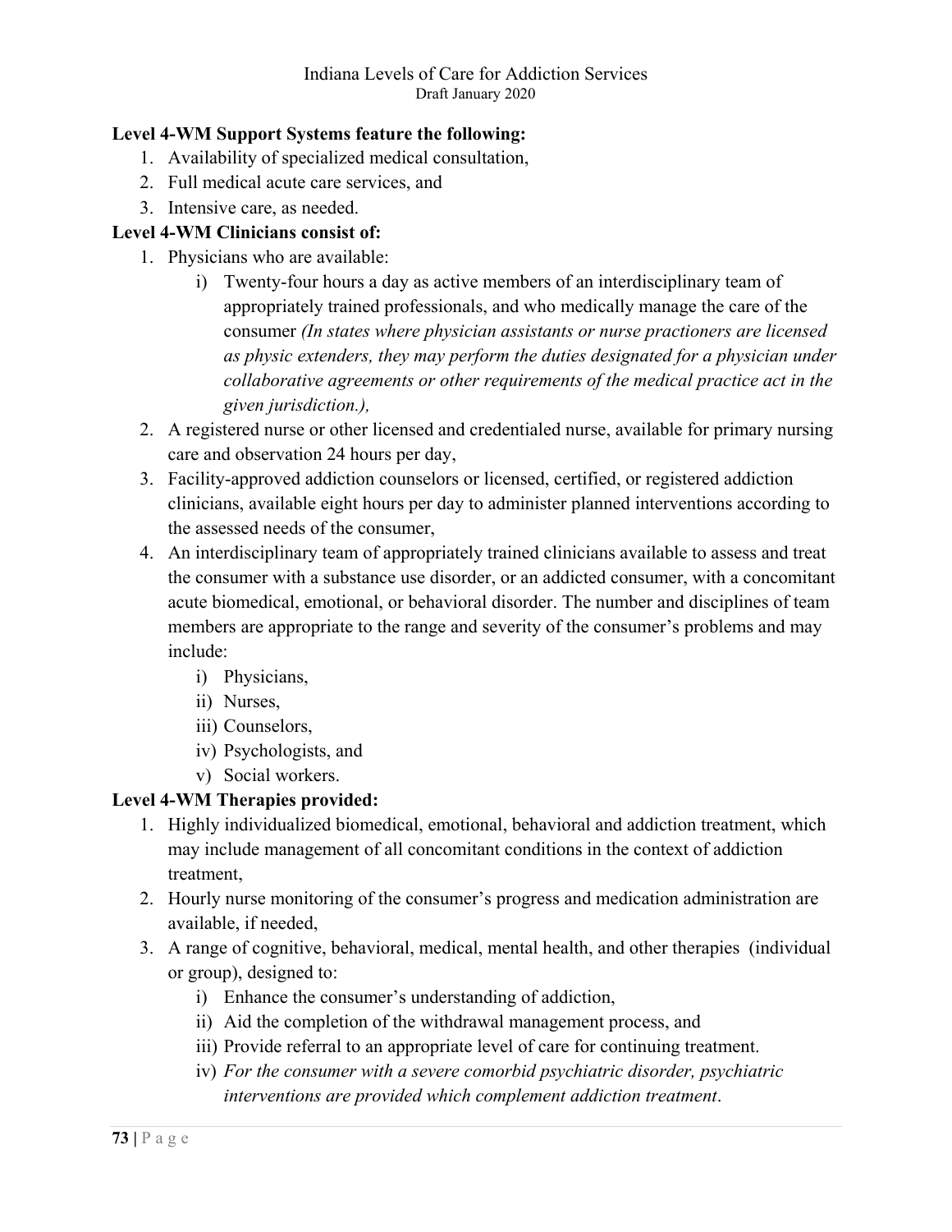**Level 4-WM Support Systems feature the following:**

1. Availability of specialized medical consultation,
2. Full medical acute care services, and
3. Intensive care, as needed.

**Level 4-WM Clinicians consist of:**

1. Physicians who are available:
   i) Twenty-four hours a day as active members of an interdisciplinary team of appropriately trained professionals, and who medically manage the care of the consumer *(In states where physician assistants or nurse practioners are licensed as physic extenders, they may perform the duties designated for a physician under collaborative agreements or other requirements of the medical practice act in the given jurisdiction.),*
2. A registered nurse or other licensed and credentialed nurse, available for primary nursing care and observation 24 hours per day,
3. Facility-approved addiction counselors or licensed, certified, or registered addiction clinicians, available eight hours per day to administer planned interventions according to the assessed needs of the consumer,
4. An interdisciplinary team of appropriately trained clinicians available to assess and treat the consumer with a substance use disorder, or an addicted consumer, with a concomitant acute biomedical, emotional, or behavioral disorder. The number and disciplines of team members are appropriate to the range and severity of the consumer's problems and may include:
   i) Physicians,
   ii) Nurses,
   iii) Counselors,
   iv) Psychologists, and
   v) Social workers.

**Level 4-WM Therapies provided:**

1. Highly individualized biomedical, emotional, behavioral and addiction treatment, which may include management of all concomitant conditions in the context of addiction treatment,
2. Hourly nurse monitoring of the consumer's progress and medication administration are available, if needed,
3. A range of cognitive, behavioral, medical, mental health, and other therapies (individual or group), designed to:
   i) Enhance the consumer's understanding of addiction,
   ii) Aid the completion of the withdrawal management process, and
   iii) Provide referral to an appropriate level of care for continuing treatment.
   iv) *For the consumer with a severe comorbid psychiatric disorder, psychiatric interventions are provided which complement addiction treatment*.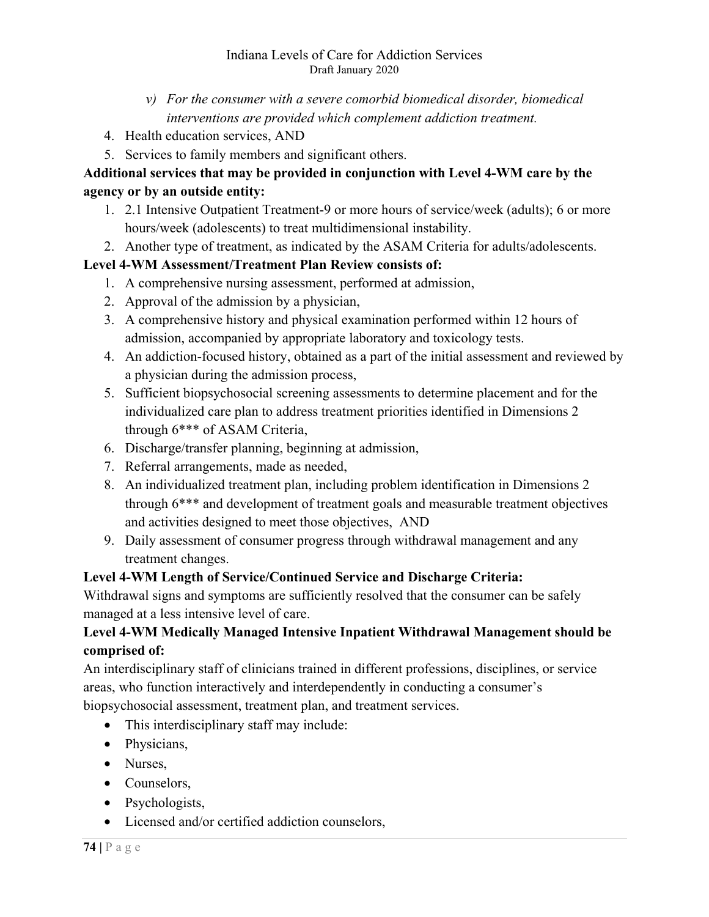*v) For the consumer with a severe comorbid biomedical disorder, biomedical interventions are provided which complement addiction treatment.*

4. Health education services, AND
5. Services to family members and significant others.

**Additional services that may be provided in conjunction with Level 4-WM care by the agency or by an outside entity:**

1. 2.1 Intensive Outpatient Treatment-9 or more hours of service/week (adults); 6 or more hours/week (adolescents) to treat multidimensional instability.
2. Another type of treatment, as indicated by the ASAM Criteria for adults/adolescents.

**Level 4-WM Assessment/Treatment Plan Review consists of:**

1. A comprehensive nursing assessment, performed at admission,
2. Approval of the admission by a physician,
3. A comprehensive history and physical examination performed within 12 hours of admission, accompanied by appropriate laboratory and toxicology tests.
4. An addiction-focused history, obtained as a part of the initial assessment and reviewed by a physician during the admission process,
5. Sufficient biopsychosocial screening assessments to determine placement and for the individualized care plan to address treatment priorities identified in Dimensions 2 through 6*** of ASAM Criteria,
6. Discharge/transfer planning, beginning at admission,
7. Referral arrangements, made as needed,
8. An individualized treatment plan, including problem identification in Dimensions 2 through 6*** and development of treatment goals and measurable treatment objectives and activities designed to meet those objectives, AND
9. Daily assessment of consumer progress through withdrawal management and any treatment changes.

**Level 4-WM Length of Service/Continued Service and Discharge Criteria:**

Withdrawal signs and symptoms are sufficiently resolved that the consumer can be safely managed at a less intensive level of care.

**Level 4-WM Medically Managed Intensive Inpatient Withdrawal Management should be comprised of:**

An interdisciplinary staff of clinicians trained in different professions, disciplines, or service areas, who function interactively and interdependently in conducting a consumer's biopsychosocial assessment, treatment plan, and treatment services.

- This interdisciplinary staff may include:
- Physicians,
- Nurses,
- Counselors,
- Psychologists,
- Licensed and/or certified addiction counselors,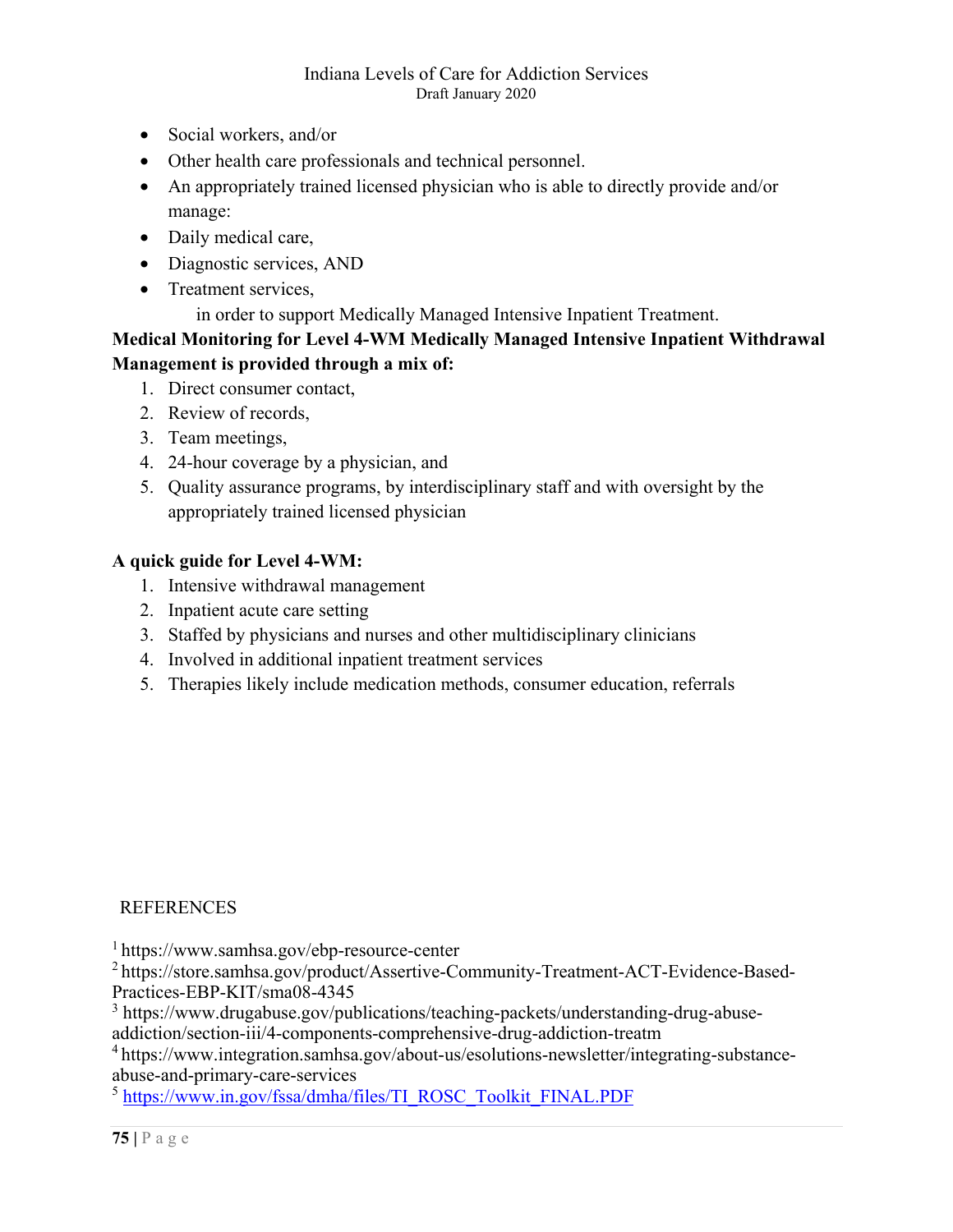- Social workers, and/or
- Other health care professionals and technical personnel.
- An appropriately trained licensed physician who is able to directly provide and/or manage:
- Daily medical care,
- Diagnostic services, AND
- Treatment services,

  in order to support Medically Managed Intensive Inpatient Treatment.

**Medical Monitoring for Level 4-WM Medically Managed Intensive Inpatient Withdrawal Management is provided through a mix of:**

1. Direct consumer contact,
2. Review of records,
3. Team meetings,
4. 24-hour coverage by a physician, and
5. Quality assurance programs, by interdisciplinary staff and with oversight by the appropriately trained licensed physician

**A quick guide for Level 4-WM:**

1. Intensive withdrawal management
2. Inpatient acute care setting
3. Staffed by physicians and nurses and other multidisciplinary clinicians
4. Involved in additional inpatient treatment services
5. Therapies likely include medication methods, consumer education, referrals

REFERENCES

[1] https://www.samhsa.gov/ebp-resource-center
[2] https://store.samhsa.gov/product/Assertive-Community-Treatment-ACT-Evidence-Based-Practices-EBP-KIT/sma08-4345
[3] https://www.drugabuse.gov/publications/teaching-packets/understanding-drug-abuse-addiction/section-iii/4-components-comprehensive-drug-addiction-treatm
[4] https://www.integration.samhsa.gov/about-us/esolutions-newsletter/integrating-substance-abuse-and-primary-care-services
[5] https://www.in.gov/fssa/dmha/files/TI_ROSC_Toolkit_FINAL.PDF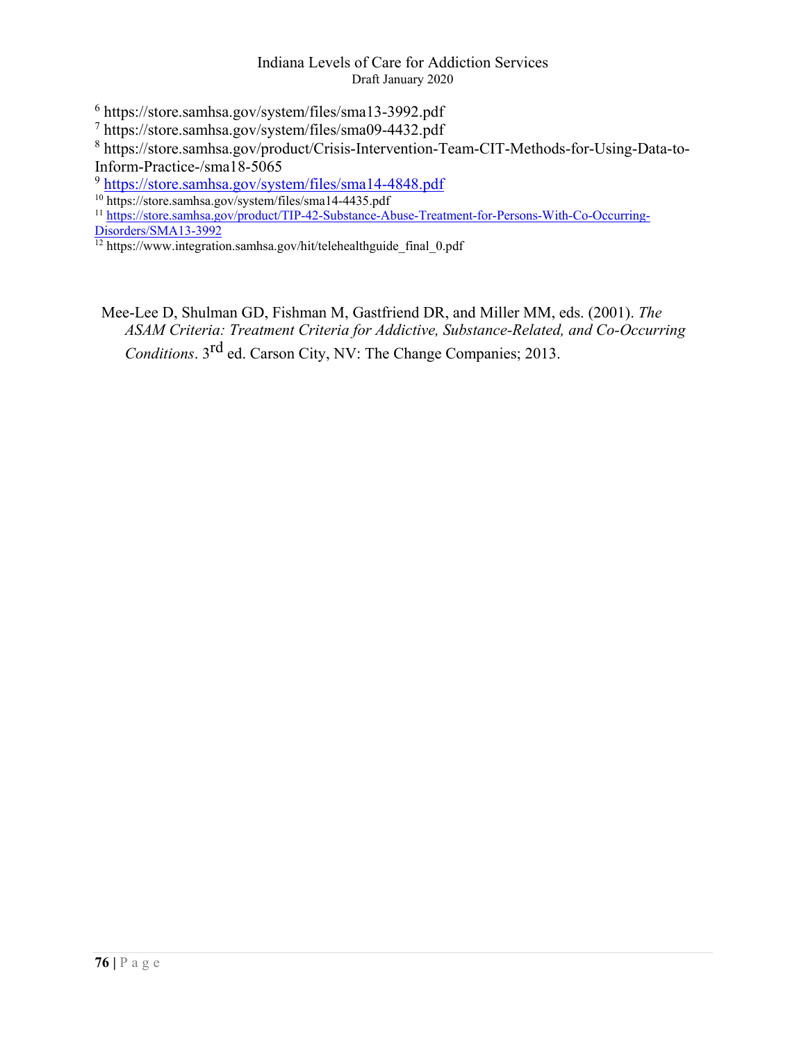[6] https://store.samhsa.gov/system/files/sma13-3992.pdf

[7] https://store.samhsa.gov/system/files/sma09-4432.pdf

[8] https://store.samhsa.gov/product/Crisis-Intervention-Team-CIT-Methods-for-Using-Data-to-Inform-Practice-/sma18-5065

[9] https://store.samhsa.gov/system/files/sma14-4848.pdf

[10] https://store.samhsa.gov/system/files/sma14-4435.pdf

[11] https://store.samhsa.gov/product/TIP-42-Substance-Abuse-Treatment-for-Persons-With-Co-Occurring-Disorders/SMA13-3992

[12] https://www.integration.samhsa.gov/hit/telehealthguide_final_0.pdf

Mee-Lee D, Shulman GD, Fishman M, Gastfriend DR, and Miller MM, eds. (2001). *The ASAM Criteria: Treatment Criteria for Addictive, Substance-Related, and Co-Occurring Conditions*. 3rd ed. Carson City, NV: The Change Companies; 2013.